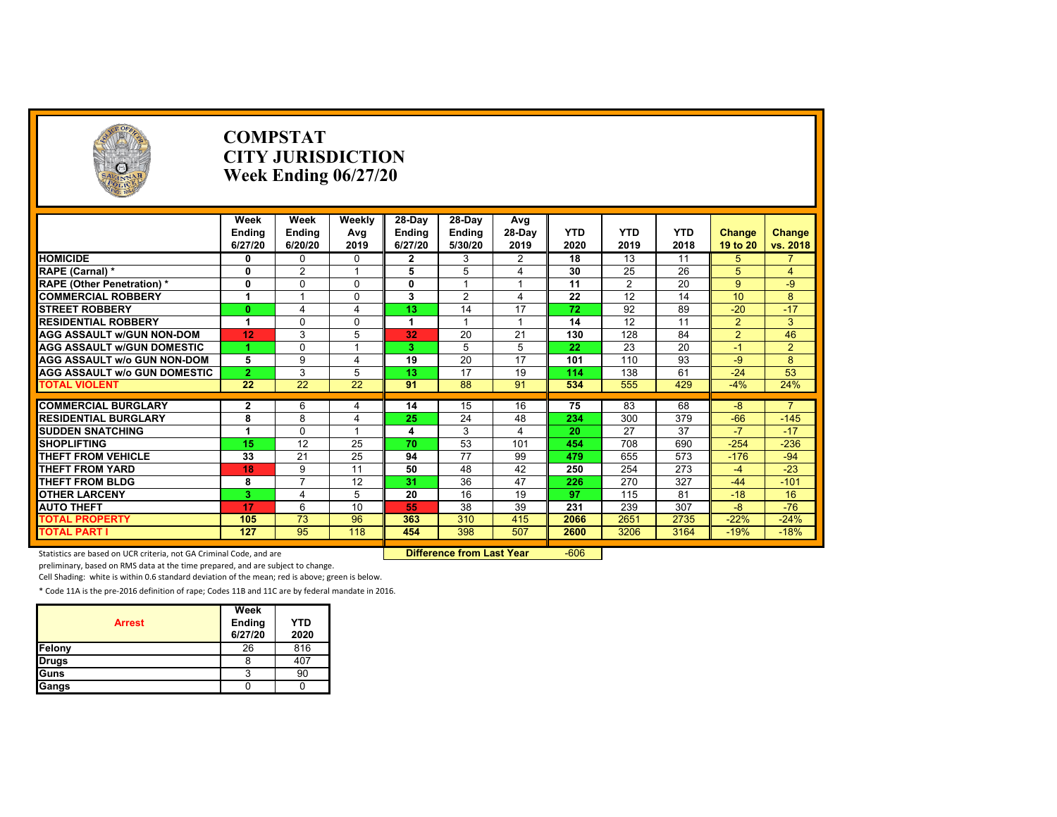# COMPSTAT
# CITY JURISDICTION
# Week Ending 06/27/20

| | Week Ending 6/27/20 | Week Ending 6/20/20 | Weekly Avg 2019 | 28-Day Ending 6/27/20 | 28-Day Ending 5/30/20 | Avg 28-Day 2019 | YTD 2020 | YTD 2019 | YTD 2018 | Change 19 to 20 | Change vs. 2018 |
|---|---|---|---|---|---|---|---|---|---|---|---|
| HOMICIDE | 0 | 0 | 0 | 2 | 3 | 2 | 18 | 13 | 11 | 5 | 7 |
| RAPE (Carnal) * | 0 | 2 | 1 | 5 | 5 | 4 | 30 | 25 | 26 | 5 | 4 |
| RAPE (Other Penetration) * | 0 | 0 | 0 | 0 | 1 | 1 | 11 | 2 | 20 | 9 | -9 |
| COMMERCIAL ROBBERY | 1 | 1 | 0 | 3 | 2 | 4 | 22 | 12 | 14 | 10 | 8 |
| STREET ROBBERY | 0 | 4 | 4 | 13 | 14 | 17 | 72 | 92 | 89 | -20 | -17 |
| RESIDENTIAL ROBBERY | 1 | 0 | 0 | 1 | 1 | 1 | 14 | 12 | 11 | 2 | 3 |
| AGG ASSAULT w/GUN NON-DOM | 12 | 3 | 5 | 32 | 20 | 21 | 130 | 128 | 84 | 2 | 46 |
| AGG ASSAULT w/GUN DOMESTIC | 1 | 0 | 1 | 3 | 5 | 5 | 22 | 23 | 20 | -1 | 2 |
| AGG ASSAULT w/o GUN NON-DOM | 5 | 9 | 4 | 19 | 20 | 17 | 101 | 110 | 93 | -9 | 8 |
| AGG ASSAULT w/o GUN DOMESTIC | 2 | 3 | 5 | 13 | 17 | 19 | 114 | 138 | 61 | -24 | 53 |
| TOTAL VIOLENT | 22 | 22 | 22 | 91 | 88 | 91 | 534 | 555 | 429 | -4% | 24% |
| COMMERCIAL BURGLARY | 2 | 6 | 4 | 14 | 15 | 16 | 75 | 83 | 68 | -8 | 7 |
| RESIDENTIAL BURGLARY | 8 | 8 | 4 | 25 | 24 | 48 | 234 | 300 | 379 | -66 | -145 |
| SUDDEN SNATCHING | 1 | 0 | 1 | 4 | 3 | 4 | 20 | 27 | 37 | -7 | -17 |
| SHOPLIFTING | 15 | 12 | 25 | 70 | 53 | 101 | 454 | 708 | 690 | -254 | -236 |
| THEFT FROM VEHICLE | 33 | 21 | 25 | 94 | 77 | 99 | 479 | 655 | 573 | -176 | -94 |
| THEFT FROM YARD | 18 | 9 | 11 | 50 | 48 | 42 | 250 | 254 | 273 | -4 | -23 |
| THEFT FROM BLDG | 8 | 7 | 12 | 31 | 36 | 47 | 226 | 270 | 327 | -44 | -101 |
| OTHER LARCENY | 3 | 4 | 5 | 20 | 16 | 19 | 97 | 115 | 81 | -18 | 16 |
| AUTO THEFT | 17 | 6 | 10 | 55 | 38 | 39 | 231 | 239 | 307 | -8 | -76 |
| TOTAL PROPERTY | 105 | 73 | 96 | 363 | 310 | 415 | 2066 | 2651 | 2735 | -22% | -24% |
| TOTAL PART I | 127 | 95 | 118 | 454 | 398 | 507 | 2600 | 3206 | 3164 | -19% | -18% |

**Difference from Last Year** -606

Statistics are based on UCR criteria, not GA Criminal Code, and are preliminary, based on RMS data at the time prepared, and are subject to change.

Cell Shading: white is within 0.6 standard deviation of the mean; red is above; green is below.

\* Code 11A is the pre-2016 definition of rape; Codes 11B and 11C are by federal mandate in 2016.

| Arrest | Week Ending 6/27/20 | YTD 2020 |
|---|---|---|
| Felony | 26 | 816 |
| Drugs | 8 | 407 |
| Guns | 3 | 90 |
| Gangs | 0 | 0 |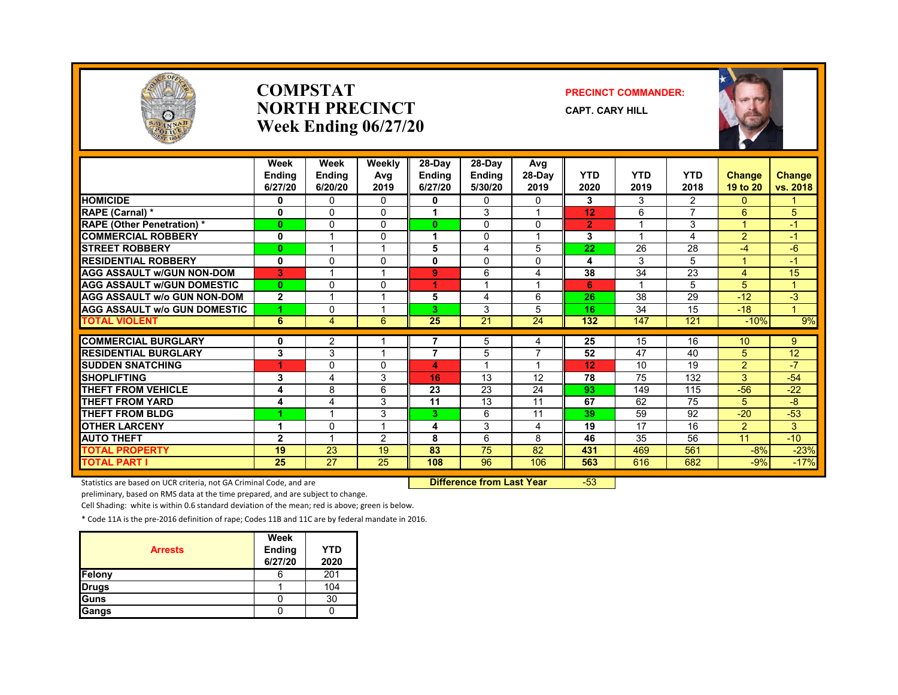# COMPSTAT
# NORTH PRECINCT
# Week Ending 06/27/20

**PRECINCT COMMANDER:**

**CAPT. CARY HILL**

| | Week Ending 6/27/20 | Week Ending 6/20/20 | Weekly Avg 2019 | 28-Day Ending 6/27/20 | 28-Day Ending 5/30/20 | Avg 28-Day 2019 | YTD 2020 | YTD 2019 | YTD 2018 | Change 19 to 20 | Change vs. 2018 |
|---|---|---|---|---|---|---|---|---|---|---|---|
| HOMICIDE | 0 | 0 | 0 | 0 | 0 | 0 | 3 | 3 | 2 | 0 | 1 |
| RAPE (Carnal) * | 0 | 0 | 0 | 1 | 3 | 1 | 12 | 6 | 7 | 6 | 5 |
| RAPE (Other Penetration) * | 0 | 0 | 0 | 0 | 0 | 0 | 2 | 1 | 3 | 1 | -1 |
| COMMERCIAL ROBBERY | 0 | 1 | 0 | 1 | 0 | 1 | 3 | 1 | 4 | 2 | -1 |
| STREET ROBBERY | 0 | 1 | 1 | 5 | 4 | 5 | 22 | 26 | 28 | -4 | -6 |
| RESIDENTIAL ROBBERY | 0 | 0 | 0 | 0 | 0 | 0 | 4 | 3 | 5 | 1 | -1 |
| AGG ASSAULT w/GUN NON-DOM | 3 | 1 | 1 | 9 | 6 | 4 | 38 | 34 | 23 | 4 | 15 |
| AGG ASSAULT w/GUN DOMESTIC | 0 | 0 | 0 | 1 | 1 | 1 | 6 | 1 | 5 | 5 | 1 |
| AGG ASSAULT w/o GUN NON-DOM | 2 | 1 | 1 | 5 | 4 | 6 | 26 | 38 | 29 | -12 | -3 |
| AGG ASSAULT w/o GUN DOMESTIC | 1 | 0 | 1 | 3 | 3 | 5 | 16 | 34 | 15 | -18 | 1 |
| TOTAL VIOLENT | 6 | 4 | 6 | 25 | 21 | 24 | 132 | 147 | 121 | -10% | 9% |
| COMMERCIAL BURGLARY | 0 | 2 | 1 | 7 | 5 | 4 | 25 | 15 | 16 | 10 | 9 |
| RESIDENTIAL BURGLARY | 3 | 3 | 1 | 7 | 5 | 7 | 52 | 47 | 40 | 5 | 12 |
| SUDDEN SNATCHING | 1 | 0 | 0 | 4 | 1 | 1 | 12 | 10 | 19 | 2 | -7 |
| SHOPLIFTING | 3 | 4 | 3 | 16 | 13 | 12 | 78 | 75 | 132 | 3 | -54 |
| THEFT FROM VEHICLE | 4 | 8 | 6 | 23 | 23 | 24 | 93 | 149 | 115 | -56 | -22 |
| THEFT FROM YARD | 4 | 4 | 3 | 11 | 13 | 11 | 67 | 62 | 75 | 5 | -8 |
| THEFT FROM BLDG | 1 | 1 | 3 | 3 | 6 | 11 | 39 | 59 | 92 | -20 | -53 |
| OTHER LARCENY | 1 | 0 | 1 | 4 | 3 | 4 | 19 | 17 | 16 | 2 | 3 |
| AUTO THEFT | 2 | 1 | 2 | 8 | 6 | 8 | 46 | 35 | 56 | 11 | -10 |
| TOTAL PROPERTY | 19 | 23 | 19 | 83 | 75 | 82 | 431 | 469 | 561 | -8% | -23% |
| TOTAL PART I | 25 | 27 | 25 | 108 | 96 | 106 | 563 | 616 | 682 | -9% | -17% |

**Difference from Last Year** -53

Statistics are based on UCR criteria, not GA Criminal Code, and are preliminary, based on RMS data at the time prepared, and are subject to change.

Cell Shading: white is within 0.6 standard deviation of the mean; red is above; green is below.

* Code 11A is the pre-2016 definition of rape; Codes 11B and 11C are by federal mandate in 2016.

| Arrests | Week Ending 6/27/20 | YTD 2020 |
|---|---|---|
| Felony | 6 | 201 |
| Drugs | 1 | 104 |
| Guns | 0 | 30 |
| Gangs | 0 | 0 |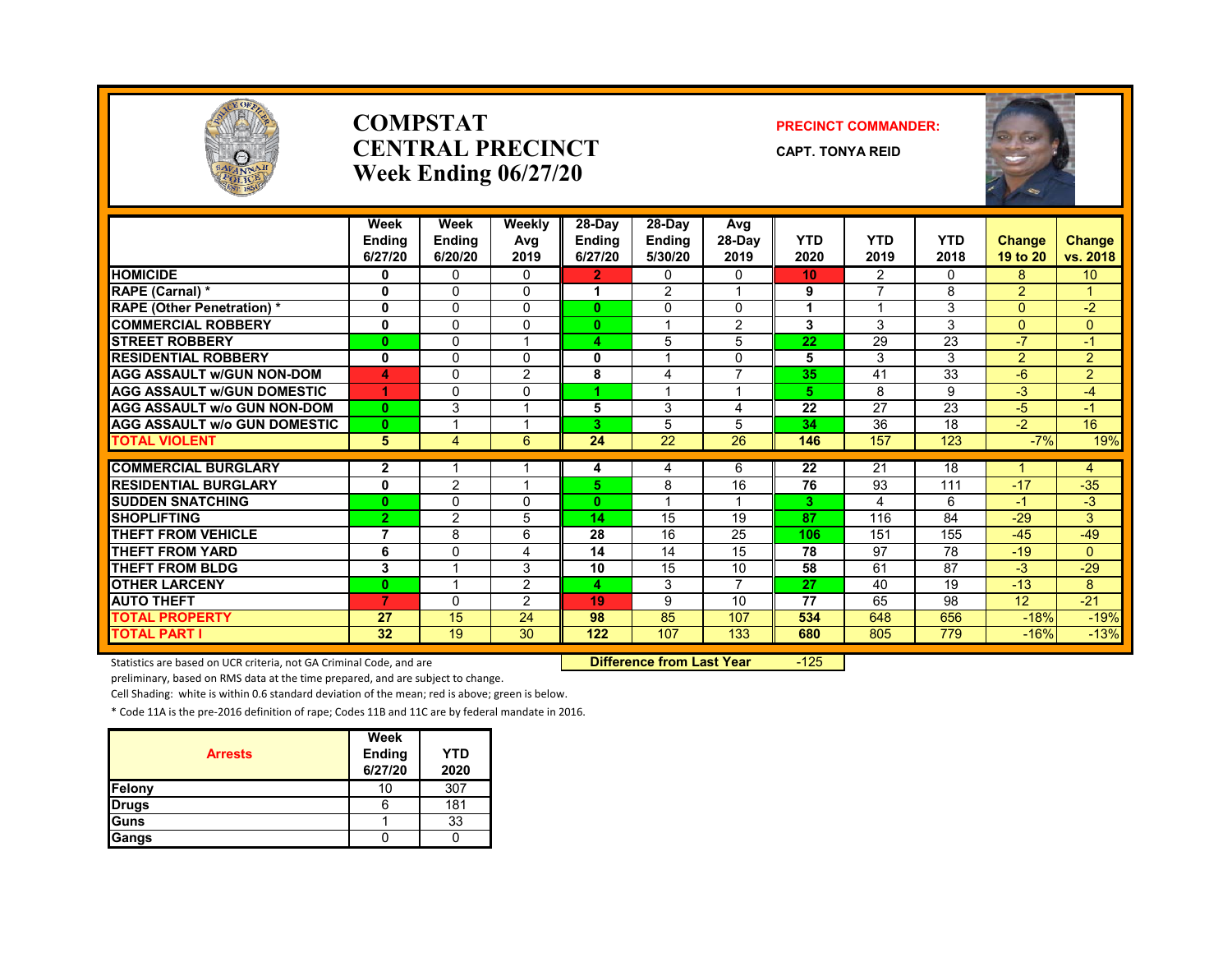# COMPSTAT
# CENTRAL PRECINCT
## Week Ending 06/27/20

**PRECINCT COMMANDER:**

**CAPT. TONYA REID**

| | Week Ending 6/27/20 | Week Ending 6/20/20 | Weekly Avg 2019 | 28-Day Ending 6/27/20 | 28-Day Ending 5/30/20 | Avg 28-Day 2019 | YTD 2020 | YTD 2019 | YTD 2018 | Change 19 to 20 | Change vs. 2018 |
|---|---|---|---|---|---|---|---|---|---|---|---|
| HOMICIDE | 0 | 0 | 0 | 2 | 0 | 0 | 10 | 2 | 0 | 8 | 10 |
| RAPE (Carnal) * | 0 | 0 | 0 | 1 | 2 | 1 | 9 | 7 | 8 | 2 | 1 |
| RAPE (Other Penetration) * | 0 | 0 | 0 | 0 | 0 | 0 | 1 | 1 | 3 | 0 | -2 |
| COMMERCIAL ROBBERY | 0 | 0 | 0 | 0 | 1 | 2 | 3 | 3 | 3 | 0 | 0 |
| STREET ROBBERY | 0 | 0 | 1 | 4 | 5 | 5 | 22 | 29 | 23 | -7 | -1 |
| RESIDENTIAL ROBBERY | 0 | 0 | 0 | 0 | 1 | 0 | 5 | 3 | 3 | 2 | 2 |
| AGG ASSAULT w/GUN NON-DOM | 4 | 0 | 2 | 8 | 4 | 7 | 35 | 41 | 33 | -6 | 2 |
| AGG ASSAULT w/GUN DOMESTIC | 1 | 0 | 0 | 1 | 1 | 1 | 5 | 8 | 9 | -3 | -4 |
| AGG ASSAULT w/o GUN NON-DOM | 0 | 3 | 1 | 5 | 3 | 4 | 22 | 27 | 23 | -5 | -1 |
| AGG ASSAULT w/o GUN DOMESTIC | 0 | 1 | 1 | 3 | 5 | 5 | 34 | 36 | 18 | -2 | 16 |
| TOTAL VIOLENT | 5 | 4 | 6 | 24 | 22 | 26 | 146 | 157 | 123 | -7% | 19% |
| COMMERCIAL BURGLARY | 2 | 1 | 1 | 4 | 4 | 6 | 22 | 21 | 18 | 1 | 4 |
| RESIDENTIAL BURGLARY | 0 | 2 | 1 | 5 | 8 | 16 | 76 | 93 | 111 | -17 | -35 |
| SUDDEN SNATCHING | 0 | 0 | 0 | 0 | 1 | 1 | 3 | 4 | 6 | -1 | -3 |
| SHOPLIFTING | 2 | 2 | 5 | 14 | 15 | 19 | 87 | 116 | 84 | -29 | 3 |
| THEFT FROM VEHICLE | 7 | 8 | 6 | 28 | 16 | 25 | 106 | 151 | 155 | -45 | -49 |
| THEFT FROM YARD | 6 | 0 | 4 | 14 | 14 | 15 | 78 | 97 | 78 | -19 | 0 |
| THEFT FROM BLDG | 3 | 1 | 3 | 10 | 15 | 10 | 58 | 61 | 87 | -3 | -29 |
| OTHER LARCENY | 0 | 1 | 2 | 4 | 3 | 7 | 27 | 40 | 19 | -13 | 8 |
| AUTO THEFT | 7 | 0 | 2 | 19 | 9 | 10 | 77 | 65 | 98 | 12 | -21 |
| TOTAL PROPERTY | 27 | 15 | 24 | 98 | 85 | 107 | 534 | 648 | 656 | -18% | -19% |
| TOTAL PART I | 32 | 19 | 30 | 122 | 107 | 133 | 680 | 805 | 779 | -16% | -13% |

**Difference from Last Year** -125

Statistics are based on UCR criteria, not GA Criminal Code, and are preliminary, based on RMS data at the time prepared, and are subject to change.

Cell Shading: white is within 0.6 standard deviation of the mean; red is above; green is below.

* Code 11A is the pre-2016 definition of rape; Codes 11B and 11C are by federal mandate in 2016.

| Arrests | Week Ending 6/27/20 | YTD 2020 |
|---|---|---|
| Felony | 10 | 307 |
| Drugs | 6 | 181 |
| Guns | 1 | 33 |
| Gangs | 0 | 0 |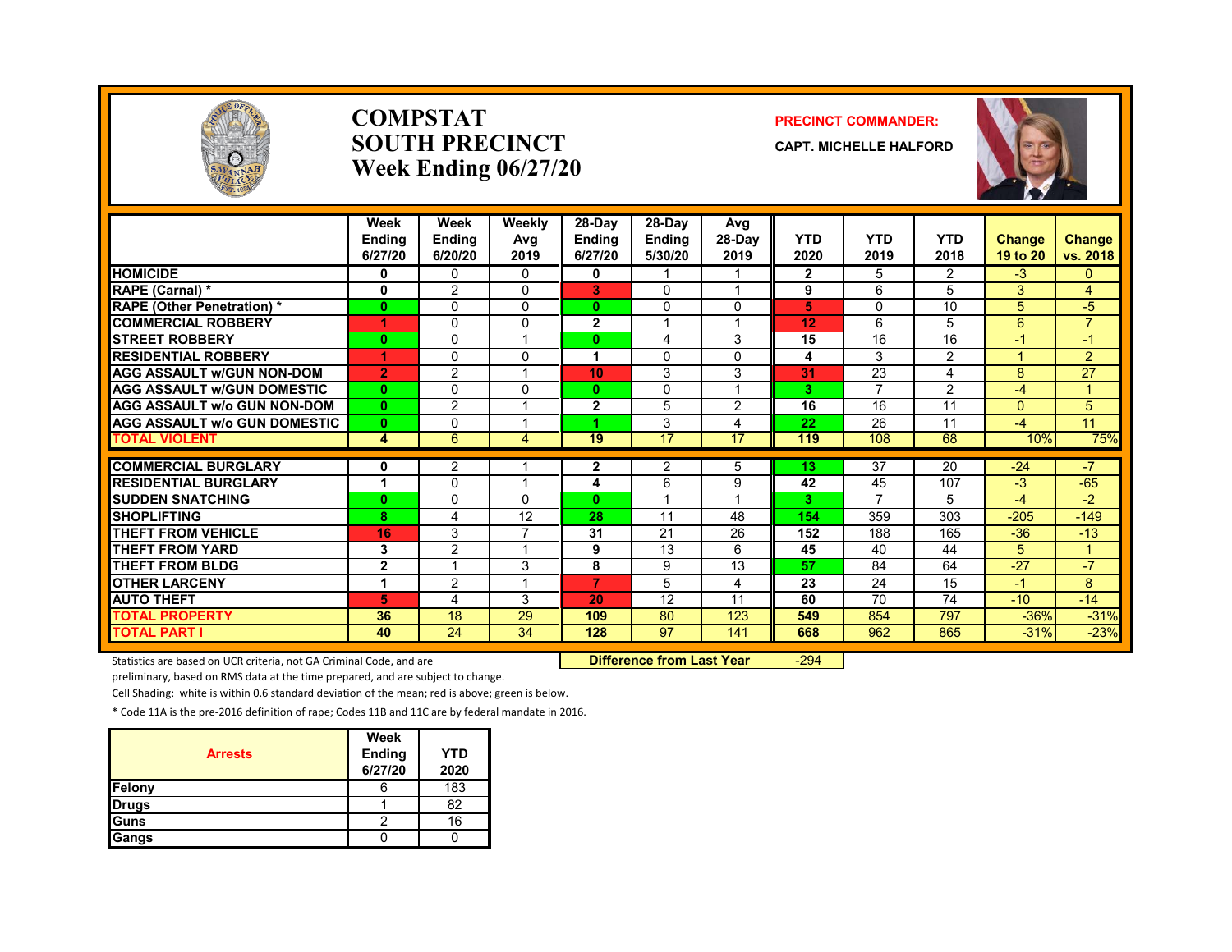# COMPSTAT
# SOUTH PRECINCT
# Week Ending 06/27/20

**PRECINCT COMMANDER:**

**CAPT. MICHELLE HALFORD**

| | Week Ending 6/27/20 | Week Ending 6/20/20 | Weekly Avg 2019 | 28-Day Ending 6/27/20 | 28-Day Ending 5/30/20 | Avg 28-Day 2019 | YTD 2020 | YTD 2019 | YTD 2018 | Change 19 to 20 | Change vs. 2018 |
|---|---|---|---|---|---|---|---|---|---|---|---|
| HOMICIDE | 0 | 0 | 0 | 0 | 1 | 1 | 2 | 5 | 2 | -3 | 0 |
| RAPE (Carnal) * | 0 | 2 | 0 | 3 | 0 | 1 | 9 | 6 | 5 | 3 | 4 |
| RAPE (Other Penetration) * | 0 | 0 | 0 | 0 | 0 | 0 | 5 | 0 | 10 | 5 | -5 |
| COMMERCIAL ROBBERY | 1 | 0 | 0 | 2 | 1 | 1 | 12 | 6 | 5 | 6 | 7 |
| STREET ROBBERY | 0 | 0 | 1 | 0 | 4 | 3 | 15 | 16 | 16 | -1 | -1 |
| RESIDENTIAL ROBBERY | 1 | 0 | 0 | 1 | 0 | 0 | 4 | 3 | 2 | 1 | 2 |
| AGG ASSAULT w/GUN NON-DOM | 2 | 2 | 1 | 10 | 3 | 3 | 31 | 23 | 4 | 8 | 27 |
| AGG ASSAULT w/GUN DOMESTIC | 0 | 0 | 0 | 0 | 0 | 1 | 3 | 7 | 2 | -4 | 1 |
| AGG ASSAULT w/o GUN NON-DOM | 0 | 2 | 1 | 2 | 5 | 2 | 16 | 16 | 11 | 0 | 5 |
| AGG ASSAULT w/o GUN DOMESTIC | 0 | 0 | 1 | 1 | 3 | 4 | 22 | 26 | 11 | -4 | 11 |
| TOTAL VIOLENT | 4 | 6 | 4 | 19 | 17 | 17 | 119 | 108 | 68 | 10% | 75% |
| COMMERCIAL BURGLARY | 0 | 2 | 1 | 2 | 2 | 5 | 13 | 37 | 20 | -24 | -7 |
| RESIDENTIAL BURGLARY | 1 | 0 | 1 | 4 | 6 | 9 | 42 | 45 | 107 | -3 | -65 |
| SUDDEN SNATCHING | 0 | 0 | 0 | 0 | 1 | 1 | 3 | 7 | 5 | -4 | -2 |
| SHOPLIFTING | 8 | 4 | 12 | 28 | 11 | 48 | 154 | 359 | 303 | -205 | -149 |
| THEFT FROM VEHICLE | 16 | 3 | 7 | 31 | 21 | 26 | 152 | 188 | 165 | -36 | -13 |
| THEFT FROM YARD | 3 | 2 | 1 | 9 | 13 | 6 | 45 | 40 | 44 | 5 | 1 |
| THEFT FROM BLDG | 2 | 1 | 3 | 8 | 9 | 13 | 57 | 84 | 64 | -27 | -7 |
| OTHER LARCENY | 1 | 2 | 1 | 7 | 5 | 4 | 23 | 24 | 15 | -1 | 8 |
| AUTO THEFT | 5 | 4 | 3 | 20 | 12 | 11 | 60 | 70 | 74 | -10 | -14 |
| TOTAL PROPERTY | 36 | 18 | 29 | 109 | 80 | 123 | 549 | 854 | 797 | -36% | -31% |
| TOTAL PART I | 40 | 24 | 34 | 128 | 97 | 141 | 668 | 962 | 865 | -31% | -23% |

**Difference from Last Year** -294

Statistics are based on UCR criteria, not GA Criminal Code, and are preliminary, based on RMS data at the time prepared, and are subject to change.

Cell Shading: white is within 0.6 standard deviation of the mean; red is above; green is below.

* Code 11A is the pre-2016 definition of rape; Codes 11B and 11C are by federal mandate in 2016.

| Arrests | Week Ending 6/27/20 | YTD 2020 |
|---|---|---|
| Felony | 6 | 183 |
| Drugs | 1 | 82 |
| Guns | 2 | 16 |
| Gangs | 0 | 0 |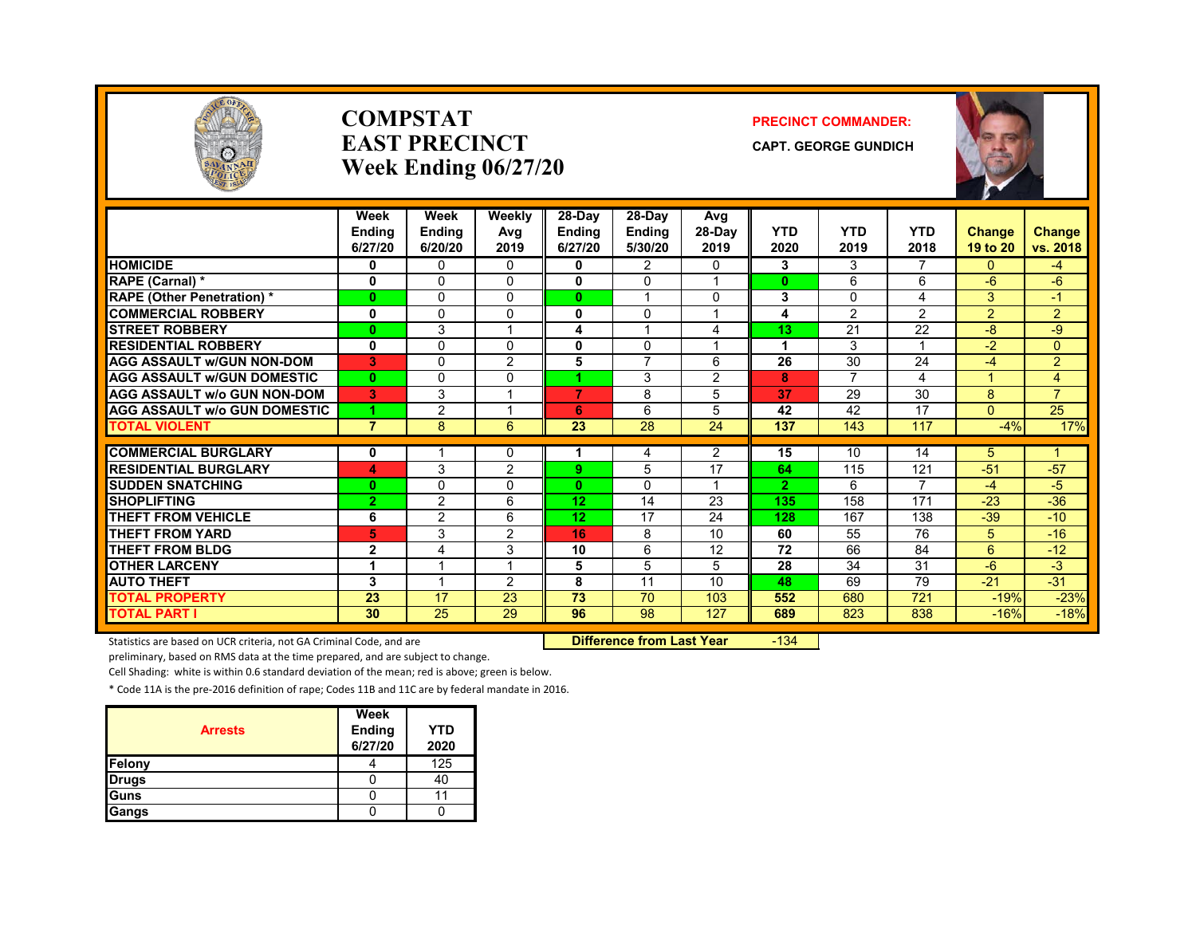# COMPSTAT
# EAST PRECINCT
# Week Ending 06/27/20

**PRECINCT COMMANDER:**

**CAPT. GEORGE GUNDICH**

| | Week Ending 6/27/20 | Week Ending 6/20/20 | Weekly Avg 2019 | 28-Day Ending 6/27/20 | 28-Day Ending 5/30/20 | Avg 28-Day 2019 | YTD 2020 | YTD 2019 | YTD 2018 | Change 19 to 20 | Change vs. 2018 |
|---|---|---|---|---|---|---|---|---|---|---|---|
| HOMICIDE | 0 | 0 | 0 | 0 | 2 | 0 | 3 | 3 | 7 | 0 | -4 |
| RAPE (Carnal) * | 0 | 0 | 0 | 0 | 0 | 1 | 0 | 6 | 6 | -6 | -6 |
| RAPE (Other Penetration) * | 0 | 0 | 0 | 0 | 1 | 0 | 3 | 0 | 4 | 3 | -1 |
| COMMERCIAL ROBBERY | 0 | 0 | 0 | 0 | 0 | 1 | 4 | 2 | 2 | 2 | 2 |
| STREET ROBBERY | 0 | 3 | 1 | 4 | 1 | 4 | 13 | 21 | 22 | -8 | -9 |
| RESIDENTIAL ROBBERY | 0 | 0 | 0 | 0 | 0 | 1 | 1 | 3 | 1 | -2 | 0 |
| AGG ASSAULT w/GUN NON-DOM | 3 | 0 | 2 | 5 | 7 | 6 | 26 | 30 | 24 | -4 | 2 |
| AGG ASSAULT w/GUN DOMESTIC | 0 | 0 | 0 | 1 | 3 | 2 | 8 | 7 | 4 | 1 | 4 |
| AGG ASSAULT w/o GUN NON-DOM | 3 | 3 | 1 | 7 | 8 | 5 | 37 | 29 | 30 | 8 | 7 |
| AGG ASSAULT w/o GUN DOMESTIC | 1 | 2 | 1 | 6 | 6 | 5 | 42 | 42 | 17 | 0 | 25 |
| TOTAL VIOLENT | 7 | 8 | 6 | 23 | 28 | 24 | 137 | 143 | 117 | -4% | 17% |
| COMMERCIAL BURGLARY | 0 | 1 | 0 | 1 | 4 | 2 | 15 | 10 | 14 | 5 | 1 |
| RESIDENTIAL BURGLARY | 4 | 3 | 2 | 9 | 5 | 17 | 64 | 115 | 121 | -51 | -57 |
| SUDDEN SNATCHING | 0 | 0 | 0 | 0 | 0 | 1 | 2 | 6 | 7 | -4 | -5 |
| SHOPLIFTING | 2 | 2 | 6 | 12 | 14 | 23 | 135 | 158 | 171 | -23 | -36 |
| THEFT FROM VEHICLE | 6 | 2 | 6 | 12 | 17 | 24 | 128 | 167 | 138 | -39 | -10 |
| THEFT FROM YARD | 5 | 3 | 2 | 16 | 8 | 10 | 60 | 55 | 76 | 5 | -16 |
| THEFT FROM BLDG | 2 | 4 | 3 | 10 | 6 | 12 | 72 | 66 | 84 | 6 | -12 |
| OTHER LARCENY | 1 | 1 | 1 | 5 | 5 | 5 | 28 | 34 | 31 | -6 | -3 |
| AUTO THEFT | 3 | 1 | 2 | 8 | 11 | 10 | 48 | 69 | 79 | -21 | -31 |
| TOTAL PROPERTY | 23 | 17 | 23 | 73 | 70 | 103 | 552 | 680 | 721 | -19% | -23% |
| TOTAL PART I | 30 | 25 | 29 | 96 | 98 | 127 | 689 | 823 | 838 | -16% | -18% |

**Difference from Last Year** -134

Statistics are based on UCR criteria, not GA Criminal Code, and are preliminary, based on RMS data at the time prepared, and are subject to change.

Cell Shading: white is within 0.6 standard deviation of the mean; red is above; green is below.

* Code 11A is the pre-2016 definition of rape; Codes 11B and 11C are by federal mandate in 2016.

| Arrests | Week Ending 6/27/20 | YTD 2020 |
|---|---|---|
| Felony | 4 | 125 |
| Drugs | 0 | 40 |
| Guns | 0 | 11 |
| Gangs | 0 | 0 |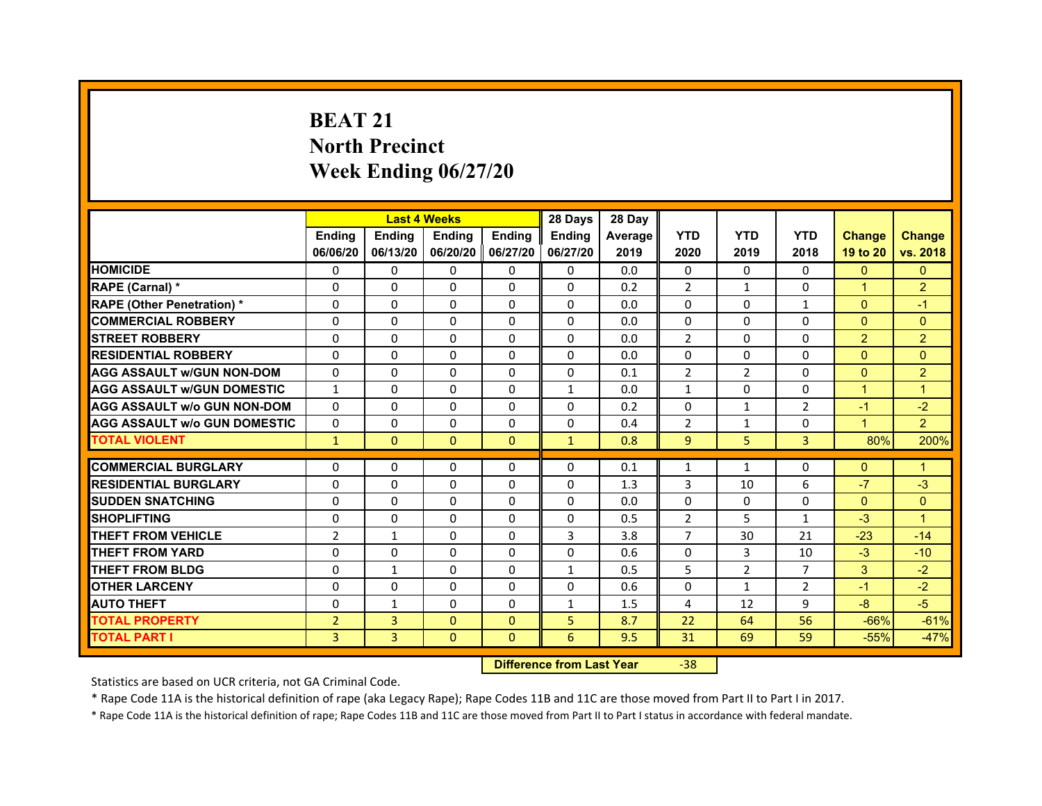# BEAT 21
# North Precinct
# Week Ending 06/27/20

| | Last 4 Weeks | | | | 28 Days | 28 Day | | | | | |
|---|---|---|---|---|---|---|---|---|---|---|---|
| | Ending 06/06/20 | Ending 06/13/20 | Ending 06/20/20 | Ending 06/27/20 | Ending 06/27/20 | Average 2019 | YTD 2020 | YTD 2019 | YTD 2018 | Change 19 to 20 | Change vs. 2018 |
| HOMICIDE | 0 | 0 | 0 | 0 | 0 | 0.0 | 0 | 0 | 0 | 0 | 0 |
| RAPE (Carnal) * | 0 | 0 | 0 | 0 | 0 | 0.2 | 2 | 1 | 0 | 1 | 2 |
| RAPE (Other Penetration) * | 0 | 0 | 0 | 0 | 0 | 0.0 | 0 | 0 | 1 | 0 | -1 |
| COMMERCIAL ROBBERY | 0 | 0 | 0 | 0 | 0 | 0.0 | 0 | 0 | 0 | 0 | 0 |
| STREET ROBBERY | 0 | 0 | 0 | 0 | 0 | 0.0 | 2 | 0 | 0 | 2 | 2 |
| RESIDENTIAL ROBBERY | 0 | 0 | 0 | 0 | 0 | 0.0 | 0 | 0 | 0 | 0 | 0 |
| AGG ASSAULT w/GUN NON-DOM | 0 | 0 | 0 | 0 | 0 | 0.1 | 2 | 2 | 0 | 0 | 2 |
| AGG ASSAULT w/GUN DOMESTIC | 1 | 0 | 0 | 0 | 1 | 0.0 | 1 | 0 | 0 | 1 | 1 |
| AGG ASSAULT w/o GUN NON-DOM | 0 | 0 | 0 | 0 | 0 | 0.2 | 0 | 1 | 2 | -1 | -2 |
| AGG ASSAULT w/o GUN DOMESTIC | 0 | 0 | 0 | 0 | 0 | 0.4 | 2 | 1 | 0 | 1 | 2 |
| TOTAL VIOLENT | 1 | 0 | 0 | 0 | 1 | 0.8 | 9 | 5 | 3 | 80% | 200% |
| COMMERCIAL BURGLARY | 0 | 0 | 0 | 0 | 0 | 0.1 | 1 | 1 | 0 | 0 | 1 |
| RESIDENTIAL BURGLARY | 0 | 0 | 0 | 0 | 0 | 1.3 | 3 | 10 | 6 | -7 | -3 |
| SUDDEN SNATCHING | 0 | 0 | 0 | 0 | 0 | 0.0 | 0 | 0 | 0 | 0 | 0 |
| SHOPLIFTING | 0 | 0 | 0 | 0 | 0 | 0.5 | 2 | 5 | 1 | -3 | 1 |
| THEFT FROM VEHICLE | 2 | 1 | 0 | 0 | 3 | 3.8 | 7 | 30 | 21 | -23 | -14 |
| THEFT FROM YARD | 0 | 0 | 0 | 0 | 0 | 0.6 | 0 | 3 | 10 | -3 | -10 |
| THEFT FROM BLDG | 0 | 1 | 0 | 0 | 1 | 0.5 | 5 | 2 | 7 | 3 | -2 |
| OTHER LARCENY | 0 | 0 | 0 | 0 | 0 | 0.6 | 0 | 1 | 2 | -1 | -2 |
| AUTO THEFT | 0 | 1 | 0 | 0 | 1 | 1.5 | 4 | 12 | 9 | -8 | -5 |
| TOTAL PROPERTY | 2 | 3 | 0 | 0 | 5 | 8.7 | 22 | 64 | 56 | -66% | -61% |
| TOTAL PART I | 3 | 3 | 0 | 0 | 6 | 9.5 | 31 | 69 | 59 | -55% | -47% |

| Difference from Last Year | -38 |
|---|---|

Statistics are based on UCR criteria, not GA Criminal Code.

* Rape Code 11A is the historical definition of rape (aka Legacy Rape); Rape Codes 11B and 11C are those moved from Part II to Part I in 2017.

* Rape Code 11A is the historical definition of rape; Rape Codes 11B and 11C are those moved from Part II to Part I status in accordance with federal mandate.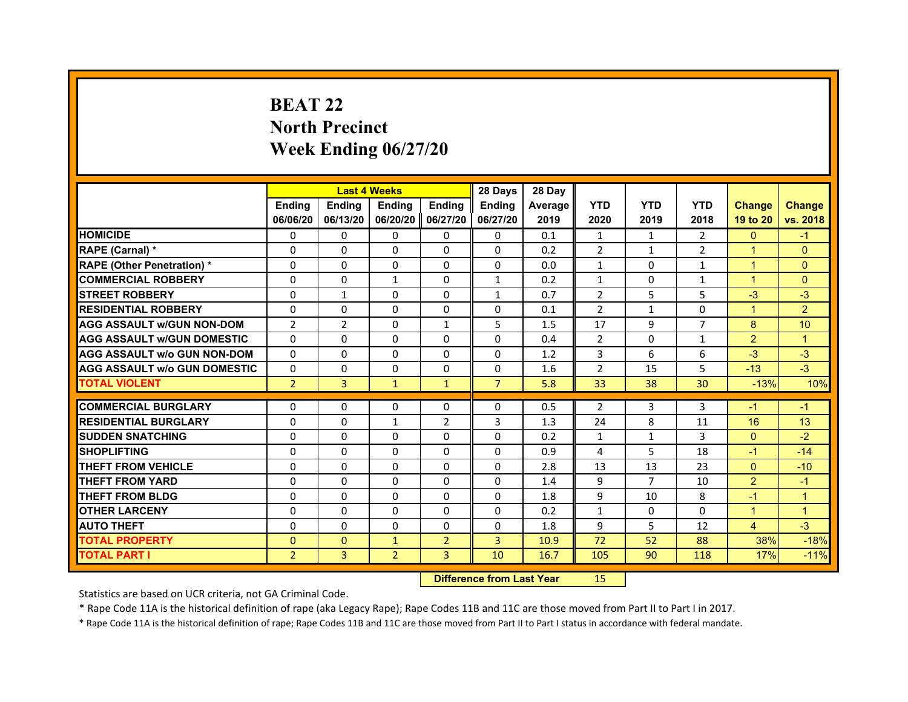# BEAT 22
## North Precinct
## Week Ending 06/27/20

| | Last 4 Weeks | | | | 28 Days | 28 Day | | | | | |
|---|---|---|---|---|---|---|---|---|---|---|---|
| | Ending 06/06/20 | Ending 06/13/20 | Ending 06/20/20 | Ending 06/27/20 | Ending 06/27/20 | Average 2019 | YTD 2020 | YTD 2019 | YTD 2018 | Change 19 to 20 | Change vs. 2018 |
| HOMICIDE | 0 | 0 | 0 | 0 | 0 | 0.1 | 1 | 1 | 2 | 0 | -1 |
| RAPE (Carnal) * | 0 | 0 | 0 | 0 | 0 | 0.2 | 2 | 1 | 2 | 1 | 0 |
| RAPE (Other Penetration) * | 0 | 0 | 0 | 0 | 0 | 0.0 | 1 | 0 | 1 | 1 | 0 |
| COMMERCIAL ROBBERY | 0 | 0 | 1 | 0 | 1 | 0.2 | 1 | 0 | 1 | 1 | 0 |
| STREET ROBBERY | 0 | 1 | 0 | 0 | 1 | 0.7 | 2 | 5 | 5 | -3 | -3 |
| RESIDENTIAL ROBBERY | 0 | 0 | 0 | 0 | 0 | 0.1 | 2 | 1 | 0 | 1 | 2 |
| AGG ASSAULT w/GUN NON-DOM | 2 | 2 | 0 | 1 | 5 | 1.5 | 17 | 9 | 7 | 8 | 10 |
| AGG ASSAULT w/GUN DOMESTIC | 0 | 0 | 0 | 0 | 0 | 0.4 | 2 | 0 | 1 | 2 | 1 |
| AGG ASSAULT w/o GUN NON-DOM | 0 | 0 | 0 | 0 | 0 | 1.2 | 3 | 6 | 6 | -3 | -3 |
| AGG ASSAULT w/o GUN DOMESTIC | 0 | 0 | 0 | 0 | 0 | 1.6 | 2 | 15 | 5 | -13 | -3 |
| TOTAL VIOLENT | 2 | 3 | 1 | 1 | 7 | 5.8 | 33 | 38 | 30 | -13% | 10% |
| COMMERCIAL BURGLARY | 0 | 0 | 0 | 0 | 0 | 0.5 | 2 | 3 | 3 | -1 | -1 |
| RESIDENTIAL BURGLARY | 0 | 0 | 1 | 2 | 3 | 1.3 | 24 | 8 | 11 | 16 | 13 |
| SUDDEN SNATCHING | 0 | 0 | 0 | 0 | 0 | 0.2 | 1 | 1 | 3 | 0 | -2 |
| SHOPLIFTING | 0 | 0 | 0 | 0 | 0 | 0.9 | 4 | 5 | 18 | -1 | -14 |
| THEFT FROM VEHICLE | 0 | 0 | 0 | 0 | 0 | 2.8 | 13 | 13 | 23 | 0 | -10 |
| THEFT FROM YARD | 0 | 0 | 0 | 0 | 0 | 1.4 | 9 | 7 | 10 | 2 | -1 |
| THEFT FROM BLDG | 0 | 0 | 0 | 0 | 0 | 1.8 | 9 | 10 | 8 | -1 | 1 |
| OTHER LARCENY | 0 | 0 | 0 | 0 | 0 | 0.2 | 1 | 0 | 0 | 1 | 1 |
| AUTO THEFT | 0 | 0 | 0 | 0 | 0 | 1.8 | 9 | 5 | 12 | 4 | -3 |
| TOTAL PROPERTY | 0 | 0 | 1 | 2 | 3 | 10.9 | 72 | 52 | 88 | 38% | -18% |
| TOTAL PART I | 2 | 3 | 2 | 3 | 10 | 16.7 | 105 | 90 | 118 | 17% | -11% |

| Difference from Last Year | 15 |
|---|---|

Statistics are based on UCR criteria, not GA Criminal Code.

* Rape Code 11A is the historical definition of rape (aka Legacy Rape); Rape Codes 11B and 11C are those moved from Part II to Part I in 2017.

* Rape Code 11A is the historical definition of rape; Rape Codes 11B and 11C are those moved from Part II to Part I status in accordance with federal mandate.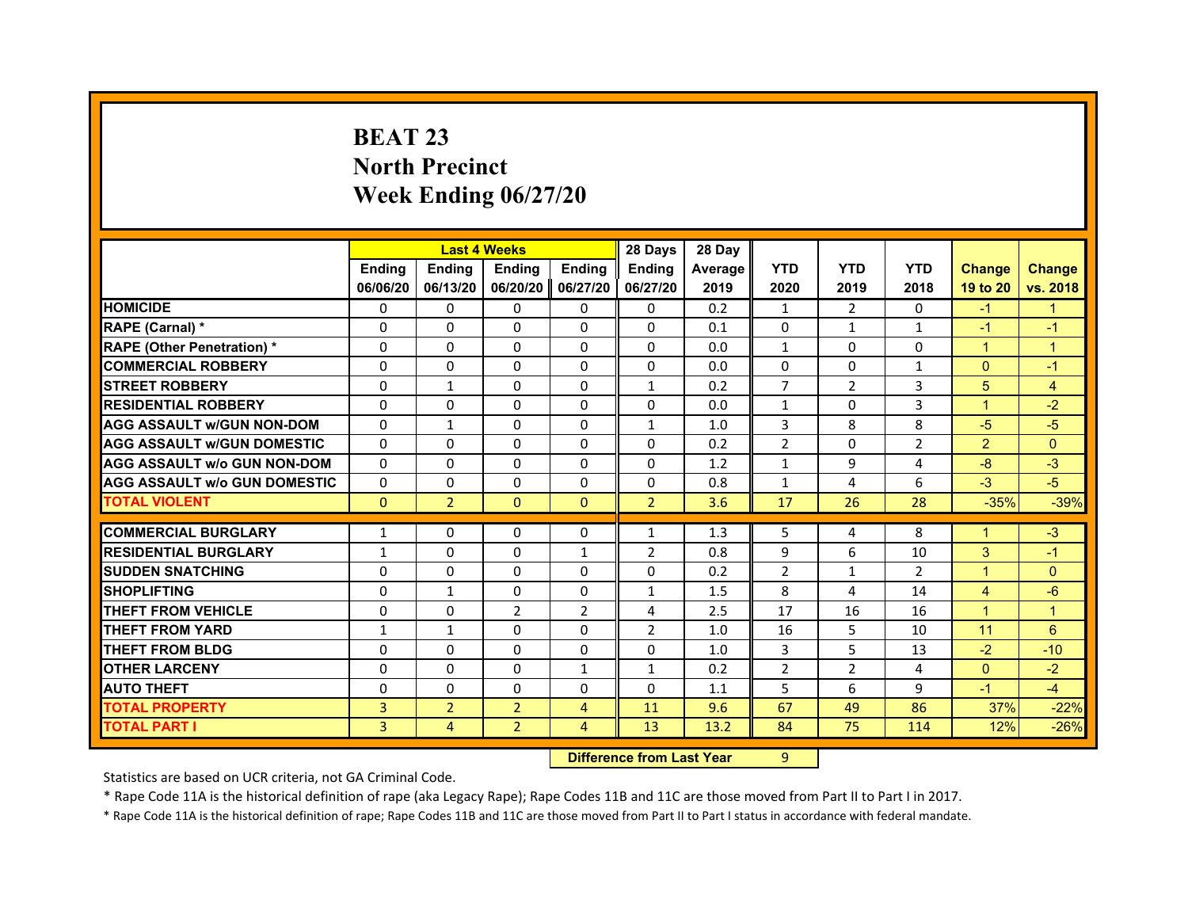# BEAT 23
# North Precinct
# Week Ending 06/27/20

| | Last 4 Weeks | | | | 28 Days | 28 Day | | | | | |
|---|---|---|---|---|---|---|---|---|---|---|---|
| | Ending 06/06/20 | Ending 06/13/20 | Ending 06/20/20 | Ending 06/27/20 | Ending 06/27/20 | Average 2019 | YTD 2020 | YTD 2019 | YTD 2018 | Change 19 to 20 | Change vs. 2018 |
| HOMICIDE | 0 | 0 | 0 | 0 | 0 | 0.2 | 1 | 2 | 0 | -1 | 1 |
| RAPE (Carnal) * | 0 | 0 | 0 | 0 | 0 | 0.1 | 0 | 1 | 1 | -1 | -1 |
| RAPE (Other Penetration) * | 0 | 0 | 0 | 0 | 0 | 0.0 | 1 | 0 | 0 | 1 | 1 |
| COMMERCIAL ROBBERY | 0 | 0 | 0 | 0 | 0 | 0.0 | 0 | 0 | 1 | 0 | -1 |
| STREET ROBBERY | 0 | 1 | 0 | 0 | 1 | 0.2 | 7 | 2 | 3 | 5 | 4 |
| RESIDENTIAL ROBBERY | 0 | 0 | 0 | 0 | 0 | 0.0 | 1 | 0 | 3 | 1 | -2 |
| AGG ASSAULT w/GUN NON-DOM | 0 | 1 | 0 | 0 | 1 | 1.0 | 3 | 8 | 8 | -5 | -5 |
| AGG ASSAULT w/GUN DOMESTIC | 0 | 0 | 0 | 0 | 0 | 0.2 | 2 | 0 | 2 | 2 | 0 |
| AGG ASSAULT w/o GUN NON-DOM | 0 | 0 | 0 | 0 | 0 | 1.2 | 1 | 9 | 4 | -8 | -3 |
| AGG ASSAULT w/o GUN DOMESTIC | 0 | 0 | 0 | 0 | 0 | 0.8 | 1 | 4 | 6 | -3 | -5 |
| TOTAL VIOLENT | 0 | 2 | 0 | 0 | 2 | 3.6 | 17 | 26 | 28 | -35% | -39% |
| COMMERCIAL BURGLARY | 1 | 0 | 0 | 0 | 1 | 1.3 | 5 | 4 | 8 | 1 | -3 |
| RESIDENTIAL BURGLARY | 1 | 0 | 0 | 1 | 2 | 0.8 | 9 | 6 | 10 | 3 | -1 |
| SUDDEN SNATCHING | 0 | 0 | 0 | 0 | 0 | 0.2 | 2 | 1 | 2 | 1 | 0 |
| SHOPLIFTING | 0 | 1 | 0 | 0 | 1 | 1.5 | 8 | 4 | 14 | 4 | -6 |
| THEFT FROM VEHICLE | 0 | 0 | 2 | 2 | 4 | 2.5 | 17 | 16 | 16 | 1 | 1 |
| THEFT FROM YARD | 1 | 1 | 0 | 0 | 2 | 1.0 | 16 | 5 | 10 | 11 | 6 |
| THEFT FROM BLDG | 0 | 0 | 0 | 0 | 0 | 1.0 | 3 | 5 | 13 | -2 | -10 |
| OTHER LARCENY | 0 | 0 | 0 | 1 | 1 | 0.2 | 2 | 2 | 4 | 0 | -2 |
| AUTO THEFT | 0 | 0 | 0 | 0 | 0 | 1.1 | 5 | 6 | 9 | -1 | -4 |
| TOTAL PROPERTY | 3 | 2 | 2 | 4 | 11 | 9.6 | 67 | 49 | 86 | 37% | -22% |
| TOTAL PART I | 3 | 4 | 2 | 4 | 13 | 13.2 | 84 | 75 | 114 | 12% | -26% |

Difference from Last Year: 9

Statistics are based on UCR criteria, not GA Criminal Code.

* Rape Code 11A is the historical definition of rape (aka Legacy Rape); Rape Codes 11B and 11C are those moved from Part II to Part I in 2017.

* Rape Code 11A is the historical definition of rape; Rape Codes 11B and 11C are those moved from Part II to Part I status in accordance with federal mandate.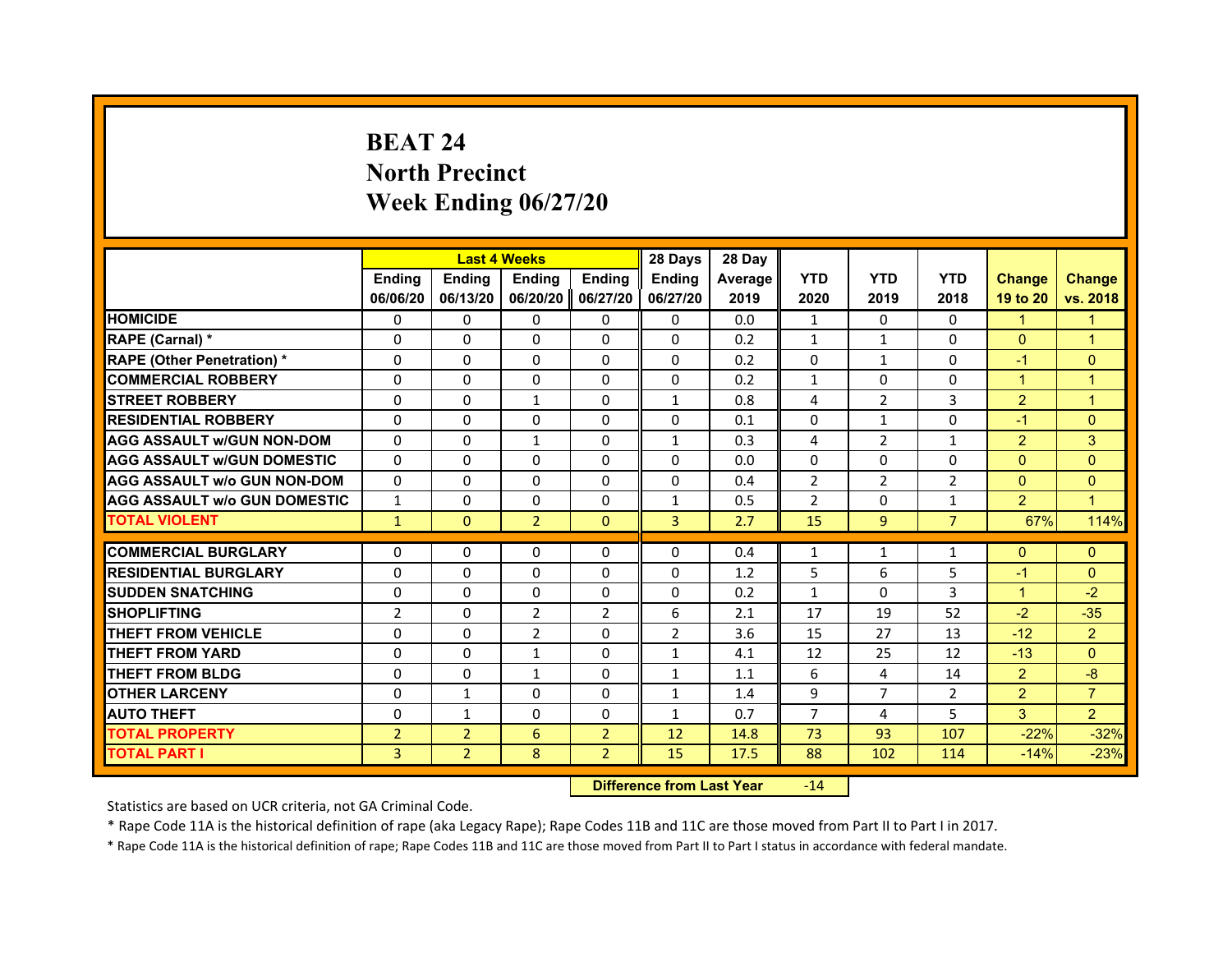# BEAT 24
# North Precinct
# Week Ending 06/27/20

| | Last 4 Weeks | | | | 28 Days | 28 Day | | | | | |
|---|---|---|---|---|---|---|---|---|---|---|---|
| | Ending 06/06/20 | Ending 06/13/20 | Ending 06/20/20 | Ending 06/27/20 | Ending 06/27/20 | Average 2019 | YTD 2020 | YTD 2019 | YTD 2018 | Change 19 to 20 | Change vs. 2018 |
| HOMICIDE | 0 | 0 | 0 | 0 | 0 | 0.0 | 1 | 0 | 0 | 1 | 1 |
| RAPE (Carnal) * | 0 | 0 | 0 | 0 | 0 | 0.2 | 1 | 1 | 0 | 0 | 1 |
| RAPE (Other Penetration) * | 0 | 0 | 0 | 0 | 0 | 0.2 | 0 | 1 | 0 | -1 | 0 |
| COMMERCIAL ROBBERY | 0 | 0 | 0 | 0 | 0 | 0.2 | 1 | 0 | 0 | 1 | 1 |
| STREET ROBBERY | 0 | 0 | 1 | 0 | 1 | 0.8 | 4 | 2 | 3 | 2 | 1 |
| RESIDENTIAL ROBBERY | 0 | 0 | 0 | 0 | 0 | 0.1 | 0 | 1 | 0 | -1 | 0 |
| AGG ASSAULT w/GUN NON-DOM | 0 | 0 | 1 | 0 | 1 | 0.3 | 4 | 2 | 1 | 2 | 3 |
| AGG ASSAULT w/GUN DOMESTIC | 0 | 0 | 0 | 0 | 0 | 0.0 | 0 | 0 | 0 | 0 | 0 |
| AGG ASSAULT w/o GUN NON-DOM | 0 | 0 | 0 | 0 | 0 | 0.4 | 2 | 2 | 2 | 0 | 0 |
| AGG ASSAULT w/o GUN DOMESTIC | 1 | 0 | 0 | 0 | 1 | 0.5 | 2 | 0 | 1 | 2 | 1 |
| TOTAL VIOLENT | 1 | 0 | 2 | 0 | 3 | 2.7 | 15 | 9 | 7 | 67% | 114% |
| COMMERCIAL BURGLARY | 0 | 0 | 0 | 0 | 0 | 0.4 | 1 | 1 | 1 | 0 | 0 |
| RESIDENTIAL BURGLARY | 0 | 0 | 0 | 0 | 0 | 1.2 | 5 | 6 | 5 | -1 | 0 |
| SUDDEN SNATCHING | 0 | 0 | 0 | 0 | 0 | 0.2 | 1 | 0 | 3 | 1 | -2 |
| SHOPLIFTING | 2 | 0 | 2 | 2 | 6 | 2.1 | 17 | 19 | 52 | -2 | -35 |
| THEFT FROM VEHICLE | 0 | 0 | 2 | 0 | 2 | 3.6 | 15 | 27 | 13 | -12 | 2 |
| THEFT FROM YARD | 0 | 0 | 1 | 0 | 1 | 4.1 | 12 | 25 | 12 | -13 | 0 |
| THEFT FROM BLDG | 0 | 0 | 1 | 0 | 1 | 1.1 | 6 | 4 | 14 | 2 | -8 |
| OTHER LARCENY | 0 | 1 | 0 | 0 | 1 | 1.4 | 9 | 7 | 2 | 2 | 7 |
| AUTO THEFT | 0 | 1 | 0 | 0 | 1 | 0.7 | 7 | 4 | 5 | 3 | 2 |
| TOTAL PROPERTY | 2 | 2 | 6 | 2 | 12 | 14.8 | 73 | 93 | 107 | -22% | -32% |
| TOTAL PART I | 3 | 2 | 8 | 2 | 15 | 17.5 | 88 | 102 | 114 | -14% | -23% |

**Difference from Last Year** -14

Statistics are based on UCR criteria, not GA Criminal Code.

* Rape Code 11A is the historical definition of rape (aka Legacy Rape); Rape Codes 11B and 11C are those moved from Part II to Part I in 2017.

* Rape Code 11A is the historical definition of rape; Rape Codes 11B and 11C are those moved from Part II to Part I status in accordance with federal mandate.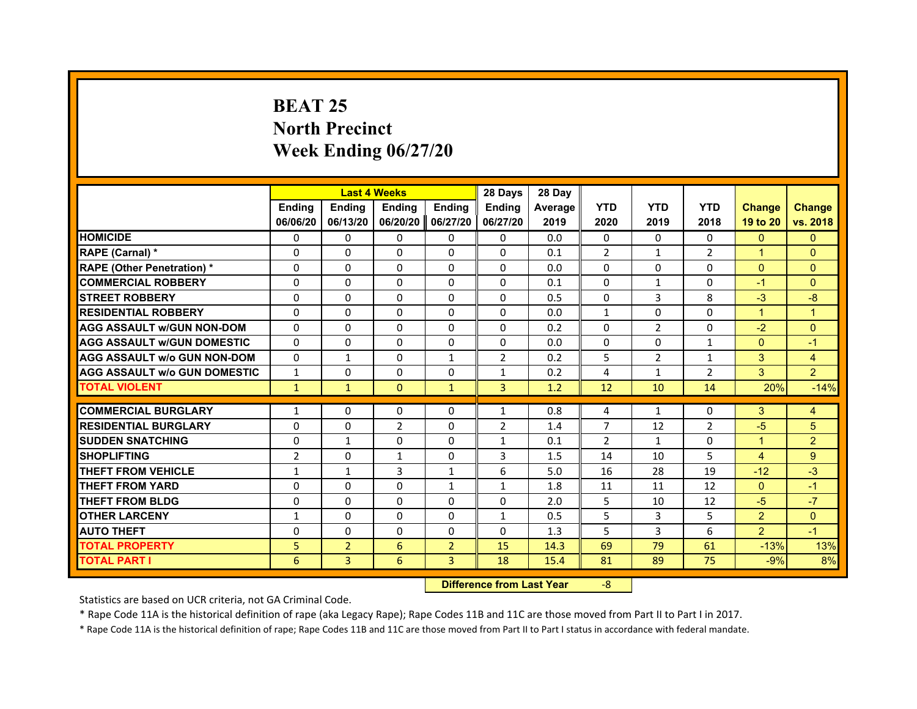# BEAT 25
## North Precinct
## Week Ending 06/27/20

| | Last 4 Weeks | | | | 28 Days | 28 Day | | | | | |
|---|---|---|---|---|---|---|---|---|---|---|---|
| | Ending 06/06/20 | Ending 06/13/20 | Ending 06/20/20 | Ending 06/27/20 | Ending 06/27/20 | Average 2019 | YTD 2020 | YTD 2019 | YTD 2018 | Change 19 to 20 | Change vs. 2018 |
| HOMICIDE | 0 | 0 | 0 | 0 | 0 | 0.0 | 0 | 0 | 0 | 0 | 0 |
| RAPE (Carnal) * | 0 | 0 | 0 | 0 | 0 | 0.1 | 2 | 1 | 2 | 1 | 0 |
| RAPE (Other Penetration) * | 0 | 0 | 0 | 0 | 0 | 0.0 | 0 | 0 | 0 | 0 | 0 |
| COMMERCIAL ROBBERY | 0 | 0 | 0 | 0 | 0 | 0.1 | 0 | 1 | 0 | -1 | 0 |
| STREET ROBBERY | 0 | 0 | 0 | 0 | 0 | 0.5 | 0 | 3 | 8 | -3 | -8 |
| RESIDENTIAL ROBBERY | 0 | 0 | 0 | 0 | 0 | 0.0 | 1 | 0 | 0 | 1 | 1 |
| AGG ASSAULT w/GUN NON-DOM | 0 | 0 | 0 | 0 | 0 | 0.2 | 0 | 2 | 0 | -2 | 0 |
| AGG ASSAULT w/GUN DOMESTIC | 0 | 0 | 0 | 0 | 0 | 0.0 | 0 | 0 | 1 | 0 | -1 |
| AGG ASSAULT w/o GUN NON-DOM | 0 | 1 | 0 | 1 | 2 | 0.2 | 5 | 2 | 1 | 3 | 4 |
| AGG ASSAULT w/o GUN DOMESTIC | 1 | 0 | 0 | 0 | 1 | 0.2 | 4 | 1 | 2 | 3 | 2 |
| TOTAL VIOLENT | 1 | 1 | 0 | 1 | 3 | 1.2 | 12 | 10 | 14 | 20% | -14% |
| COMMERCIAL BURGLARY | 1 | 0 | 0 | 0 | 1 | 0.8 | 4 | 1 | 0 | 3 | 4 |
| RESIDENTIAL BURGLARY | 0 | 0 | 2 | 0 | 2 | 1.4 | 7 | 12 | 2 | -5 | 5 |
| SUDDEN SNATCHING | 0 | 1 | 0 | 0 | 1 | 0.1 | 2 | 1 | 0 | 1 | 2 |
| SHOPLIFTING | 2 | 0 | 1 | 0 | 3 | 1.5 | 14 | 10 | 5 | 4 | 9 |
| THEFT FROM VEHICLE | 1 | 1 | 3 | 1 | 6 | 5.0 | 16 | 28 | 19 | -12 | -3 |
| THEFT FROM YARD | 0 | 0 | 0 | 1 | 1 | 1.8 | 11 | 11 | 12 | 0 | -1 |
| THEFT FROM BLDG | 0 | 0 | 0 | 0 | 0 | 2.0 | 5 | 10 | 12 | -5 | -7 |
| OTHER LARCENY | 1 | 0 | 0 | 0 | 1 | 0.5 | 5 | 3 | 5 | 2 | 0 |
| AUTO THEFT | 0 | 0 | 0 | 0 | 0 | 1.3 | 5 | 3 | 6 | 2 | -1 |
| TOTAL PROPERTY | 5 | 2 | 6 | 2 | 15 | 14.3 | 69 | 79 | 61 | -13% | 13% |
| TOTAL PART I | 6 | 3 | 6 | 3 | 18 | 15.4 | 81 | 89 | 75 | -9% | 8% |

**Difference from Last Year** -8

Statistics are based on UCR criteria, not GA Criminal Code.

* Rape Code 11A is the historical definition of rape (aka Legacy Rape); Rape Codes 11B and 11C are those moved from Part II to Part I in 2017.

* Rape Code 11A is the historical definition of rape; Rape Codes 11B and 11C are those moved from Part II to Part I status in accordance with federal mandate.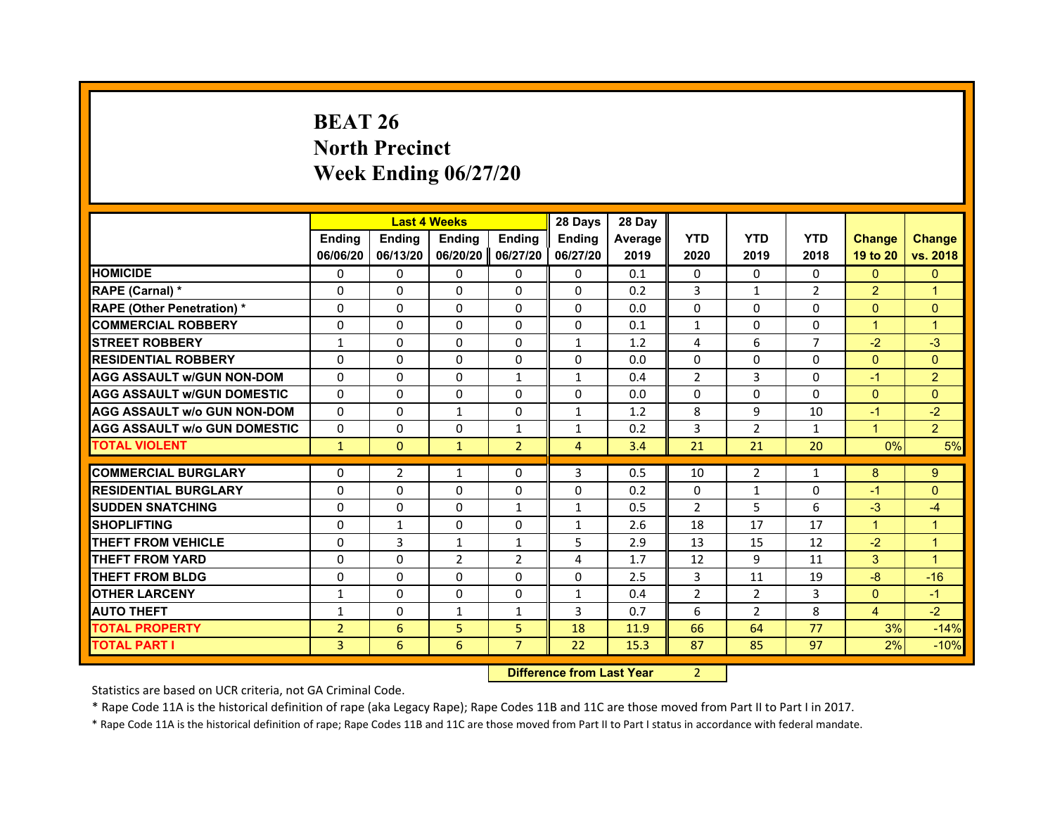# BEAT 26
# North Precinct
# Week Ending 06/27/20

| | Last 4 Weeks | | | | 28 Days | 28 Day | | | | | |
|---|---|---|---|---|---|---|---|---|---|---|---|
| | Ending 06/06/20 | Ending 06/13/20 | Ending 06/20/20 | Ending 06/27/20 | Ending 06/27/20 | Average 2019 | YTD 2020 | YTD 2019 | YTD 2018 | Change 19 to 20 | Change vs. 2018 |
| HOMICIDE | 0 | 0 | 0 | 0 | 0 | 0.1 | 0 | 0 | 0 | 0 | 0 |
| RAPE (Carnal) * | 0 | 0 | 0 | 0 | 0 | 0.2 | 3 | 1 | 2 | 2 | 1 |
| RAPE (Other Penetration) * | 0 | 0 | 0 | 0 | 0 | 0.0 | 0 | 0 | 0 | 0 | 0 |
| COMMERCIAL ROBBERY | 0 | 0 | 0 | 0 | 0 | 0.1 | 1 | 0 | 0 | 1 | 1 |
| STREET ROBBERY | 1 | 0 | 0 | 0 | 1 | 1.2 | 4 | 6 | 7 | -2 | -3 |
| RESIDENTIAL ROBBERY | 0 | 0 | 0 | 0 | 0 | 0.0 | 0 | 0 | 0 | 0 | 0 |
| AGG ASSAULT w/GUN NON-DOM | 0 | 0 | 0 | 1 | 1 | 0.4 | 2 | 3 | 0 | -1 | 2 |
| AGG ASSAULT w/GUN DOMESTIC | 0 | 0 | 0 | 0 | 0 | 0.0 | 0 | 0 | 0 | 0 | 0 |
| AGG ASSAULT w/o GUN NON-DOM | 0 | 0 | 1 | 0 | 1 | 1.2 | 8 | 9 | 10 | -1 | -2 |
| AGG ASSAULT w/o GUN DOMESTIC | 0 | 0 | 0 | 1 | 1 | 0.2 | 3 | 2 | 1 | 1 | 2 |
| TOTAL VIOLENT | 1 | 0 | 1 | 2 | 4 | 3.4 | 21 | 21 | 20 | 0% | 5% |
| COMMERCIAL BURGLARY | 0 | 2 | 1 | 0 | 3 | 0.5 | 10 | 2 | 1 | 8 | 9 |
| RESIDENTIAL BURGLARY | 0 | 0 | 0 | 0 | 0 | 0.2 | 0 | 1 | 0 | -1 | 0 |
| SUDDEN SNATCHING | 0 | 0 | 0 | 1 | 1 | 0.5 | 2 | 5 | 6 | -3 | -4 |
| SHOPLIFTING | 0 | 1 | 0 | 0 | 1 | 2.6 | 18 | 17 | 17 | 1 | 1 |
| THEFT FROM VEHICLE | 0 | 3 | 1 | 1 | 5 | 2.9 | 13 | 15 | 12 | -2 | 1 |
| THEFT FROM YARD | 0 | 0 | 2 | 2 | 4 | 1.7 | 12 | 9 | 11 | 3 | 1 |
| THEFT FROM BLDG | 0 | 0 | 0 | 0 | 0 | 2.5 | 3 | 11 | 19 | -8 | -16 |
| OTHER LARCENY | 1 | 0 | 0 | 0 | 1 | 0.4 | 2 | 2 | 3 | 0 | -1 |
| AUTO THEFT | 1 | 0 | 1 | 1 | 3 | 0.7 | 6 | 2 | 8 | 4 | -2 |
| TOTAL PROPERTY | 2 | 6 | 5 | 5 | 18 | 11.9 | 66 | 64 | 77 | 3% | -14% |
| TOTAL PART I | 3 | 6 | 6 | 7 | 22 | 15.3 | 87 | 85 | 97 | 2% | -10% |

**Difference from Last Year** 2

Statistics are based on UCR criteria, not GA Criminal Code.

* Rape Code 11A is the historical definition of rape (aka Legacy Rape); Rape Codes 11B and 11C are those moved from Part II to Part I in 2017.

* Rape Code 11A is the historical definition of rape; Rape Codes 11B and 11C are those moved from Part II to Part I status in accordance with federal mandate.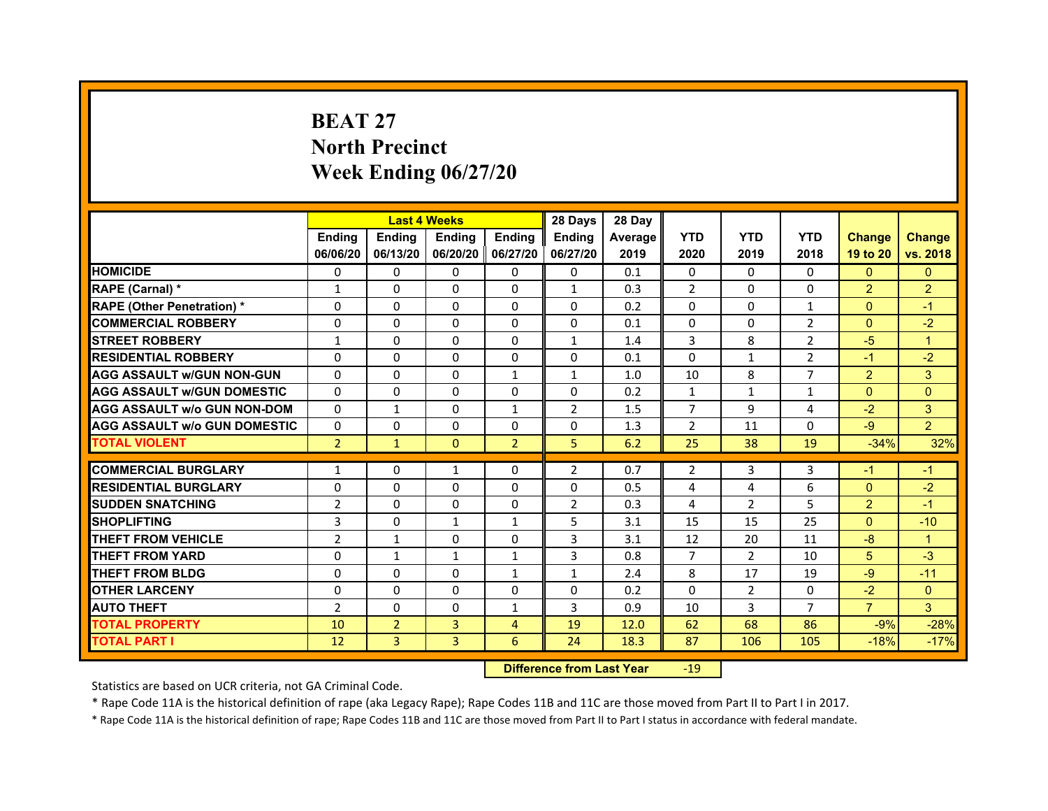# BEAT 27
## North Precinct
## Week Ending 06/27/20

| | Last 4 Weeks | | | | 28 Days | 28 Day | | | | | |
|---|---|---|---|---|---|---|---|---|---|---|---|
| | Ending 06/06/20 | Ending 06/13/20 | Ending 06/20/20 | Ending 06/27/20 | Ending 06/27/20 | Average 2019 | YTD 2020 | YTD 2019 | YTD 2018 | Change 19 to 20 | Change vs. 2018 |
| HOMICIDE | 0 | 0 | 0 | 0 | 0 | 0.1 | 0 | 0 | 0 | 0 | 0 |
| RAPE (Carnal) * | 1 | 0 | 0 | 0 | 1 | 0.3 | 2 | 0 | 0 | 2 | 2 |
| RAPE (Other Penetration) * | 0 | 0 | 0 | 0 | 0 | 0.2 | 0 | 0 | 1 | 0 | -1 |
| COMMERCIAL ROBBERY | 0 | 0 | 0 | 0 | 0 | 0.1 | 0 | 0 | 2 | 0 | -2 |
| STREET ROBBERY | 1 | 0 | 0 | 0 | 1 | 1.4 | 3 | 8 | 2 | -5 | 1 |
| RESIDENTIAL ROBBERY | 0 | 0 | 0 | 0 | 0 | 0.1 | 0 | 1 | 2 | -1 | -2 |
| AGG ASSAULT w/GUN NON-GUN | 0 | 0 | 0 | 1 | 1 | 1.0 | 10 | 8 | 7 | 2 | 3 |
| AGG ASSAULT w/GUN DOMESTIC | 0 | 0 | 0 | 0 | 0 | 0.2 | 1 | 1 | 1 | 0 | 0 |
| AGG ASSAULT w/o GUN NON-DOM | 0 | 1 | 0 | 1 | 2 | 1.5 | 7 | 9 | 4 | -2 | 3 |
| AGG ASSAULT w/o GUN DOMESTIC | 0 | 0 | 0 | 0 | 0 | 1.3 | 2 | 11 | 0 | -9 | 2 |
| TOTAL VIOLENT | 2 | 1 | 0 | 2 | 5 | 6.2 | 25 | 38 | 19 | -34% | 32% |
| COMMERCIAL BURGLARY | 1 | 0 | 1 | 0 | 2 | 0.7 | 2 | 3 | 3 | -1 | -1 |
| RESIDENTIAL BURGLARY | 0 | 0 | 0 | 0 | 0 | 0.5 | 4 | 4 | 6 | 0 | -2 |
| SUDDEN SNATCHING | 2 | 0 | 0 | 0 | 2 | 0.3 | 4 | 2 | 5 | 2 | -1 |
| SHOPLIFTING | 3 | 0 | 1 | 1 | 5 | 3.1 | 15 | 15 | 25 | 0 | -10 |
| THEFT FROM VEHICLE | 2 | 1 | 0 | 0 | 3 | 3.1 | 12 | 20 | 11 | -8 | 1 |
| THEFT FROM YARD | 0 | 1 | 1 | 1 | 3 | 0.8 | 7 | 2 | 10 | 5 | -3 |
| THEFT FROM BLDG | 0 | 0 | 0 | 1 | 1 | 2.4 | 8 | 17 | 19 | -9 | -11 |
| OTHER LARCENY | 0 | 0 | 0 | 0 | 0 | 0.2 | 0 | 2 | 0 | -2 | 0 |
| AUTO THEFT | 2 | 0 | 0 | 1 | 3 | 0.9 | 10 | 3 | 7 | 7 | 3 |
| TOTAL PROPERTY | 10 | 2 | 3 | 4 | 19 | 12.0 | 62 | 68 | 86 | -9% | -28% |
| TOTAL PART I | 12 | 3 | 3 | 6 | 24 | 18.3 | 87 | 106 | 105 | -18% | -17% |

**Difference from Last Year** -19

Statistics are based on UCR criteria, not GA Criminal Code.

* Rape Code 11A is the historical definition of rape (aka Legacy Rape); Rape Codes 11B and 11C are those moved from Part II to Part I in 2017.

* Rape Code 11A is the historical definition of rape; Rape Codes 11B and 11C are those moved from Part II to Part I status in accordance with federal mandate.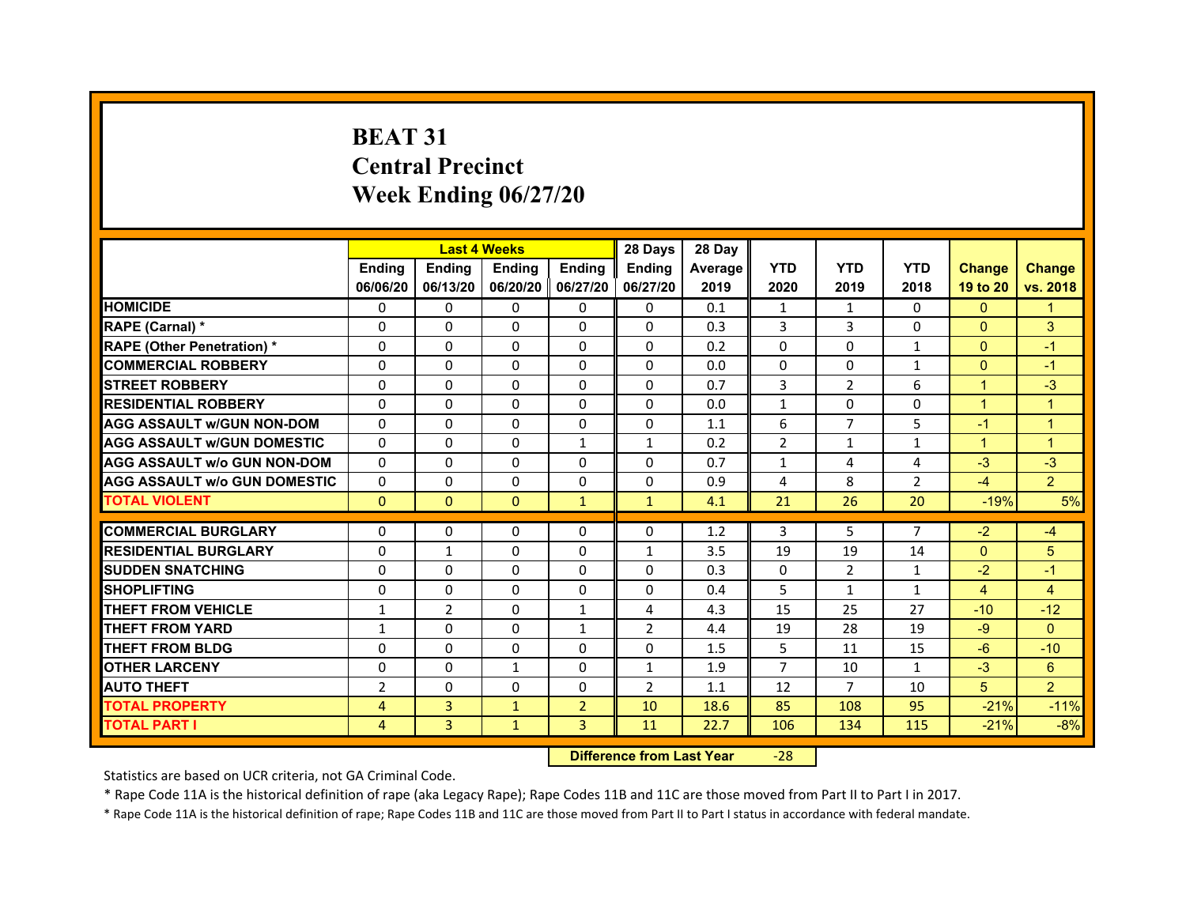# BEAT 31
## Central Precinct
## Week Ending 06/27/20

| | Last 4 Weeks | | | | 28 Days | 28 Day | | | | | |
|---|---|---|---|---|---|---|---|---|---|---|---|
| | Ending 06/06/20 | Ending 06/13/20 | Ending 06/20/20 | Ending 06/27/20 | Ending 06/27/20 | Average 2019 | YTD 2020 | YTD 2019 | YTD 2018 | Change 19 to 20 | Change vs. 2018 |
| HOMICIDE | 0 | 0 | 0 | 0 | 0 | 0.1 | 1 | 1 | 0 | 0 | 1 |
| RAPE (Carnal) * | 0 | 0 | 0 | 0 | 0 | 0.3 | 3 | 3 | 0 | 0 | 3 |
| RAPE (Other Penetration) * | 0 | 0 | 0 | 0 | 0 | 0.2 | 0 | 0 | 1 | 0 | -1 |
| COMMERCIAL ROBBERY | 0 | 0 | 0 | 0 | 0 | 0.0 | 0 | 0 | 1 | 0 | -1 |
| STREET ROBBERY | 0 | 0 | 0 | 0 | 0 | 0.7 | 3 | 2 | 6 | 1 | -3 |
| RESIDENTIAL ROBBERY | 0 | 0 | 0 | 0 | 0 | 0.0 | 1 | 0 | 0 | 1 | 1 |
| AGG ASSAULT w/GUN NON-DOM | 0 | 0 | 0 | 0 | 0 | 1.1 | 6 | 7 | 5 | -1 | 1 |
| AGG ASSAULT w/GUN DOMESTIC | 0 | 0 | 0 | 1 | 1 | 0.2 | 2 | 1 | 1 | 1 | 1 |
| AGG ASSAULT w/o GUN NON-DOM | 0 | 0 | 0 | 0 | 0 | 0.7 | 1 | 4 | 4 | -3 | -3 |
| AGG ASSAULT w/o GUN DOMESTIC | 0 | 0 | 0 | 0 | 0 | 0.9 | 4 | 8 | 2 | -4 | 2 |
| TOTAL VIOLENT | 0 | 0 | 0 | 1 | 1 | 4.1 | 21 | 26 | 20 | -19% | 5% |
| COMMERCIAL BURGLARY | 0 | 0 | 0 | 0 | 0 | 1.2 | 3 | 5 | 7 | -2 | -4 |
| RESIDENTIAL BURGLARY | 0 | 1 | 0 | 0 | 1 | 3.5 | 19 | 19 | 14 | 0 | 5 |
| SUDDEN SNATCHING | 0 | 0 | 0 | 0 | 0 | 0.3 | 0 | 2 | 1 | -2 | -1 |
| SHOPLIFTING | 0 | 0 | 0 | 0 | 0 | 0.4 | 5 | 1 | 1 | 4 | 4 |
| THEFT FROM VEHICLE | 1 | 2 | 0 | 1 | 4 | 4.3 | 15 | 25 | 27 | -10 | -12 |
| THEFT FROM YARD | 1 | 0 | 0 | 1 | 2 | 4.4 | 19 | 28 | 19 | -9 | 0 |
| THEFT FROM BLDG | 0 | 0 | 0 | 0 | 0 | 1.5 | 5 | 11 | 15 | -6 | -10 |
| OTHER LARCENY | 0 | 0 | 1 | 0 | 1 | 1.9 | 7 | 10 | 1 | -3 | 6 |
| AUTO THEFT | 2 | 0 | 0 | 0 | 2 | 1.1 | 12 | 7 | 10 | 5 | 2 |
| TOTAL PROPERTY | 4 | 3 | 1 | 2 | 10 | 18.6 | 85 | 108 | 95 | -21% | -11% |
| TOTAL PART I | 4 | 3 | 1 | 3 | 11 | 22.7 | 106 | 134 | 115 | -21% | -8% |

| Difference from Last Year | -28 |
|---|---|

Statistics are based on UCR criteria, not GA Criminal Code.

* Rape Code 11A is the historical definition of rape (aka Legacy Rape); Rape Codes 11B and 11C are those moved from Part II to Part I in 2017.

* Rape Code 11A is the historical definition of rape; Rape Codes 11B and 11C are those moved from Part II to Part I status in accordance with federal mandate.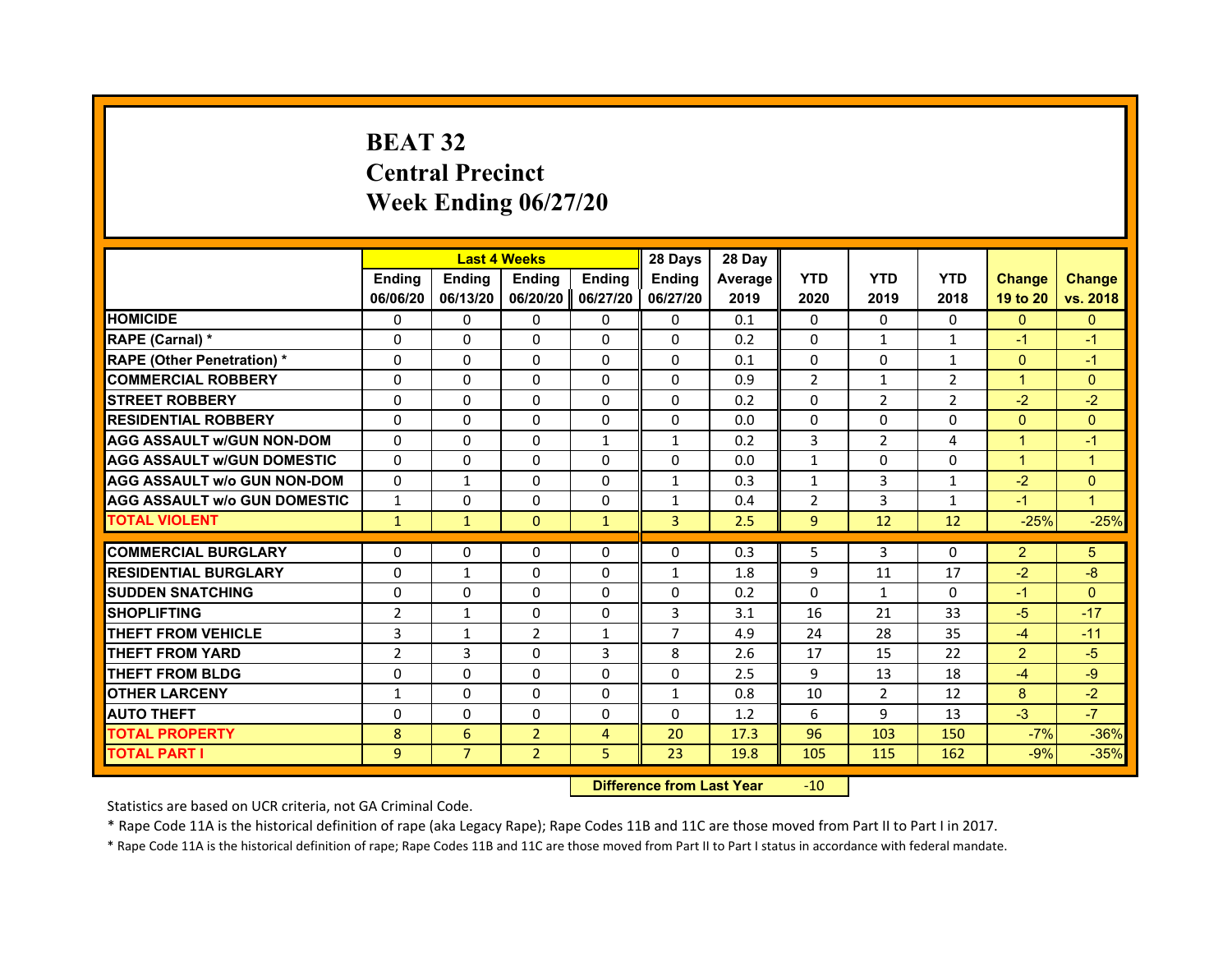# BEAT 32
# Central Precinct
# Week Ending 06/27/20

| | Last 4 Weeks | | | | 28 Days | 28 Day | | | | | |
|---|---|---|---|---|---|---|---|---|---|---|---|
| | Ending 06/06/20 | Ending 06/13/20 | Ending 06/20/20 | Ending 06/27/20 | Ending 06/27/20 | Average 2019 | YTD 2020 | YTD 2019 | YTD 2018 | Change 19 to 20 | Change vs. 2018 |
| HOMICIDE | 0 | 0 | 0 | 0 | 0 | 0.1 | 0 | 0 | 0 | 0 | 0 |
| RAPE (Carnal) * | 0 | 0 | 0 | 0 | 0 | 0.2 | 0 | 1 | 1 | -1 | -1 |
| RAPE (Other Penetration) * | 0 | 0 | 0 | 0 | 0 | 0.1 | 0 | 0 | 1 | 0 | -1 |
| COMMERCIAL ROBBERY | 0 | 0 | 0 | 0 | 0 | 0.9 | 2 | 1 | 2 | 1 | 0 |
| STREET ROBBERY | 0 | 0 | 0 | 0 | 0 | 0.2 | 0 | 2 | 2 | -2 | -2 |
| RESIDENTIAL ROBBERY | 0 | 0 | 0 | 0 | 0 | 0.0 | 0 | 0 | 0 | 0 | 0 |
| AGG ASSAULT w/GUN NON-DOM | 0 | 0 | 0 | 1 | 1 | 0.2 | 3 | 2 | 4 | 1 | -1 |
| AGG ASSAULT w/GUN DOMESTIC | 0 | 0 | 0 | 0 | 0 | 0.0 | 1 | 0 | 0 | 1 | 1 |
| AGG ASSAULT w/o GUN NON-DOM | 0 | 1 | 0 | 0 | 1 | 0.3 | 1 | 3 | 1 | -2 | 0 |
| AGG ASSAULT w/o GUN DOMESTIC | 1 | 0 | 0 | 0 | 1 | 0.4 | 2 | 3 | 1 | -1 | 1 |
| TOTAL VIOLENT | 1 | 1 | 0 | 1 | 3 | 2.5 | 9 | 12 | 12 | -25% | -25% |
| COMMERCIAL BURGLARY | 0 | 0 | 0 | 0 | 0 | 0.3 | 5 | 3 | 0 | 2 | 5 |
| RESIDENTIAL BURGLARY | 0 | 1 | 0 | 0 | 1 | 1.8 | 9 | 11 | 17 | -2 | -8 |
| SUDDEN SNATCHING | 0 | 0 | 0 | 0 | 0 | 0.2 | 0 | 1 | 0 | -1 | 0 |
| SHOPLIFTING | 2 | 1 | 0 | 0 | 3 | 3.1 | 16 | 21 | 33 | -5 | -17 |
| THEFT FROM VEHICLE | 3 | 1 | 2 | 1 | 7 | 4.9 | 24 | 28 | 35 | -4 | -11 |
| THEFT FROM YARD | 2 | 3 | 0 | 3 | 8 | 2.6 | 17 | 15 | 22 | 2 | -5 |
| THEFT FROM BLDG | 0 | 0 | 0 | 0 | 0 | 2.5 | 9 | 13 | 18 | -4 | -9 |
| OTHER LARCENY | 1 | 0 | 0 | 0 | 1 | 0.8 | 10 | 2 | 12 | 8 | -2 |
| AUTO THEFT | 0 | 0 | 0 | 0 | 0 | 1.2 | 6 | 9 | 13 | -3 | -7 |
| TOTAL PROPERTY | 8 | 6 | 2 | 4 | 20 | 17.3 | 96 | 103 | 150 | -7% | -36% |
| TOTAL PART I | 9 | 7 | 2 | 5 | 23 | 19.8 | 105 | 115 | 162 | -9% | -35% |

**Difference from Last Year** -10

Statistics are based on UCR criteria, not GA Criminal Code.

* Rape Code 11A is the historical definition of rape (aka Legacy Rape); Rape Codes 11B and 11C are those moved from Part II to Part I in 2017.

* Rape Code 11A is the historical definition of rape; Rape Codes 11B and 11C are those moved from Part II to Part I status in accordance with federal mandate.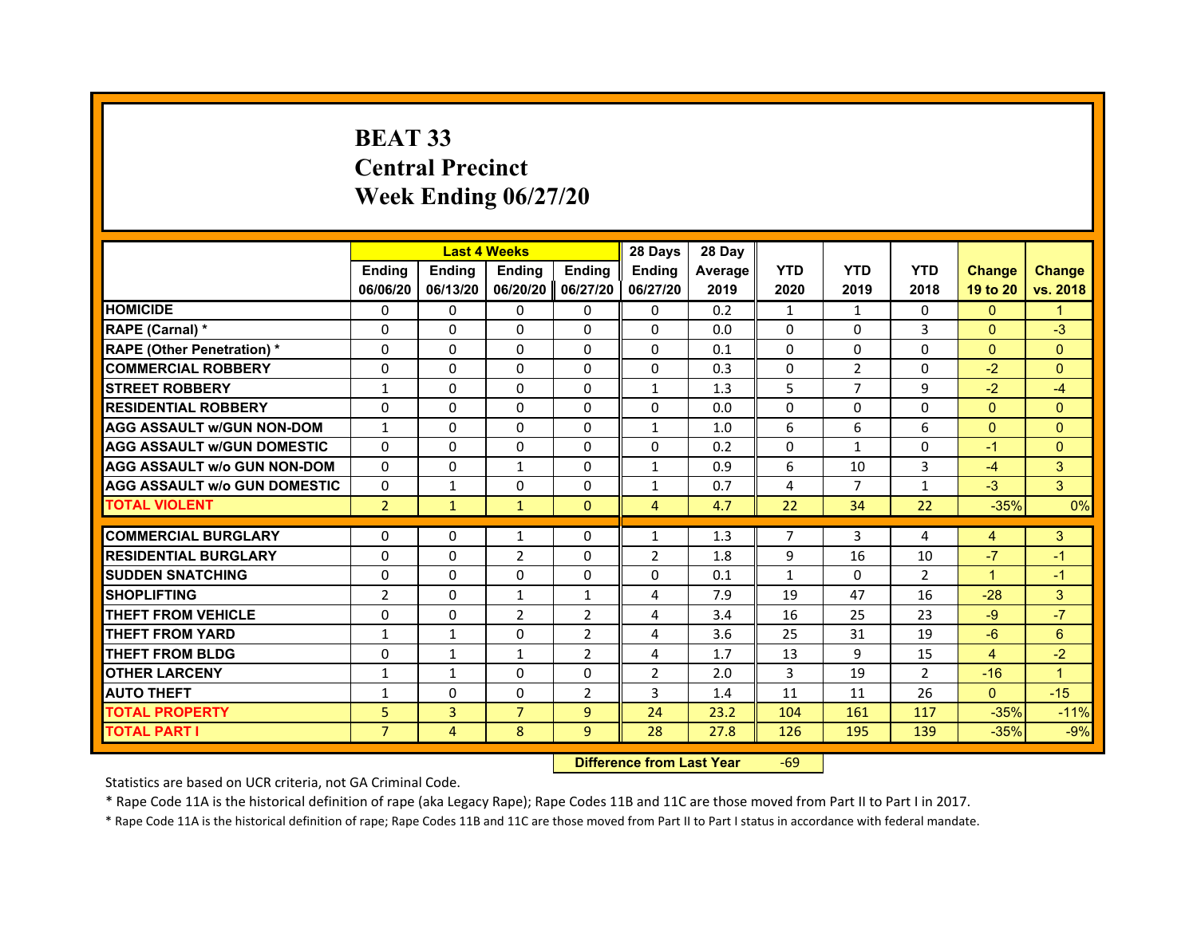# BEAT 33
## Central Precinct
## Week Ending 06/27/20

| | Last 4 Weeks | | | | 28 Days | 28 Day | | | | | |
|---|---|---|---|---|---|---|---|---|---|---|---|
| | Ending 06/06/20 | Ending 06/13/20 | Ending 06/20/20 | Ending 06/27/20 | Ending 06/27/20 | Average 2019 | YTD 2020 | YTD 2019 | YTD 2018 | Change 19 to 20 | Change vs. 2018 |
| HOMICIDE | 0 | 0 | 0 | 0 | 0 | 0.2 | 1 | 1 | 0 | 0 | 1 |
| RAPE (Carnal) * | 0 | 0 | 0 | 0 | 0 | 0.0 | 0 | 0 | 3 | 0 | -3 |
| RAPE (Other Penetration) * | 0 | 0 | 0 | 0 | 0 | 0.1 | 0 | 0 | 0 | 0 | 0 |
| COMMERCIAL ROBBERY | 0 | 0 | 0 | 0 | 0 | 0.3 | 0 | 2 | 0 | -2 | 0 |
| STREET ROBBERY | 1 | 0 | 0 | 0 | 1 | 1.3 | 5 | 7 | 9 | -2 | -4 |
| RESIDENTIAL ROBBERY | 0 | 0 | 0 | 0 | 0 | 0.0 | 0 | 0 | 0 | 0 | 0 |
| AGG ASSAULT w/GUN NON-DOM | 1 | 0 | 0 | 0 | 1 | 1.0 | 6 | 6 | 6 | 0 | 0 |
| AGG ASSAULT w/GUN DOMESTIC | 0 | 0 | 0 | 0 | 0 | 0.2 | 0 | 1 | 0 | -1 | 0 |
| AGG ASSAULT w/o GUN NON-DOM | 0 | 0 | 1 | 0 | 1 | 0.9 | 6 | 10 | 3 | -4 | 3 |
| AGG ASSAULT w/o GUN DOMESTIC | 0 | 1 | 0 | 0 | 1 | 0.7 | 4 | 7 | 1 | -3 | 3 |
| TOTAL VIOLENT | 2 | 1 | 1 | 0 | 4 | 4.7 | 22 | 34 | 22 | -35% | 0% |
| COMMERCIAL BURGLARY | 0 | 0 | 1 | 0 | 1 | 1.3 | 7 | 3 | 4 | 4 | 3 |
| RESIDENTIAL BURGLARY | 0 | 0 | 2 | 0 | 2 | 1.8 | 9 | 16 | 10 | -7 | -1 |
| SUDDEN SNATCHING | 0 | 0 | 0 | 0 | 0 | 0.1 | 1 | 0 | 2 | 1 | -1 |
| SHOPLIFTING | 2 | 0 | 1 | 1 | 4 | 7.9 | 19 | 47 | 16 | -28 | 3 |
| THEFT FROM VEHICLE | 0 | 0 | 2 | 2 | 4 | 3.4 | 16 | 25 | 23 | -9 | -7 |
| THEFT FROM YARD | 1 | 1 | 0 | 2 | 4 | 3.6 | 25 | 31 | 19 | -6 | 6 |
| THEFT FROM BLDG | 0 | 1 | 1 | 2 | 4 | 1.7 | 13 | 9 | 15 | 4 | -2 |
| OTHER LARCENY | 1 | 1 | 0 | 0 | 2 | 2.0 | 3 | 19 | 2 | -16 | 1 |
| AUTO THEFT | 1 | 0 | 0 | 2 | 3 | 1.4 | 11 | 11 | 26 | 0 | -15 |
| TOTAL PROPERTY | 5 | 3 | 7 | 9 | 24 | 23.2 | 104 | 161 | 117 | -35% | -11% |
| TOTAL PART I | 7 | 4 | 8 | 9 | 28 | 27.8 | 126 | 195 | 139 | -35% | -9% |

Difference from Last Year: -69

Statistics are based on UCR criteria, not GA Criminal Code.

* Rape Code 11A is the historical definition of rape (aka Legacy Rape); Rape Codes 11B and 11C are those moved from Part II to Part I in 2017.

* Rape Code 11A is the historical definition of rape; Rape Codes 11B and 11C are those moved from Part II to Part I status in accordance with federal mandate.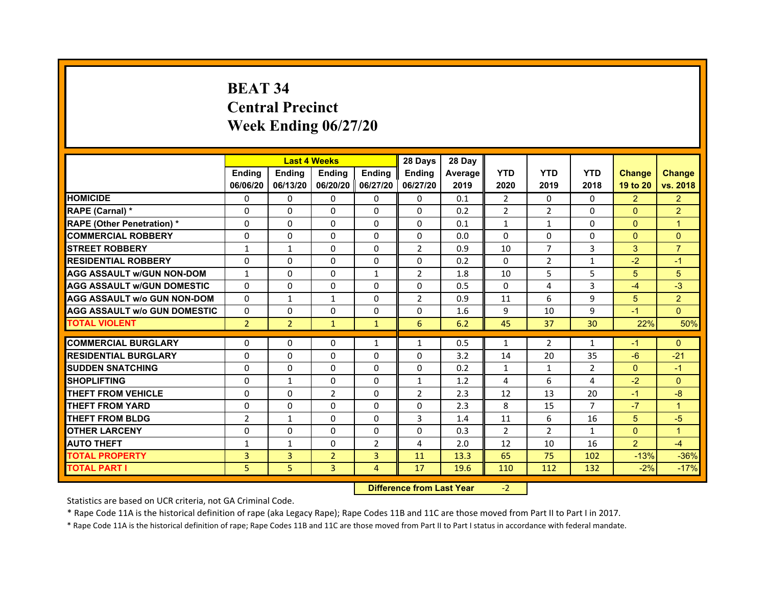# BEAT 34
## Central Precinct
## Week Ending 06/27/20

| | Last 4 Weeks | | | | 28 Days | 28 Day | | | | | |
|---|---|---|---|---|---|---|---|---|---|---|---|
| | Ending 06/06/20 | Ending 06/13/20 | Ending 06/20/20 | Ending 06/27/20 | Ending 06/27/20 | Average 2019 | YTD 2020 | YTD 2019 | YTD 2018 | Change 19 to 20 | Change vs. 2018 |
| HOMICIDE | 0 | 0 | 0 | 0 | 0 | 0.1 | 2 | 0 | 0 | 2 | 2 |
| RAPE (Carnal) * | 0 | 0 | 0 | 0 | 0 | 0.2 | 2 | 2 | 0 | 0 | 2 |
| RAPE (Other Penetration) * | 0 | 0 | 0 | 0 | 0 | 0.1 | 1 | 1 | 0 | 0 | 1 |
| COMMERCIAL ROBBERY | 0 | 0 | 0 | 0 | 0 | 0.0 | 0 | 0 | 0 | 0 | 0 |
| STREET ROBBERY | 1 | 1 | 0 | 0 | 2 | 0.9 | 10 | 7 | 3 | 3 | 7 |
| RESIDENTIAL ROBBERY | 0 | 0 | 0 | 0 | 0 | 0.2 | 0 | 2 | 1 | -2 | -1 |
| AGG ASSAULT w/GUN NON-DOM | 1 | 0 | 0 | 1 | 2 | 1.8 | 10 | 5 | 5 | 5 | 5 |
| AGG ASSAULT w/GUN DOMESTIC | 0 | 0 | 0 | 0 | 0 | 0.5 | 0 | 4 | 3 | -4 | -3 |
| AGG ASSAULT w/o GUN NON-DOM | 0 | 1 | 1 | 0 | 2 | 0.9 | 11 | 6 | 9 | 5 | 2 |
| AGG ASSAULT w/o GUN DOMESTIC | 0 | 0 | 0 | 0 | 0 | 1.6 | 9 | 10 | 9 | -1 | 0 |
| TOTAL VIOLENT | 2 | 2 | 1 | 1 | 6 | 6.2 | 45 | 37 | 30 | 22% | 50% |
| COMMERCIAL BURGLARY | 0 | 0 | 0 | 1 | 1 | 0.5 | 1 | 2 | 1 | -1 | 0 |
| RESIDENTIAL BURGLARY | 0 | 0 | 0 | 0 | 0 | 3.2 | 14 | 20 | 35 | -6 | -21 |
| SUDDEN SNATCHING | 0 | 0 | 0 | 0 | 0 | 0.2 | 1 | 1 | 2 | 0 | -1 |
| SHOPLIFTING | 0 | 1 | 0 | 0 | 1 | 1.2 | 4 | 6 | 4 | -2 | 0 |
| THEFT FROM VEHICLE | 0 | 0 | 2 | 0 | 2 | 2.3 | 12 | 13 | 20 | -1 | -8 |
| THEFT FROM YARD | 0 | 0 | 0 | 0 | 0 | 2.3 | 8 | 15 | 7 | -7 | 1 |
| THEFT FROM BLDG | 2 | 1 | 0 | 0 | 3 | 1.4 | 11 | 6 | 16 | 5 | -5 |
| OTHER LARCENY | 0 | 0 | 0 | 0 | 0 | 0.3 | 2 | 2 | 1 | 0 | 1 |
| AUTO THEFT | 1 | 1 | 0 | 2 | 4 | 2.0 | 12 | 10 | 16 | 2 | -4 |
| TOTAL PROPERTY | 3 | 3 | 2 | 3 | 11 | 13.3 | 65 | 75 | 102 | -13% | -36% |
| TOTAL PART I | 5 | 5 | 3 | 4 | 17 | 19.6 | 110 | 112 | 132 | -2% | -17% |

**Difference from Last Year** -2

Statistics are based on UCR criteria, not GA Criminal Code.

* Rape Code 11A is the historical definition of rape (aka Legacy Rape); Rape Codes 11B and 11C are those moved from Part II to Part I in 2017.

* Rape Code 11A is the historical definition of rape; Rape Codes 11B and 11C are those moved from Part II to Part I status in accordance with federal mandate.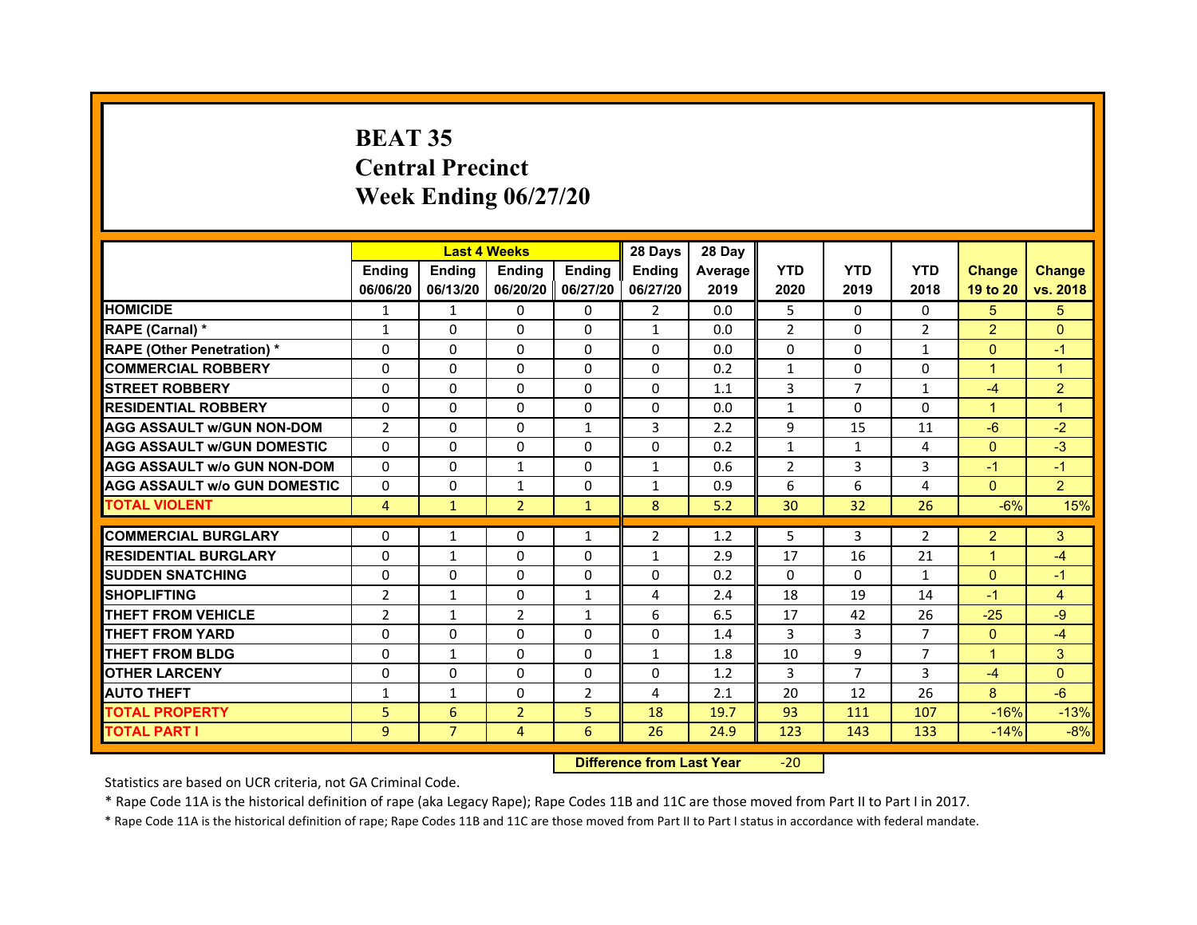# BEAT 35
## Central Precinct
## Week Ending 06/27/20

| | Last 4 Weeks | | | | 28 Days | 28 Day | | | | | |
|---|---|---|---|---|---|---|---|---|---|---|---|
| | Ending 06/06/20 | Ending 06/13/20 | Ending 06/20/20 | Ending 06/27/20 | Ending 06/27/20 | Average 2019 | YTD 2020 | YTD 2019 | YTD 2018 | Change 19 to 20 | Change vs. 2018 |
| HOMICIDE | 1 | 1 | 0 | 0 | 2 | 0.0 | 5 | 0 | 0 | 5 | 5 |
| RAPE (Carnal) * | 1 | 0 | 0 | 0 | 1 | 0.0 | 2 | 0 | 2 | 2 | 0 |
| RAPE (Other Penetration) * | 0 | 0 | 0 | 0 | 0 | 0.0 | 0 | 0 | 1 | 0 | -1 |
| COMMERCIAL ROBBERY | 0 | 0 | 0 | 0 | 0 | 0.2 | 1 | 0 | 0 | 1 | 1 |
| STREET ROBBERY | 0 | 0 | 0 | 0 | 0 | 1.1 | 3 | 7 | 1 | -4 | 2 |
| RESIDENTIAL ROBBERY | 0 | 0 | 0 | 0 | 0 | 0.0 | 1 | 0 | 0 | 1 | 1 |
| AGG ASSAULT w/GUN NON-DOM | 2 | 0 | 0 | 1 | 3 | 2.2 | 9 | 15 | 11 | -6 | -2 |
| AGG ASSAULT w/GUN DOMESTIC | 0 | 0 | 0 | 0 | 0 | 0.2 | 1 | 1 | 4 | 0 | -3 |
| AGG ASSAULT w/o GUN NON-DOM | 0 | 0 | 1 | 0 | 1 | 0.6 | 2 | 3 | 3 | -1 | -1 |
| AGG ASSAULT w/o GUN DOMESTIC | 0 | 0 | 1 | 0 | 1 | 0.9 | 6 | 6 | 4 | 0 | 2 |
| TOTAL VIOLENT | 4 | 1 | 2 | 1 | 8 | 5.2 | 30 | 32 | 26 | -6% | 15% |
| COMMERCIAL BURGLARY | 0 | 1 | 0 | 1 | 2 | 1.2 | 5 | 3 | 2 | 2 | 3 |
| RESIDENTIAL BURGLARY | 0 | 1 | 0 | 0 | 1 | 2.9 | 17 | 16 | 21 | 1 | -4 |
| SUDDEN SNATCHING | 0 | 0 | 0 | 0 | 0 | 0.2 | 0 | 0 | 1 | 0 | -1 |
| SHOPLIFTING | 2 | 1 | 0 | 1 | 4 | 2.4 | 18 | 19 | 14 | -1 | 4 |
| THEFT FROM VEHICLE | 2 | 1 | 2 | 1 | 6 | 6.5 | 17 | 42 | 26 | -25 | -9 |
| THEFT FROM YARD | 0 | 0 | 0 | 0 | 0 | 1.4 | 3 | 3 | 7 | 0 | -4 |
| THEFT FROM BLDG | 0 | 1 | 0 | 0 | 1 | 1.8 | 10 | 9 | 7 | 1 | 3 |
| OTHER LARCENY | 0 | 0 | 0 | 0 | 0 | 1.2 | 3 | 7 | 3 | -4 | 0 |
| AUTO THEFT | 1 | 1 | 0 | 2 | 4 | 2.1 | 20 | 12 | 26 | 8 | -6 |
| TOTAL PROPERTY | 5 | 6 | 2 | 5 | 18 | 19.7 | 93 | 111 | 107 | -16% | -13% |
| TOTAL PART I | 9 | 7 | 4 | 6 | 26 | 24.9 | 123 | 143 | 133 | -14% | -8% |

**Difference from Last Year** -20

Statistics are based on UCR criteria, not GA Criminal Code.

* Rape Code 11A is the historical definition of rape (aka Legacy Rape); Rape Codes 11B and 11C are those moved from Part II to Part I in 2017.

* Rape Code 11A is the historical definition of rape; Rape Codes 11B and 11C are those moved from Part II to Part I status in accordance with federal mandate.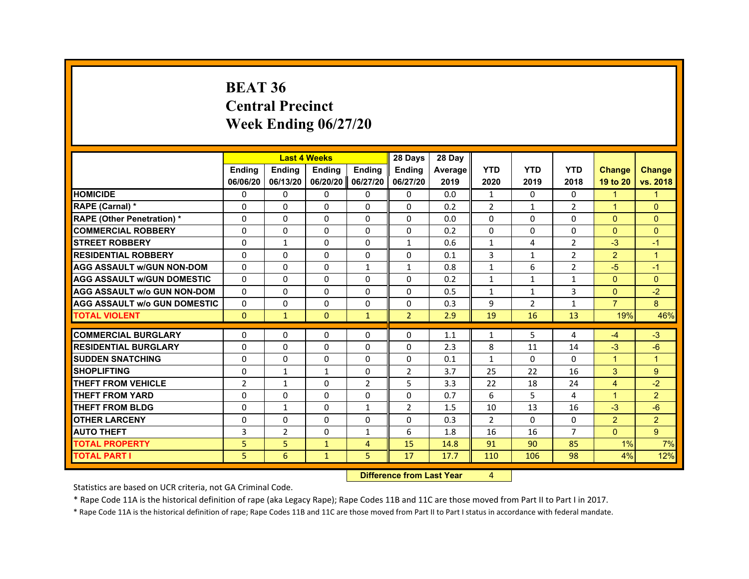# BEAT 36
# Central Precinct
# Week Ending 06/27/20

| | Last 4 Weeks | | | | 28 Days | 28 Day | | | | | |
|---|---|---|---|---|---|---|---|---|---|---|---|
| | Ending 06/06/20 | Ending 06/13/20 | Ending 06/20/20 | Ending 06/27/20 | Ending 06/27/20 | Average 2019 | YTD 2020 | YTD 2019 | YTD 2018 | Change 19 to 20 | Change vs. 2018 |
| HOMICIDE | 0 | 0 | 0 | 0 | 0 | 0.0 | 1 | 0 | 0 | 1 | 1 |
| RAPE (Carnal) * | 0 | 0 | 0 | 0 | 0 | 0.2 | 2 | 1 | 2 | 1 | 0 |
| RAPE (Other Penetration) * | 0 | 0 | 0 | 0 | 0 | 0.0 | 0 | 0 | 0 | 0 | 0 |
| COMMERCIAL ROBBERY | 0 | 0 | 0 | 0 | 0 | 0.2 | 0 | 0 | 0 | 0 | 0 |
| STREET ROBBERY | 0 | 1 | 0 | 0 | 1 | 0.6 | 1 | 4 | 2 | -3 | -1 |
| RESIDENTIAL ROBBERY | 0 | 0 | 0 | 0 | 0 | 0.1 | 3 | 1 | 2 | 2 | 1 |
| AGG ASSAULT w/GUN NON-DOM | 0 | 0 | 0 | 1 | 1 | 0.8 | 1 | 6 | 2 | -5 | -1 |
| AGG ASSAULT w/GUN DOMESTIC | 0 | 0 | 0 | 0 | 0 | 0.2 | 1 | 1 | 1 | 0 | 0 |
| AGG ASSAULT w/o GUN NON-DOM | 0 | 0 | 0 | 0 | 0 | 0.5 | 1 | 1 | 3 | 0 | -2 |
| AGG ASSAULT w/o GUN DOMESTIC | 0 | 0 | 0 | 0 | 0 | 0.3 | 9 | 2 | 1 | 7 | 8 |
| TOTAL VIOLENT | 0 | 1 | 0 | 1 | 2 | 2.9 | 19 | 16 | 13 | 19% | 46% |
| COMMERCIAL BURGLARY | 0 | 0 | 0 | 0 | 0 | 1.1 | 1 | 5 | 4 | -4 | -3 |
| RESIDENTIAL BURGLARY | 0 | 0 | 0 | 0 | 0 | 2.3 | 8 | 11 | 14 | -3 | -6 |
| SUDDEN SNATCHING | 0 | 0 | 0 | 0 | 0 | 0.1 | 1 | 0 | 0 | 1 | 1 |
| SHOPLIFTING | 0 | 1 | 1 | 0 | 2 | 3.7 | 25 | 22 | 16 | 3 | 9 |
| THEFT FROM VEHICLE | 2 | 1 | 0 | 2 | 5 | 3.3 | 22 | 18 | 24 | 4 | -2 |
| THEFT FROM YARD | 0 | 0 | 0 | 0 | 0 | 0.7 | 6 | 5 | 4 | 1 | 2 |
| THEFT FROM BLDG | 0 | 1 | 0 | 1 | 2 | 1.5 | 10 | 13 | 16 | -3 | -6 |
| OTHER LARCENY | 0 | 0 | 0 | 0 | 0 | 0.3 | 2 | 0 | 0 | 2 | 2 |
| AUTO THEFT | 3 | 2 | 0 | 1 | 6 | 1.8 | 16 | 16 | 7 | 0 | 9 |
| TOTAL PROPERTY | 5 | 5 | 1 | 4 | 15 | 14.8 | 91 | 90 | 85 | 1% | 7% |
| TOTAL PART I | 5 | 6 | 1 | 5 | 17 | 17.7 | 110 | 106 | 98 | 4% | 12% |

**Difference from Last Year** 4

Statistics are based on UCR criteria, not GA Criminal Code.

* Rape Code 11A is the historical definition of rape (aka Legacy Rape); Rape Codes 11B and 11C are those moved from Part II to Part I in 2017.

* Rape Code 11A is the historical definition of rape; Rape Codes 11B and 11C are those moved from Part II to Part I status in accordance with federal mandate.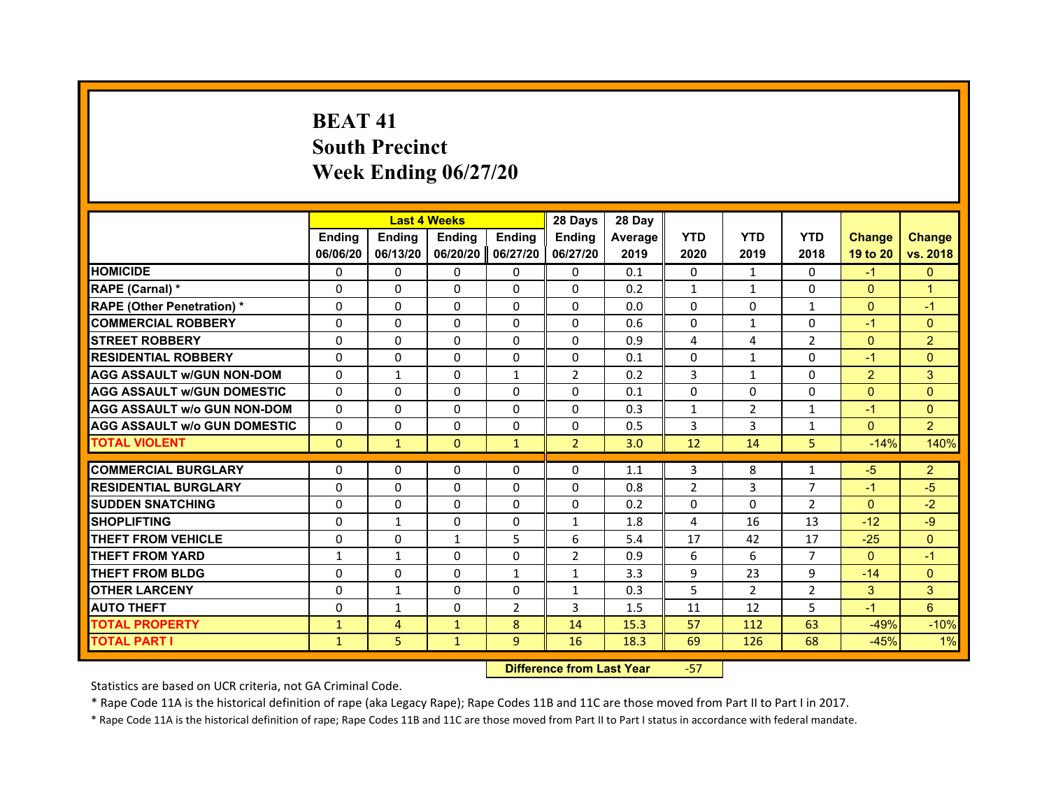# BEAT 41
# South Precinct
# Week Ending 06/27/20

| | Last 4 Weeks | | | | 28 Days | 28 Day | | | | | |
|---|---|---|---|---|---|---|---|---|---|---|---|
| | Ending 06/06/20 | Ending 06/13/20 | Ending 06/20/20 | Ending 06/27/20 | Ending 06/27/20 | Average 2019 | YTD 2020 | YTD 2019 | YTD 2018 | Change 19 to 20 | Change vs. 2018 |
| HOMICIDE | 0 | 0 | 0 | 0 | 0 | 0.1 | 0 | 1 | 0 | -1 | 0 |
| RAPE (Carnal) * | 0 | 0 | 0 | 0 | 0 | 0.2 | 1 | 1 | 0 | 0 | 1 |
| RAPE (Other Penetration) * | 0 | 0 | 0 | 0 | 0 | 0.0 | 0 | 0 | 1 | 0 | -1 |
| COMMERCIAL ROBBERY | 0 | 0 | 0 | 0 | 0 | 0.6 | 0 | 1 | 0 | -1 | 0 |
| STREET ROBBERY | 0 | 0 | 0 | 0 | 0 | 0.9 | 4 | 4 | 2 | 0 | 2 |
| RESIDENTIAL ROBBERY | 0 | 0 | 0 | 0 | 0 | 0.1 | 0 | 1 | 0 | -1 | 0 |
| AGG ASSAULT w/GUN NON-DOM | 0 | 1 | 0 | 1 | 2 | 0.2 | 3 | 1 | 0 | 2 | 3 |
| AGG ASSAULT w/GUN DOMESTIC | 0 | 0 | 0 | 0 | 0 | 0.1 | 0 | 0 | 0 | 0 | 0 |
| AGG ASSAULT w/o GUN NON-DOM | 0 | 0 | 0 | 0 | 0 | 0.3 | 1 | 2 | 1 | -1 | 0 |
| AGG ASSAULT w/o GUN DOMESTIC | 0 | 0 | 0 | 0 | 0 | 0.5 | 3 | 3 | 1 | 0 | 2 |
| TOTAL VIOLENT | 0 | 1 | 0 | 1 | 2 | 3.0 | 12 | 14 | 5 | -14% | 140% |
| COMMERCIAL BURGLARY | 0 | 0 | 0 | 0 | 0 | 1.1 | 3 | 8 | 1 | -5 | 2 |
| RESIDENTIAL BURGLARY | 0 | 0 | 0 | 0 | 0 | 0.8 | 2 | 3 | 7 | -1 | -5 |
| SUDDEN SNATCHING | 0 | 0 | 0 | 0 | 0 | 0.2 | 0 | 0 | 2 | 0 | -2 |
| SHOPLIFTING | 0 | 1 | 0 | 0 | 1 | 1.8 | 4 | 16 | 13 | -12 | -9 |
| THEFT FROM VEHICLE | 0 | 0 | 1 | 5 | 6 | 5.4 | 17 | 42 | 17 | -25 | 0 |
| THEFT FROM YARD | 1 | 1 | 0 | 0 | 2 | 0.9 | 6 | 6 | 7 | 0 | -1 |
| THEFT FROM BLDG | 0 | 0 | 0 | 1 | 1 | 3.3 | 9 | 23 | 9 | -14 | 0 |
| OTHER LARCENY | 0 | 1 | 0 | 0 | 1 | 0.3 | 5 | 2 | 2 | 3 | 3 |
| AUTO THEFT | 0 | 1 | 0 | 2 | 3 | 1.5 | 11 | 12 | 5 | -1 | 6 |
| TOTAL PROPERTY | 1 | 4 | 1 | 8 | 14 | 15.3 | 57 | 112 | 63 | -49% | -10% |
| TOTAL PART I | 1 | 5 | 1 | 9 | 16 | 18.3 | 69 | 126 | 68 | -45% | 1% |

| Difference from Last Year | -57 |
|---|---|

Statistics are based on UCR criteria, not GA Criminal Code.

* Rape Code 11A is the historical definition of rape (aka Legacy Rape); Rape Codes 11B and 11C are those moved from Part II to Part I in 2017.

* Rape Code 11A is the historical definition of rape; Rape Codes 11B and 11C are those moved from Part II to Part I status in accordance with federal mandate.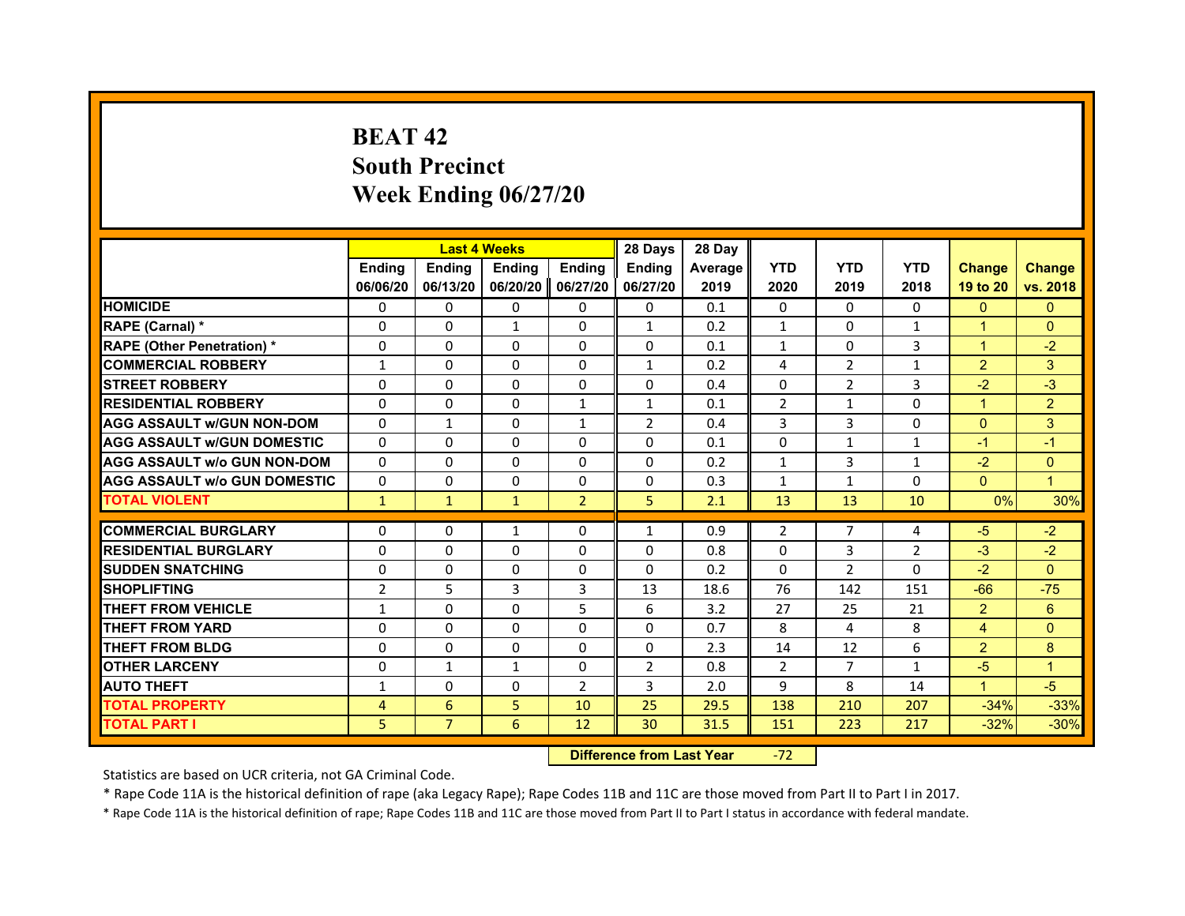# BEAT 42
# South Precinct
# Week Ending 06/27/20

| | Last 4 Weeks | | | | 28 Days | 28 Day | | | | | |
|---|---|---|---|---|---|---|---|---|---|---|---|
| | Ending 06/06/20 | Ending 06/13/20 | Ending 06/20/20 | Ending 06/27/20 | Ending 06/27/20 | Average 2019 | YTD 2020 | YTD 2019 | YTD 2018 | Change 19 to 20 | Change vs. 2018 |
| HOMICIDE | 0 | 0 | 0 | 0 | 0 | 0.1 | 0 | 0 | 0 | 0 | 0 |
| RAPE (Carnal) * | 0 | 0 | 1 | 0 | 1 | 0.2 | 1 | 0 | 1 | 1 | 0 |
| RAPE (Other Penetration) * | 0 | 0 | 0 | 0 | 0 | 0.1 | 1 | 0 | 3 | 1 | -2 |
| COMMERCIAL ROBBERY | 1 | 0 | 0 | 0 | 1 | 0.2 | 4 | 2 | 1 | 2 | 3 |
| STREET ROBBERY | 0 | 0 | 0 | 0 | 0 | 0.4 | 0 | 2 | 3 | -2 | -3 |
| RESIDENTIAL ROBBERY | 0 | 0 | 0 | 1 | 1 | 0.1 | 2 | 1 | 0 | 1 | 2 |
| AGG ASSAULT w/GUN NON-DOM | 0 | 1 | 0 | 1 | 2 | 0.4 | 3 | 3 | 0 | 0 | 3 |
| AGG ASSAULT w/GUN DOMESTIC | 0 | 0 | 0 | 0 | 0 | 0.1 | 0 | 1 | 1 | -1 | -1 |
| AGG ASSAULT w/o GUN NON-DOM | 0 | 0 | 0 | 0 | 0 | 0.2 | 1 | 3 | 1 | -2 | 0 |
| AGG ASSAULT w/o GUN DOMESTIC | 0 | 0 | 0 | 0 | 0 | 0.3 | 1 | 1 | 0 | 0 | 1 |
| TOTAL VIOLENT | 1 | 1 | 1 | 2 | 5 | 2.1 | 13 | 13 | 10 | 0% | 30% |
| COMMERCIAL BURGLARY | 0 | 0 | 1 | 0 | 1 | 0.9 | 2 | 7 | 4 | -5 | -2 |
| RESIDENTIAL BURGLARY | 0 | 0 | 0 | 0 | 0 | 0.8 | 0 | 3 | 2 | -3 | -2 |
| SUDDEN SNATCHING | 0 | 0 | 0 | 0 | 0 | 0.2 | 0 | 2 | 0 | -2 | 0 |
| SHOPLIFTING | 2 | 5 | 3 | 3 | 13 | 18.6 | 76 | 142 | 151 | -66 | -75 |
| THEFT FROM VEHICLE | 1 | 0 | 0 | 5 | 6 | 3.2 | 27 | 25 | 21 | 2 | 6 |
| THEFT FROM YARD | 0 | 0 | 0 | 0 | 0 | 0.7 | 8 | 4 | 8 | 4 | 0 |
| THEFT FROM BLDG | 0 | 0 | 0 | 0 | 0 | 2.3 | 14 | 12 | 6 | 2 | 8 |
| OTHER LARCENY | 0 | 1 | 1 | 0 | 2 | 0.8 | 2 | 7 | 1 | -5 | 1 |
| AUTO THEFT | 1 | 0 | 0 | 2 | 3 | 2.0 | 9 | 8 | 14 | 1 | -5 |
| TOTAL PROPERTY | 4 | 6 | 5 | 10 | 25 | 29.5 | 138 | 210 | 207 | -34% | -33% |
| TOTAL PART I | 5 | 7 | 6 | 12 | 30 | 31.5 | 151 | 223 | 217 | -32% | -30% |

**Difference from Last Year** -72

Statistics are based on UCR criteria, not GA Criminal Code.

* Rape Code 11A is the historical definition of rape (aka Legacy Rape); Rape Codes 11B and 11C are those moved from Part II to Part I in 2017.

* Rape Code 11A is the historical definition of rape; Rape Codes 11B and 11C are those moved from Part II to Part I status in accordance with federal mandate.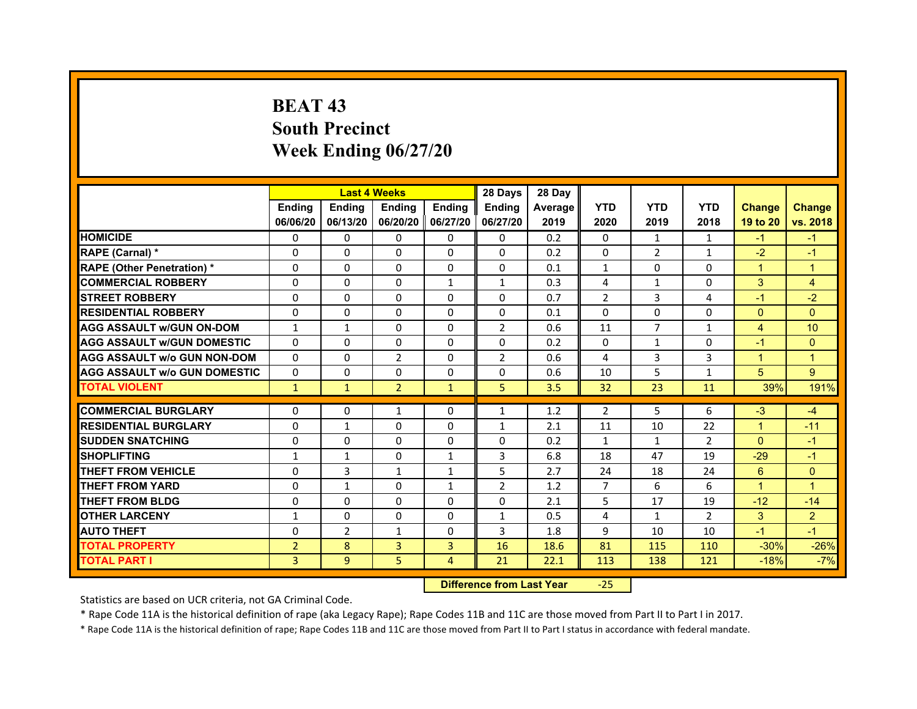# BEAT 43
# South Precinct
# Week Ending 06/27/20

| | Last 4 Weeks | | | | 28 Days | 28 Day | | | | | |
|---|---|---|---|---|---|---|---|---|---|---|---|
| | Ending 06/06/20 | Ending 06/13/20 | Ending 06/20/20 | Ending 06/27/20 | Ending 06/27/20 | Average 2019 | YTD 2020 | YTD 2019 | YTD 2018 | Change 19 to 20 | Change vs. 2018 |
| HOMICIDE | 0 | 0 | 0 | 0 | 0 | 0.2 | 0 | 1 | 1 | -1 | -1 |
| RAPE (Carnal) * | 0 | 0 | 0 | 0 | 0 | 0.2 | 0 | 2 | 1 | -2 | -1 |
| RAPE (Other Penetration) * | 0 | 0 | 0 | 0 | 0 | 0.1 | 1 | 0 | 0 | 1 | 1 |
| COMMERCIAL ROBBERY | 0 | 0 | 0 | 1 | 1 | 0.3 | 4 | 1 | 0 | 3 | 4 |
| STREET ROBBERY | 0 | 0 | 0 | 0 | 0 | 0.7 | 2 | 3 | 4 | -1 | -2 |
| RESIDENTIAL ROBBERY | 0 | 0 | 0 | 0 | 0 | 0.1 | 0 | 0 | 0 | 0 | 0 |
| AGG ASSAULT w/GUN ON-DOM | 1 | 1 | 0 | 0 | 2 | 0.6 | 11 | 7 | 1 | 4 | 10 |
| AGG ASSAULT w/GUN DOMESTIC | 0 | 0 | 0 | 0 | 0 | 0.2 | 0 | 1 | 0 | -1 | 0 |
| AGG ASSAULT w/o GUN NON-DOM | 0 | 0 | 2 | 0 | 2 | 0.6 | 4 | 3 | 3 | 1 | 1 |
| AGG ASSAULT w/o GUN DOMESTIC | 0 | 0 | 0 | 0 | 0 | 0.6 | 10 | 5 | 1 | 5 | 9 |
| TOTAL VIOLENT | 1 | 1 | 2 | 1 | 5 | 3.5 | 32 | 23 | 11 | 39% | 191% |
| COMMERCIAL BURGLARY | 0 | 0 | 1 | 0 | 1 | 1.2 | 2 | 5 | 6 | -3 | -4 |
| RESIDENTIAL BURGLARY | 0 | 1 | 0 | 0 | 1 | 2.1 | 11 | 10 | 22 | 1 | -11 |
| SUDDEN SNATCHING | 0 | 0 | 0 | 0 | 0 | 0.2 | 1 | 1 | 2 | 0 | -1 |
| SHOPLIFTING | 1 | 1 | 0 | 1 | 3 | 6.8 | 18 | 47 | 19 | -29 | -1 |
| THEFT FROM VEHICLE | 0 | 3 | 1 | 1 | 5 | 2.7 | 24 | 18 | 24 | 6 | 0 |
| THEFT FROM YARD | 0 | 1 | 0 | 1 | 2 | 1.2 | 7 | 6 | 6 | 1 | 1 |
| THEFT FROM BLDG | 0 | 0 | 0 | 0 | 0 | 2.1 | 5 | 17 | 19 | -12 | -14 |
| OTHER LARCENY | 1 | 0 | 0 | 0 | 1 | 0.5 | 4 | 1 | 2 | 3 | 2 |
| AUTO THEFT | 0 | 2 | 1 | 0 | 3 | 1.8 | 9 | 10 | 10 | -1 | -1 |
| TOTAL PROPERTY | 2 | 8 | 3 | 3 | 16 | 18.6 | 81 | 115 | 110 | -30% | -26% |
| TOTAL PART I | 3 | 9 | 5 | 4 | 21 | 22.1 | 113 | 138 | 121 | -18% | -7% |

**Difference from Last Year** -25

Statistics are based on UCR criteria, not GA Criminal Code.

* Rape Code 11A is the historical definition of rape (aka Legacy Rape); Rape Codes 11B and 11C are those moved from Part II to Part I in 2017.

* Rape Code 11A is the historical definition of rape; Rape Codes 11B and 11C are those moved from Part II to Part I status in accordance with federal mandate.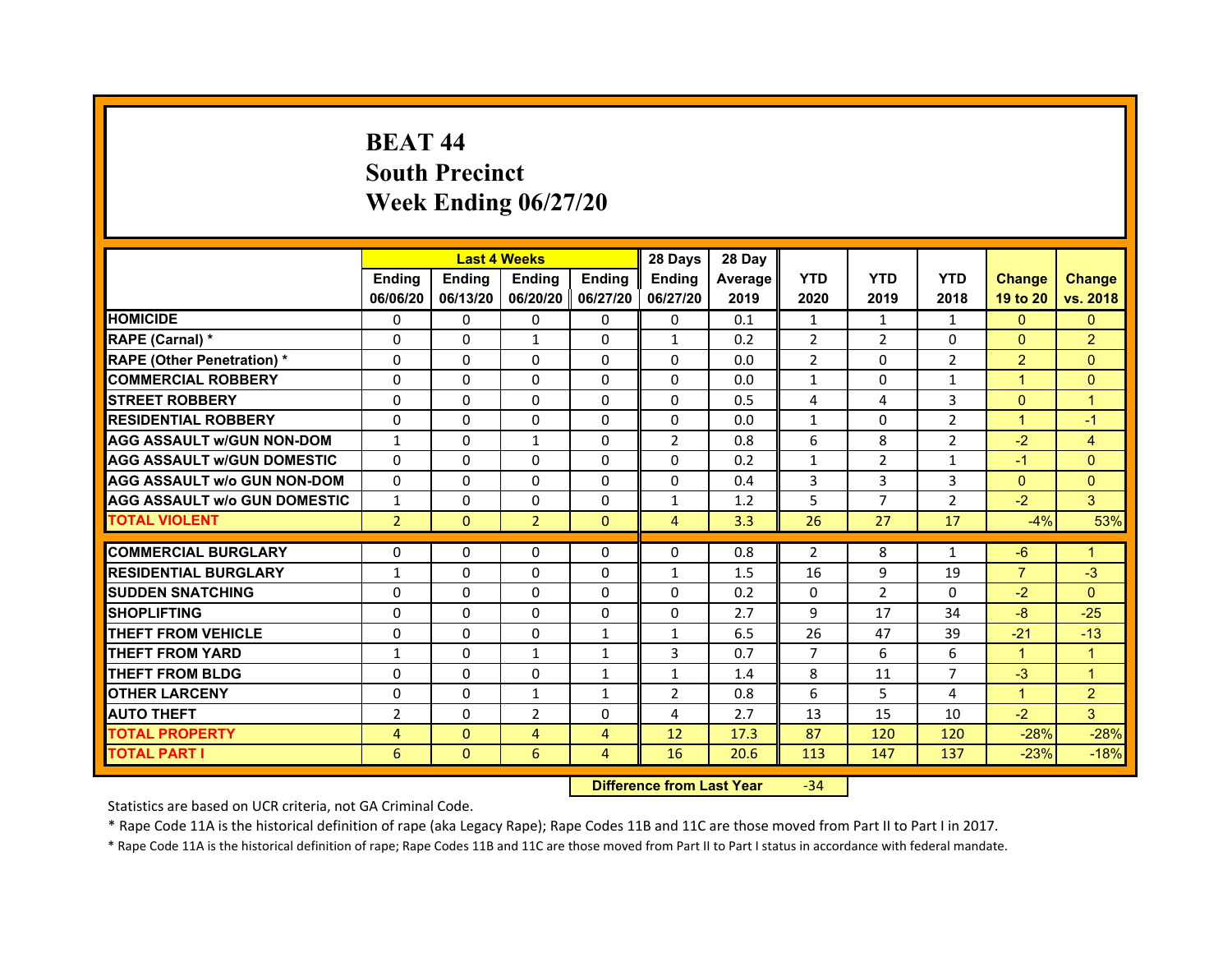# BEAT 44
## South Precinct
## Week Ending 06/27/20

| | Last 4 Weeks | | | | 28 Days | 28 Day | | | | | |
|---|---|---|---|---|---|---|---|---|---|---|---|
| | Ending 06/06/20 | Ending 06/13/20 | Ending 06/20/20 | Ending 06/27/20 | Ending 06/27/20 | Average 2019 | YTD 2020 | YTD 2019 | YTD 2018 | Change 19 to 20 | Change vs. 2018 |
| HOMICIDE | 0 | 0 | 0 | 0 | 0 | 0.1 | 1 | 1 | 1 | 0 | 0 |
| RAPE (Carnal) * | 0 | 0 | 1 | 0 | 1 | 0.2 | 2 | 2 | 0 | 0 | 2 |
| RAPE (Other Penetration) * | 0 | 0 | 0 | 0 | 0 | 0.0 | 2 | 0 | 2 | 2 | 0 |
| COMMERCIAL ROBBERY | 0 | 0 | 0 | 0 | 0 | 0.0 | 1 | 0 | 1 | 1 | 0 |
| STREET ROBBERY | 0 | 0 | 0 | 0 | 0 | 0.5 | 4 | 4 | 3 | 0 | 1 |
| RESIDENTIAL ROBBERY | 0 | 0 | 0 | 0 | 0 | 0.0 | 1 | 0 | 2 | 1 | -1 |
| AGG ASSAULT w/GUN NON-DOM | 1 | 0 | 1 | 0 | 2 | 0.8 | 6 | 8 | 2 | -2 | 4 |
| AGG ASSAULT w/GUN DOMESTIC | 0 | 0 | 0 | 0 | 0 | 0.2 | 1 | 2 | 1 | -1 | 0 |
| AGG ASSAULT w/o GUN NON-DOM | 0 | 0 | 0 | 0 | 0 | 0.4 | 3 | 3 | 3 | 0 | 0 |
| AGG ASSAULT w/o GUN DOMESTIC | 1 | 0 | 0 | 0 | 1 | 1.2 | 5 | 7 | 2 | -2 | 3 |
| TOTAL VIOLENT | 2 | 0 | 2 | 0 | 4 | 3.3 | 26 | 27 | 17 | -4% | 53% |
| COMMERCIAL BURGLARY | 0 | 0 | 0 | 0 | 0 | 0.8 | 2 | 8 | 1 | -6 | 1 |
| RESIDENTIAL BURGLARY | 1 | 0 | 0 | 0 | 1 | 1.5 | 16 | 9 | 19 | 7 | -3 |
| SUDDEN SNATCHING | 0 | 0 | 0 | 0 | 0 | 0.2 | 0 | 2 | 0 | -2 | 0 |
| SHOPLIFTING | 0 | 0 | 0 | 0 | 0 | 2.7 | 9 | 17 | 34 | -8 | -25 |
| THEFT FROM VEHICLE | 0 | 0 | 0 | 1 | 1 | 6.5 | 26 | 47 | 39 | -21 | -13 |
| THEFT FROM YARD | 1 | 0 | 1 | 1 | 3 | 0.7 | 7 | 6 | 6 | 1 | 1 |
| THEFT FROM BLDG | 0 | 0 | 0 | 1 | 1 | 1.4 | 8 | 11 | 7 | -3 | 1 |
| OTHER LARCENY | 0 | 0 | 1 | 1 | 2 | 0.8 | 6 | 5 | 4 | 1 | 2 |
| AUTO THEFT | 2 | 0 | 2 | 0 | 4 | 2.7 | 13 | 15 | 10 | -2 | 3 |
| TOTAL PROPERTY | 4 | 0 | 4 | 4 | 12 | 17.3 | 87 | 120 | 120 | -28% | -28% |
| TOTAL PART I | 6 | 0 | 6 | 4 | 16 | 20.6 | 113 | 147 | 137 | -23% | -18% |

| Difference from Last Year | -34 |
|---|---|

Statistics are based on UCR criteria, not GA Criminal Code.

* Rape Code 11A is the historical definition of rape (aka Legacy Rape); Rape Codes 11B and 11C are those moved from Part II to Part I in 2017.

* Rape Code 11A is the historical definition of rape; Rape Codes 11B and 11C are those moved from Part II to Part I status in accordance with federal mandate.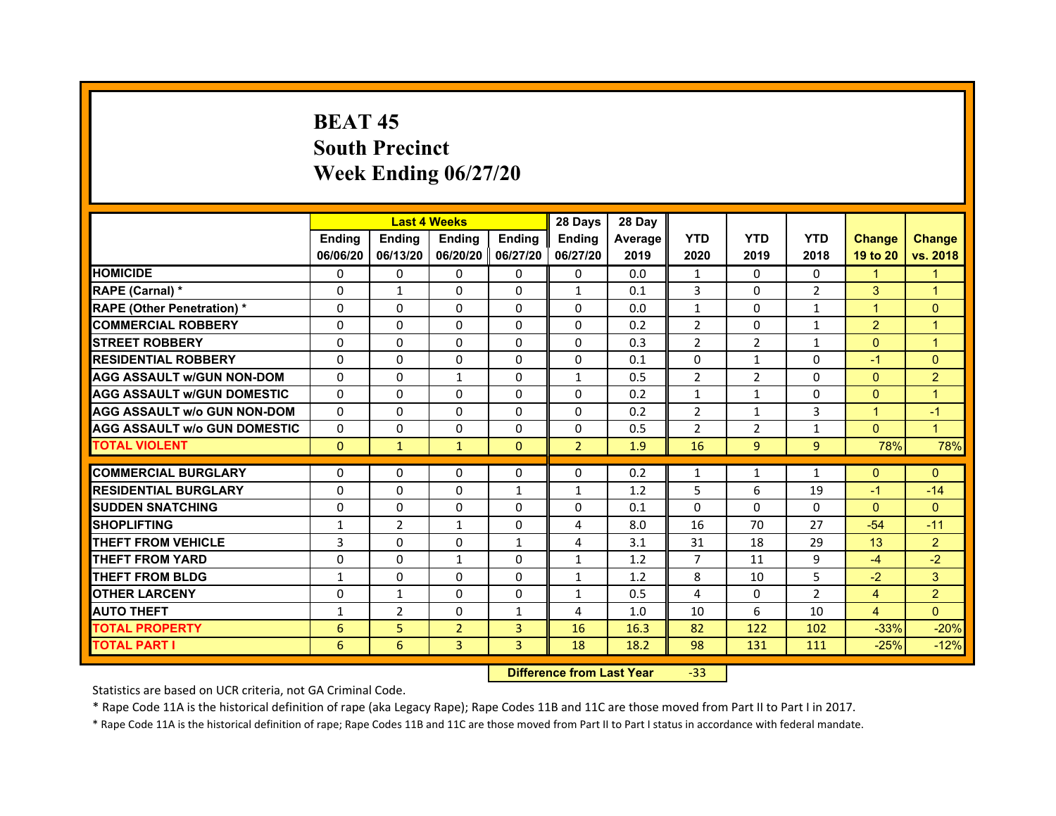# BEAT 45
# South Precinct
# Week Ending 06/27/20

| | Last 4 Weeks | | | | 28 Days | 28 Day | | | | | |
|---|---|---|---|---|---|---|---|---|---|---|---|
| | Ending 06/06/20 | Ending 06/13/20 | Ending 06/20/20 | Ending 06/27/20 | Ending 06/27/20 | Average 2019 | YTD 2020 | YTD 2019 | YTD 2018 | Change 19 to 20 | Change vs. 2018 |
| HOMICIDE | 0 | 0 | 0 | 0 | 0 | 0.0 | 1 | 0 | 0 | 1 | 1 |
| RAPE (Carnal) * | 0 | 1 | 0 | 0 | 1 | 0.1 | 3 | 0 | 2 | 3 | 1 |
| RAPE (Other Penetration) * | 0 | 0 | 0 | 0 | 0 | 0.0 | 1 | 0 | 1 | 1 | 0 |
| COMMERCIAL ROBBERY | 0 | 0 | 0 | 0 | 0 | 0.2 | 2 | 0 | 1 | 2 | 1 |
| STREET ROBBERY | 0 | 0 | 0 | 0 | 0 | 0.3 | 2 | 2 | 1 | 0 | 1 |
| RESIDENTIAL ROBBERY | 0 | 0 | 0 | 0 | 0 | 0.1 | 0 | 1 | 0 | -1 | 0 |
| AGG ASSAULT w/GUN NON-DOM | 0 | 0 | 1 | 0 | 1 | 0.5 | 2 | 2 | 0 | 0 | 2 |
| AGG ASSAULT w/GUN DOMESTIC | 0 | 0 | 0 | 0 | 0 | 0.2 | 1 | 1 | 0 | 0 | 1 |
| AGG ASSAULT w/o GUN NON-DOM | 0 | 0 | 0 | 0 | 0 | 0.2 | 2 | 1 | 3 | 1 | -1 |
| AGG ASSAULT w/o GUN DOMESTIC | 0 | 0 | 0 | 0 | 0 | 0.5 | 2 | 2 | 1 | 0 | 1 |
| TOTAL VIOLENT | 0 | 1 | 1 | 0 | 2 | 1.9 | 16 | 9 | 9 | 78% | 78% |
| COMMERCIAL BURGLARY | 0 | 0 | 0 | 0 | 0 | 0.2 | 1 | 1 | 1 | 0 | 0 |
| RESIDENTIAL BURGLARY | 0 | 0 | 0 | 1 | 1 | 1.2 | 5 | 6 | 19 | -1 | -14 |
| SUDDEN SNATCHING | 0 | 0 | 0 | 0 | 0 | 0.1 | 0 | 0 | 0 | 0 | 0 |
| SHOPLIFTING | 1 | 2 | 1 | 0 | 4 | 8.0 | 16 | 70 | 27 | -54 | -11 |
| THEFT FROM VEHICLE | 3 | 0 | 0 | 1 | 4 | 3.1 | 31 | 18 | 29 | 13 | 2 |
| THEFT FROM YARD | 0 | 0 | 1 | 0 | 1 | 1.2 | 7 | 11 | 9 | -4 | -2 |
| THEFT FROM BLDG | 1 | 0 | 0 | 0 | 1 | 1.2 | 8 | 10 | 5 | -2 | 3 |
| OTHER LARCENY | 0 | 1 | 0 | 0 | 1 | 0.5 | 4 | 0 | 2 | 4 | 2 |
| AUTO THEFT | 1 | 2 | 0 | 1 | 4 | 1.0 | 10 | 6 | 10 | 4 | 0 |
| TOTAL PROPERTY | 6 | 5 | 2 | 3 | 16 | 16.3 | 82 | 122 | 102 | -33% | -20% |
| TOTAL PART I | 6 | 6 | 3 | 3 | 18 | 18.2 | 98 | 131 | 111 | -25% | -12% |

**Difference from Last Year** -33

Statistics are based on UCR criteria, not GA Criminal Code.

* Rape Code 11A is the historical definition of rape (aka Legacy Rape); Rape Codes 11B and 11C are those moved from Part II to Part I in 2017.

* Rape Code 11A is the historical definition of rape; Rape Codes 11B and 11C are those moved from Part II to Part I status in accordance with federal mandate.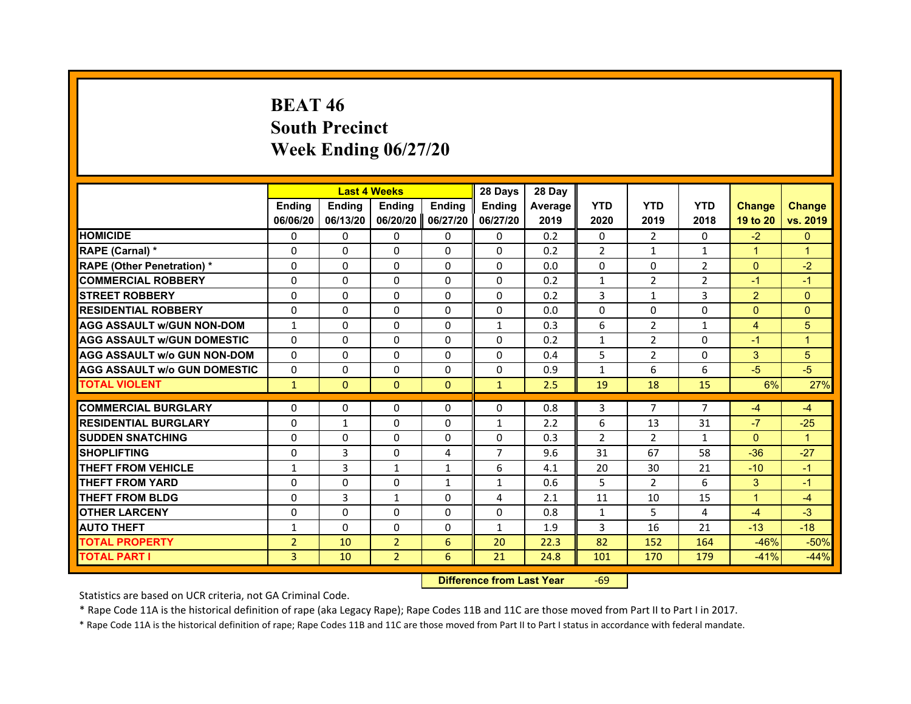# BEAT 46
# South Precinct
# Week Ending 06/27/20

| | Last 4 Weeks | | | | 28 Days | 28 Day | | | | | |
|---|---|---|---|---|---|---|---|---|---|---|---|
| | Ending 06/06/20 | Ending 06/13/20 | Ending 06/20/20 | Ending 06/27/20 | Ending 06/27/20 | Average 2019 | YTD 2020 | YTD 2019 | YTD 2018 | Change 19 to 20 | Change vs. 2019 |
| HOMICIDE | 0 | 0 | 0 | 0 | 0 | 0.2 | 0 | 2 | 0 | -2 | 0 |
| RAPE (Carnal) * | 0 | 0 | 0 | 0 | 0 | 0.2 | 2 | 1 | 1 | 1 | 1 |
| RAPE (Other Penetration) * | 0 | 0 | 0 | 0 | 0 | 0.0 | 0 | 0 | 2 | 0 | -2 |
| COMMERCIAL ROBBERY | 0 | 0 | 0 | 0 | 0 | 0.2 | 1 | 2 | 2 | -1 | -1 |
| STREET ROBBERY | 0 | 0 | 0 | 0 | 0 | 0.2 | 3 | 1 | 3 | 2 | 0 |
| RESIDENTIAL ROBBERY | 0 | 0 | 0 | 0 | 0 | 0.0 | 0 | 0 | 0 | 0 | 0 |
| AGG ASSAULT w/GUN NON-DOM | 1 | 0 | 0 | 0 | 1 | 0.3 | 6 | 2 | 1 | 4 | 5 |
| AGG ASSAULT w/GUN DOMESTIC | 0 | 0 | 0 | 0 | 0 | 0.2 | 1 | 2 | 0 | -1 | 1 |
| AGG ASSAULT w/o GUN NON-DOM | 0 | 0 | 0 | 0 | 0 | 0.4 | 5 | 2 | 0 | 3 | 5 |
| AGG ASSAULT w/o GUN DOMESTIC | 0 | 0 | 0 | 0 | 0 | 0.9 | 1 | 6 | 6 | -5 | -5 |
| TOTAL VIOLENT | 1 | 0 | 0 | 0 | 1 | 2.5 | 19 | 18 | 15 | 6% | 27% |
| COMMERCIAL BURGLARY | 0 | 0 | 0 | 0 | 0 | 0.8 | 3 | 7 | 7 | -4 | -4 |
| RESIDENTIAL BURGLARY | 0 | 1 | 0 | 0 | 1 | 2.2 | 6 | 13 | 31 | -7 | -25 |
| SUDDEN SNATCHING | 0 | 0 | 0 | 0 | 0 | 0.3 | 2 | 2 | 1 | 0 | 1 |
| SHOPLIFTING | 0 | 3 | 0 | 4 | 7 | 9.6 | 31 | 67 | 58 | -36 | -27 |
| THEFT FROM VEHICLE | 1 | 3 | 1 | 1 | 6 | 4.1 | 20 | 30 | 21 | -10 | -1 |
| THEFT FROM YARD | 0 | 0 | 0 | 1 | 1 | 0.6 | 5 | 2 | 6 | 3 | -1 |
| THEFT FROM BLDG | 0 | 3 | 1 | 0 | 4 | 2.1 | 11 | 10 | 15 | 1 | -4 |
| OTHER LARCENY | 0 | 0 | 0 | 0 | 0 | 0.8 | 1 | 5 | 4 | -4 | -3 |
| AUTO THEFT | 1 | 0 | 0 | 0 | 1 | 1.9 | 3 | 16 | 21 | -13 | -18 |
| TOTAL PROPERTY | 2 | 10 | 2 | 6 | 20 | 22.3 | 82 | 152 | 164 | -46% | -50% |
| TOTAL PART I | 3 | 10 | 2 | 6 | 21 | 24.8 | 101 | 170 | 179 | -41% | -44% |

**Difference from Last Year** -69

Statistics are based on UCR criteria, not GA Criminal Code.

* Rape Code 11A is the historical definition of rape (aka Legacy Rape); Rape Codes 11B and 11C are those moved from Part II to Part I in 2017.

* Rape Code 11A is the historical definition of rape; Rape Codes 11B and 11C are those moved from Part II to Part I status in accordance with federal mandate.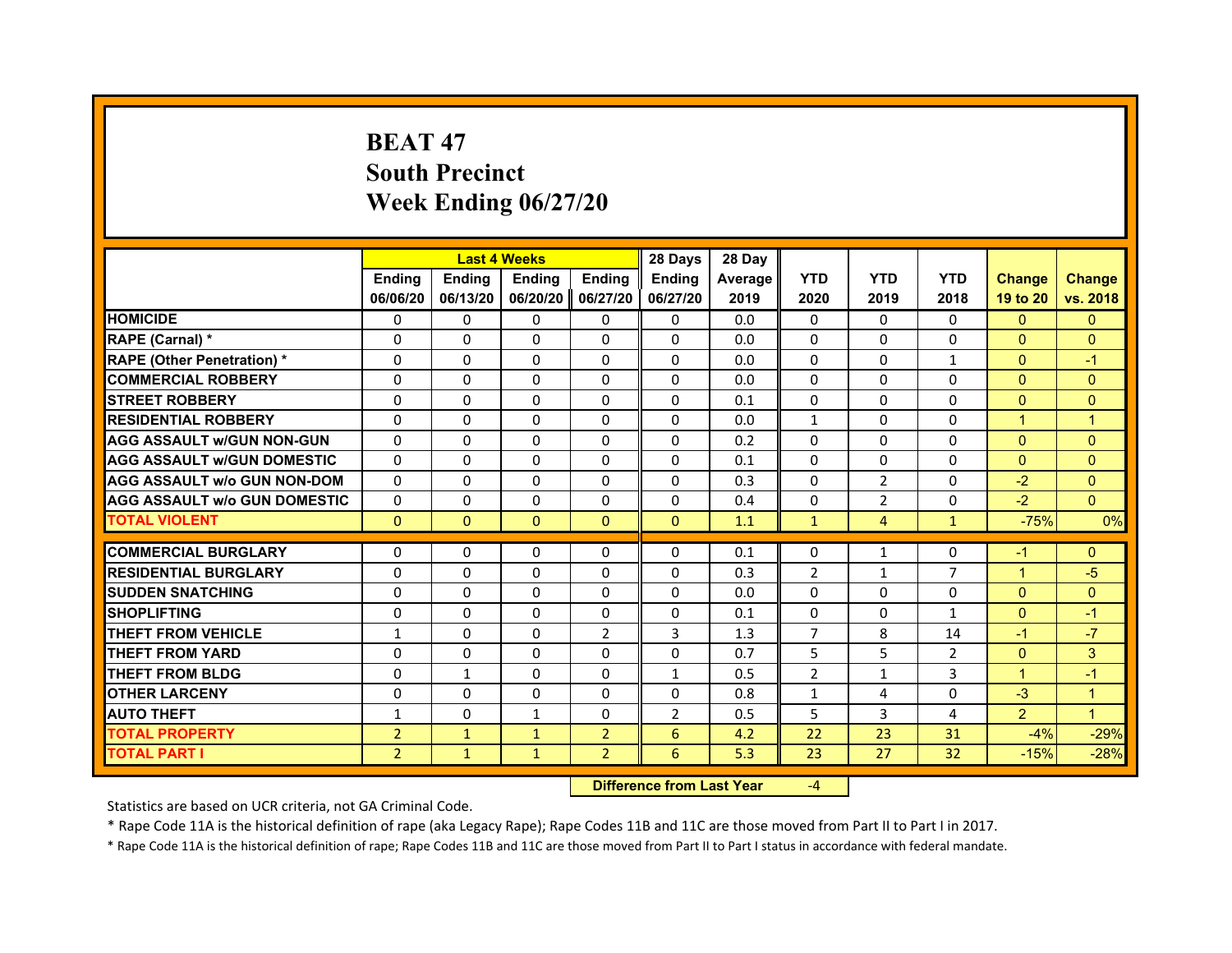# BEAT 47
## South Precinct
## Week Ending 06/27/20

| | Last 4 Weeks | | | | 28 Days | 28 Day | | | | | |
|---|---|---|---|---|---|---|---|---|---|---|---|
| | Ending 06/06/20 | Ending 06/13/20 | Ending 06/20/20 | Ending 06/27/20 | Ending 06/27/20 | Average 2019 | YTD 2020 | YTD 2019 | YTD 2018 | Change 19 to 20 | Change vs. 2018 |
| HOMICIDE | 0 | 0 | 0 | 0 | 0 | 0.0 | 0 | 0 | 0 | 0 | 0 |
| RAPE (Carnal) * | 0 | 0 | 0 | 0 | 0 | 0.0 | 0 | 0 | 0 | 0 | 0 |
| RAPE (Other Penetration) * | 0 | 0 | 0 | 0 | 0 | 0.0 | 0 | 0 | 1 | 0 | -1 |
| COMMERCIAL ROBBERY | 0 | 0 | 0 | 0 | 0 | 0.0 | 0 | 0 | 0 | 0 | 0 |
| STREET ROBBERY | 0 | 0 | 0 | 0 | 0 | 0.1 | 0 | 0 | 0 | 0 | 0 |
| RESIDENTIAL ROBBERY | 0 | 0 | 0 | 0 | 0 | 0.0 | 1 | 0 | 0 | 1 | 1 |
| AGG ASSAULT w/GUN NON-GUN | 0 | 0 | 0 | 0 | 0 | 0.2 | 0 | 0 | 0 | 0 | 0 |
| AGG ASSAULT w/GUN DOMESTIC | 0 | 0 | 0 | 0 | 0 | 0.1 | 0 | 0 | 0 | 0 | 0 |
| AGG ASSAULT w/o GUN NON-DOM | 0 | 0 | 0 | 0 | 0 | 0.3 | 0 | 2 | 0 | -2 | 0 |
| AGG ASSAULT w/o GUN DOMESTIC | 0 | 0 | 0 | 0 | 0 | 0.4 | 0 | 2 | 0 | -2 | 0 |
| TOTAL VIOLENT | 0 | 0 | 0 | 0 | 0 | 1.1 | 1 | 4 | 1 | -75% | 0% |
| COMMERCIAL BURGLARY | 0 | 0 | 0 | 0 | 0 | 0.1 | 0 | 1 | 0 | -1 | 0 |
| RESIDENTIAL BURGLARY | 0 | 0 | 0 | 0 | 0 | 0.3 | 2 | 1 | 7 | 1 | -5 |
| SUDDEN SNATCHING | 0 | 0 | 0 | 0 | 0 | 0.0 | 0 | 0 | 0 | 0 | 0 |
| SHOPLIFTING | 0 | 0 | 0 | 0 | 0 | 0.1 | 0 | 0 | 1 | 0 | -1 |
| THEFT FROM VEHICLE | 1 | 0 | 0 | 2 | 3 | 1.3 | 7 | 8 | 14 | -1 | -7 |
| THEFT FROM YARD | 0 | 0 | 0 | 0 | 0 | 0.7 | 5 | 5 | 2 | 0 | 3 |
| THEFT FROM BLDG | 0 | 1 | 0 | 0 | 1 | 0.5 | 2 | 1 | 3 | 1 | -1 |
| OTHER LARCENY | 0 | 0 | 0 | 0 | 0 | 0.8 | 1 | 4 | 0 | -3 | 1 |
| AUTO THEFT | 1 | 0 | 1 | 0 | 2 | 0.5 | 5 | 3 | 4 | 2 | 1 |
| TOTAL PROPERTY | 2 | 1 | 1 | 2 | 6 | 4.2 | 22 | 23 | 31 | -4% | -29% |
| TOTAL PART I | 2 | 1 | 1 | 2 | 6 | 5.3 | 23 | 27 | 32 | -15% | -28% |

**Difference from Last Year** -4

Statistics are based on UCR criteria, not GA Criminal Code.

* Rape Code 11A is the historical definition of rape (aka Legacy Rape); Rape Codes 11B and 11C are those moved from Part II to Part I in 2017.

* Rape Code 11A is the historical definition of rape; Rape Codes 11B and 11C are those moved from Part II to Part I status in accordance with federal mandate.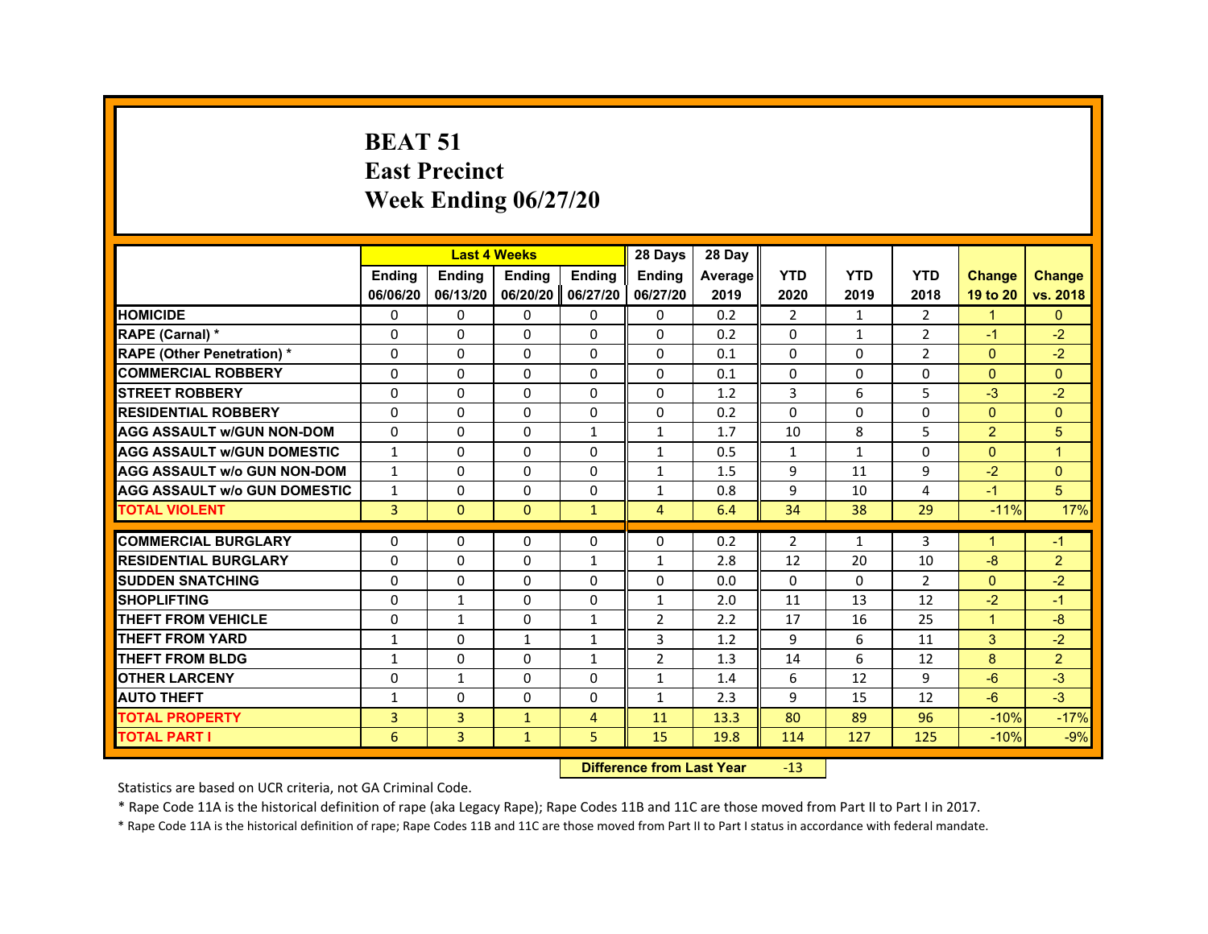# BEAT 51
# East Precinct
# Week Ending 06/27/20

| | Last 4 Weeks | | | | 28 Days | 28 Day | | | | | |
|---|---|---|---|---|---|---|---|---|---|---|---|
| | Ending 06/06/20 | Ending 06/13/20 | Ending 06/20/20 | Ending 06/27/20 | Ending 06/27/20 | Average 2019 | YTD 2020 | YTD 2019 | YTD 2018 | Change 19 to 20 | Change vs. 2018 |
| HOMICIDE | 0 | 0 | 0 | 0 | 0 | 0.2 | 2 | 1 | 2 | 1 | 0 |
| RAPE (Carnal) * | 0 | 0 | 0 | 0 | 0 | 0.2 | 0 | 1 | 2 | -1 | -2 |
| RAPE (Other Penetration) * | 0 | 0 | 0 | 0 | 0 | 0.1 | 0 | 0 | 2 | 0 | -2 |
| COMMERCIAL ROBBERY | 0 | 0 | 0 | 0 | 0 | 0.1 | 0 | 0 | 0 | 0 | 0 |
| STREET ROBBERY | 0 | 0 | 0 | 0 | 0 | 1.2 | 3 | 6 | 5 | -3 | -2 |
| RESIDENTIAL ROBBERY | 0 | 0 | 0 | 0 | 0 | 0.2 | 0 | 0 | 0 | 0 | 0 |
| AGG ASSAULT w/GUN NON-DOM | 0 | 0 | 0 | 1 | 1 | 1.7 | 10 | 8 | 5 | 2 | 5 |
| AGG ASSAULT w/GUN DOMESTIC | 1 | 0 | 0 | 0 | 1 | 0.5 | 1 | 1 | 0 | 0 | 1 |
| AGG ASSAULT w/o GUN NON-DOM | 1 | 0 | 0 | 0 | 1 | 1.5 | 9 | 11 | 9 | -2 | 0 |
| AGG ASSAULT w/o GUN DOMESTIC | 1 | 0 | 0 | 0 | 1 | 0.8 | 9 | 10 | 4 | -1 | 5 |
| TOTAL VIOLENT | 3 | 0 | 0 | 1 | 4 | 6.4 | 34 | 38 | 29 | -11% | 17% |
| COMMERCIAL BURGLARY | 0 | 0 | 0 | 0 | 0 | 0.2 | 2 | 1 | 3 | 1 | -1 |
| RESIDENTIAL BURGLARY | 0 | 0 | 0 | 1 | 1 | 2.8 | 12 | 20 | 10 | -8 | 2 |
| SUDDEN SNATCHING | 0 | 0 | 0 | 0 | 0 | 0.0 | 0 | 0 | 2 | 0 | -2 |
| SHOPLIFTING | 0 | 1 | 0 | 0 | 1 | 2.0 | 11 | 13 | 12 | -2 | -1 |
| THEFT FROM VEHICLE | 0 | 1 | 0 | 1 | 2 | 2.2 | 17 | 16 | 25 | 1 | -8 |
| THEFT FROM YARD | 1 | 0 | 1 | 1 | 3 | 1.2 | 9 | 6 | 11 | 3 | -2 |
| THEFT FROM BLDG | 1 | 0 | 0 | 1 | 2 | 1.3 | 14 | 6 | 12 | 8 | 2 |
| OTHER LARCENY | 0 | 1 | 0 | 0 | 1 | 1.4 | 6 | 12 | 9 | -6 | -3 |
| AUTO THEFT | 1 | 0 | 0 | 0 | 1 | 2.3 | 9 | 15 | 12 | -6 | -3 |
| TOTAL PROPERTY | 3 | 3 | 1 | 4 | 11 | 13.3 | 80 | 89 | 96 | -10% | -17% |
| TOTAL PART I | 6 | 3 | 1 | 5 | 15 | 19.8 | 114 | 127 | 125 | -10% | -9% |

**Difference from Last Year** -13

Statistics are based on UCR criteria, not GA Criminal Code.

* Rape Code 11A is the historical definition of rape (aka Legacy Rape); Rape Codes 11B and 11C are those moved from Part II to Part I in 2017.

* Rape Code 11A is the historical definition of rape; Rape Codes 11B and 11C are those moved from Part II to Part I status in accordance with federal mandate.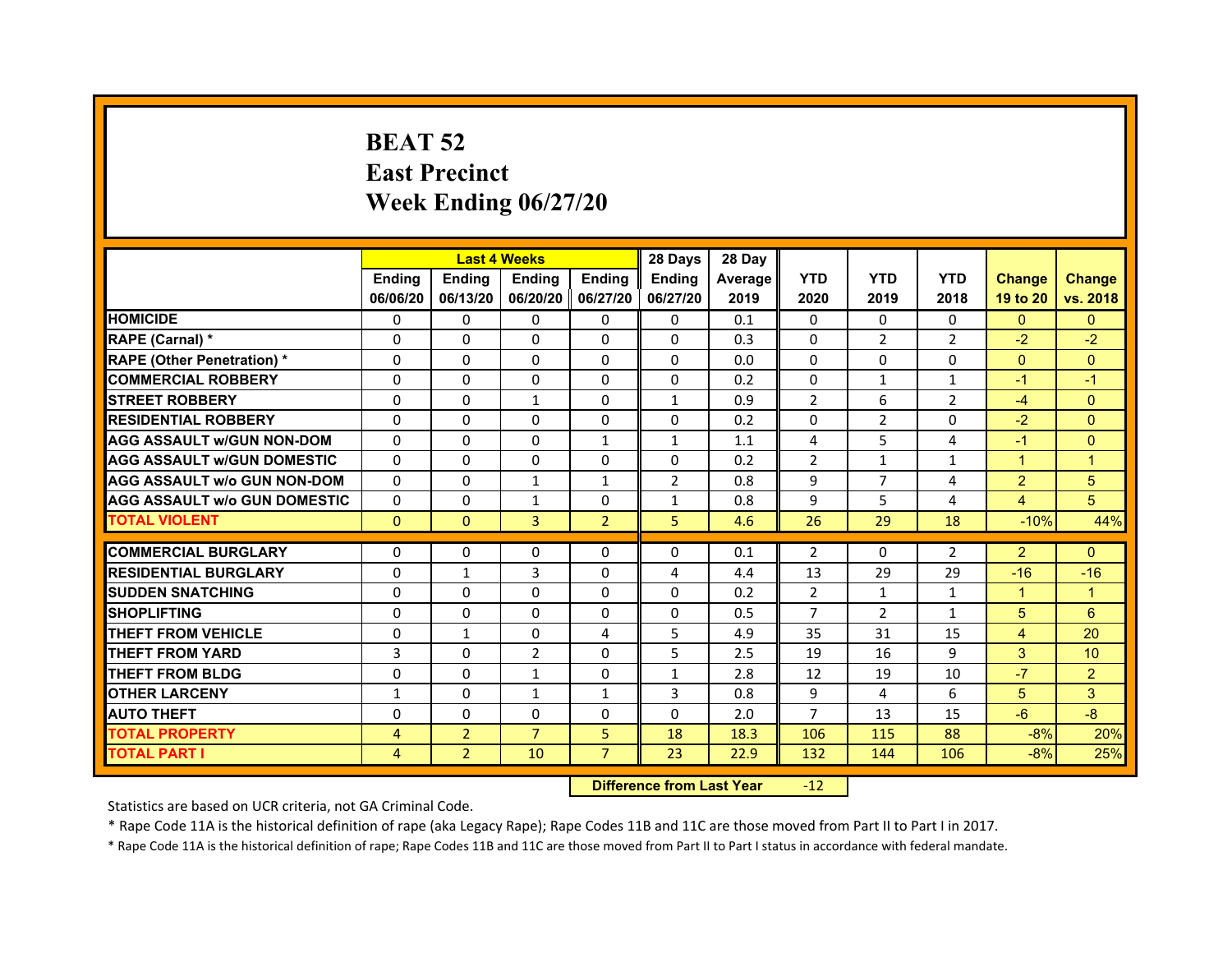# BEAT 52
# East Precinct
# Week Ending 06/27/20

| | Last 4 Weeks | | | | 28 Days | 28 Day | | | | | |
|---|---|---|---|---|---|---|---|---|---|---|---|
| | Ending 06/06/20 | Ending 06/13/20 | Ending 06/20/20 | Ending 06/27/20 | Ending 06/27/20 | Average 2019 | YTD 2020 | YTD 2019 | YTD 2018 | Change 19 to 20 | Change vs. 2018 |
| HOMICIDE | 0 | 0 | 0 | 0 | 0 | 0.1 | 0 | 0 | 0 | 0 | 0 |
| RAPE (Carnal) * | 0 | 0 | 0 | 0 | 0 | 0.3 | 0 | 2 | 2 | -2 | -2 |
| RAPE (Other Penetration) * | 0 | 0 | 0 | 0 | 0 | 0.0 | 0 | 0 | 0 | 0 | 0 |
| COMMERCIAL ROBBERY | 0 | 0 | 0 | 0 | 0 | 0.2 | 0 | 1 | 1 | -1 | -1 |
| STREET ROBBERY | 0 | 0 | 1 | 0 | 1 | 0.9 | 2 | 6 | 2 | -4 | 0 |
| RESIDENTIAL ROBBERY | 0 | 0 | 0 | 0 | 0 | 0.2 | 0 | 2 | 0 | -2 | 0 |
| AGG ASSAULT w/GUN NON-DOM | 0 | 0 | 0 | 1 | 1 | 1.1 | 4 | 5 | 4 | -1 | 0 |
| AGG ASSAULT w/GUN DOMESTIC | 0 | 0 | 0 | 0 | 0 | 0.2 | 2 | 1 | 1 | 1 | 1 |
| AGG ASSAULT w/o GUN NON-DOM | 0 | 0 | 1 | 1 | 2 | 0.8 | 9 | 7 | 4 | 2 | 5 |
| AGG ASSAULT w/o GUN DOMESTIC | 0 | 0 | 1 | 0 | 1 | 0.8 | 9 | 5 | 4 | 4 | 5 |
| TOTAL VIOLENT | 0 | 0 | 3 | 2 | 5 | 4.6 | 26 | 29 | 18 | -10% | 44% |
| COMMERCIAL BURGLARY | 0 | 0 | 0 | 0 | 0 | 0.1 | 2 | 0 | 2 | 2 | 0 |
| RESIDENTIAL BURGLARY | 0 | 1 | 3 | 0 | 4 | 4.4 | 13 | 29 | 29 | -16 | -16 |
| SUDDEN SNATCHING | 0 | 0 | 0 | 0 | 0 | 0.2 | 2 | 1 | 1 | 1 | 1 |
| SHOPLIFTING | 0 | 0 | 0 | 0 | 0 | 0.5 | 7 | 2 | 1 | 5 | 6 |
| THEFT FROM VEHICLE | 0 | 1 | 0 | 4 | 5 | 4.9 | 35 | 31 | 15 | 4 | 20 |
| THEFT FROM YARD | 3 | 0 | 2 | 0 | 5 | 2.5 | 19 | 16 | 9 | 3 | 10 |
| THEFT FROM BLDG | 0 | 0 | 1 | 0 | 1 | 2.8 | 12 | 19 | 10 | -7 | 2 |
| OTHER LARCENY | 1 | 0 | 1 | 1 | 3 | 0.8 | 9 | 4 | 6 | 5 | 3 |
| AUTO THEFT | 0 | 0 | 0 | 0 | 0 | 2.0 | 7 | 13 | 15 | -6 | -8 |
| TOTAL PROPERTY | 4 | 2 | 7 | 5 | 18 | 18.3 | 106 | 115 | 88 | -8% | 20% |
| TOTAL PART I | 4 | 2 | 10 | 7 | 23 | 22.9 | 132 | 144 | 106 | -8% | 25% |

**Difference from Last Year** -12

Statistics are based on UCR criteria, not GA Criminal Code.

* Rape Code 11A is the historical definition of rape (aka Legacy Rape); Rape Codes 11B and 11C are those moved from Part II to Part I in 2017.

* Rape Code 11A is the historical definition of rape; Rape Codes 11B and 11C are those moved from Part II to Part I status in accordance with federal mandate.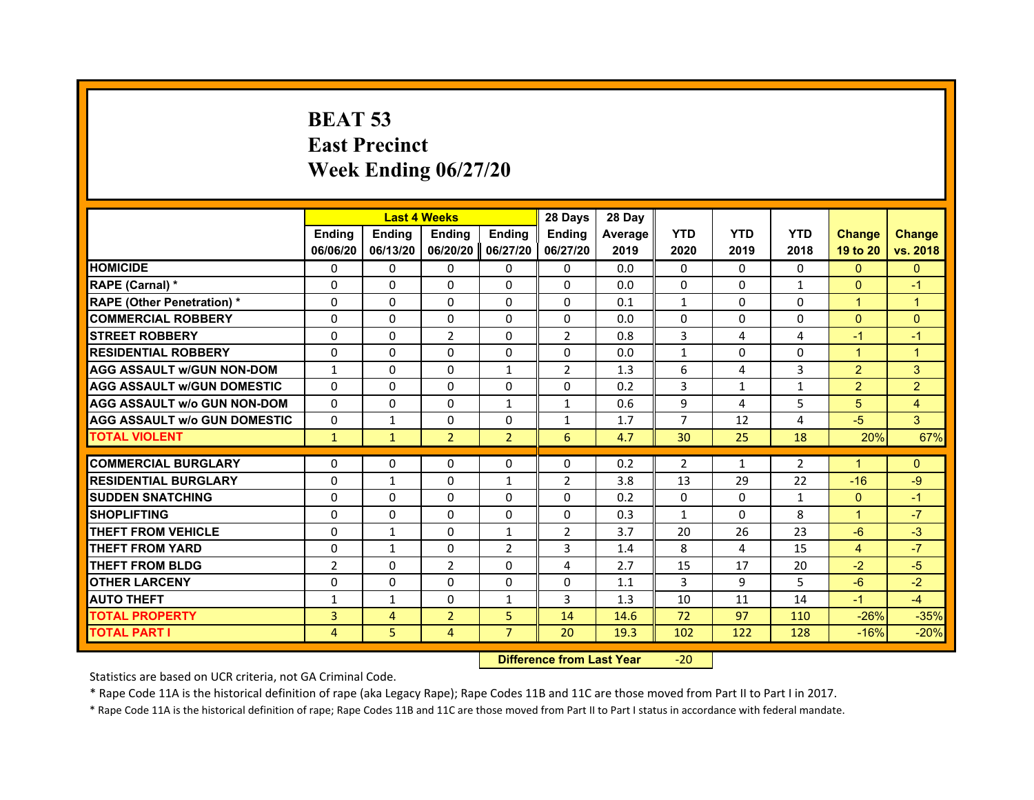# BEAT 53
# East Precinct
# Week Ending 06/27/20

| | Last 4 Weeks | | | | 28 Days | 28 Day | | | | | |
|---|---|---|---|---|---|---|---|---|---|---|---|
| | Ending 06/06/20 | Ending 06/13/20 | Ending 06/20/20 | Ending 06/27/20 | Ending 06/27/20 | Average 2019 | YTD 2020 | YTD 2019 | YTD 2018 | Change 19 to 20 | Change vs. 2018 |
| HOMICIDE | 0 | 0 | 0 | 0 | 0 | 0.0 | 0 | 0 | 0 | 0 | 0 |
| RAPE (Carnal) * | 0 | 0 | 0 | 0 | 0 | 0.0 | 0 | 0 | 1 | 0 | -1 |
| RAPE (Other Penetration) * | 0 | 0 | 0 | 0 | 0 | 0.1 | 1 | 0 | 0 | 1 | 1 |
| COMMERCIAL ROBBERY | 0 | 0 | 0 | 0 | 0 | 0.0 | 0 | 0 | 0 | 0 | 0 |
| STREET ROBBERY | 0 | 0 | 2 | 0 | 2 | 0.8 | 3 | 4 | 4 | -1 | -1 |
| RESIDENTIAL ROBBERY | 0 | 0 | 0 | 0 | 0 | 0.0 | 1 | 0 | 0 | 1 | 1 |
| AGG ASSAULT w/GUN NON-DOM | 1 | 0 | 0 | 1 | 2 | 1.3 | 6 | 4 | 3 | 2 | 3 |
| AGG ASSAULT w/GUN DOMESTIC | 0 | 0 | 0 | 0 | 0 | 0.2 | 3 | 1 | 1 | 2 | 2 |
| AGG ASSAULT w/o GUN NON-DOM | 0 | 0 | 0 | 1 | 1 | 0.6 | 9 | 4 | 5 | 5 | 4 |
| AGG ASSAULT w/o GUN DOMESTIC | 0 | 1 | 0 | 0 | 1 | 1.7 | 7 | 12 | 4 | -5 | 3 |
| TOTAL VIOLENT | 1 | 1 | 2 | 2 | 6 | 4.7 | 30 | 25 | 18 | 20% | 67% |
| COMMERCIAL BURGLARY | 0 | 0 | 0 | 0 | 0 | 0.2 | 2 | 1 | 2 | 1 | 0 |
| RESIDENTIAL BURGLARY | 0 | 1 | 0 | 1 | 2 | 3.8 | 13 | 29 | 22 | -16 | -9 |
| SUDDEN SNATCHING | 0 | 0 | 0 | 0 | 0 | 0.2 | 0 | 0 | 1 | 0 | -1 |
| SHOPLIFTING | 0 | 0 | 0 | 0 | 0 | 0.3 | 1 | 0 | 8 | 1 | -7 |
| THEFT FROM VEHICLE | 0 | 1 | 0 | 1 | 2 | 3.7 | 20 | 26 | 23 | -6 | -3 |
| THEFT FROM YARD | 0 | 1 | 0 | 2 | 3 | 1.4 | 8 | 4 | 15 | 4 | -7 |
| THEFT FROM BLDG | 2 | 0 | 2 | 0 | 4 | 2.7 | 15 | 17 | 20 | -2 | -5 |
| OTHER LARCENY | 0 | 0 | 0 | 0 | 0 | 1.1 | 3 | 9 | 5 | -6 | -2 |
| AUTO THEFT | 1 | 1 | 0 | 1 | 3 | 1.3 | 10 | 11 | 14 | -1 | -4 |
| TOTAL PROPERTY | 3 | 4 | 2 | 5 | 14 | 14.6 | 72 | 97 | 110 | -26% | -35% |
| TOTAL PART I | 4 | 5 | 4 | 7 | 20 | 19.3 | 102 | 122 | 128 | -16% | -20% |

**Difference from Last Year** -20

Statistics are based on UCR criteria, not GA Criminal Code.

* Rape Code 11A is the historical definition of rape (aka Legacy Rape); Rape Codes 11B and 11C are those moved from Part II to Part I in 2017.

* Rape Code 11A is the historical definition of rape; Rape Codes 11B and 11C are those moved from Part II to Part I status in accordance with federal mandate.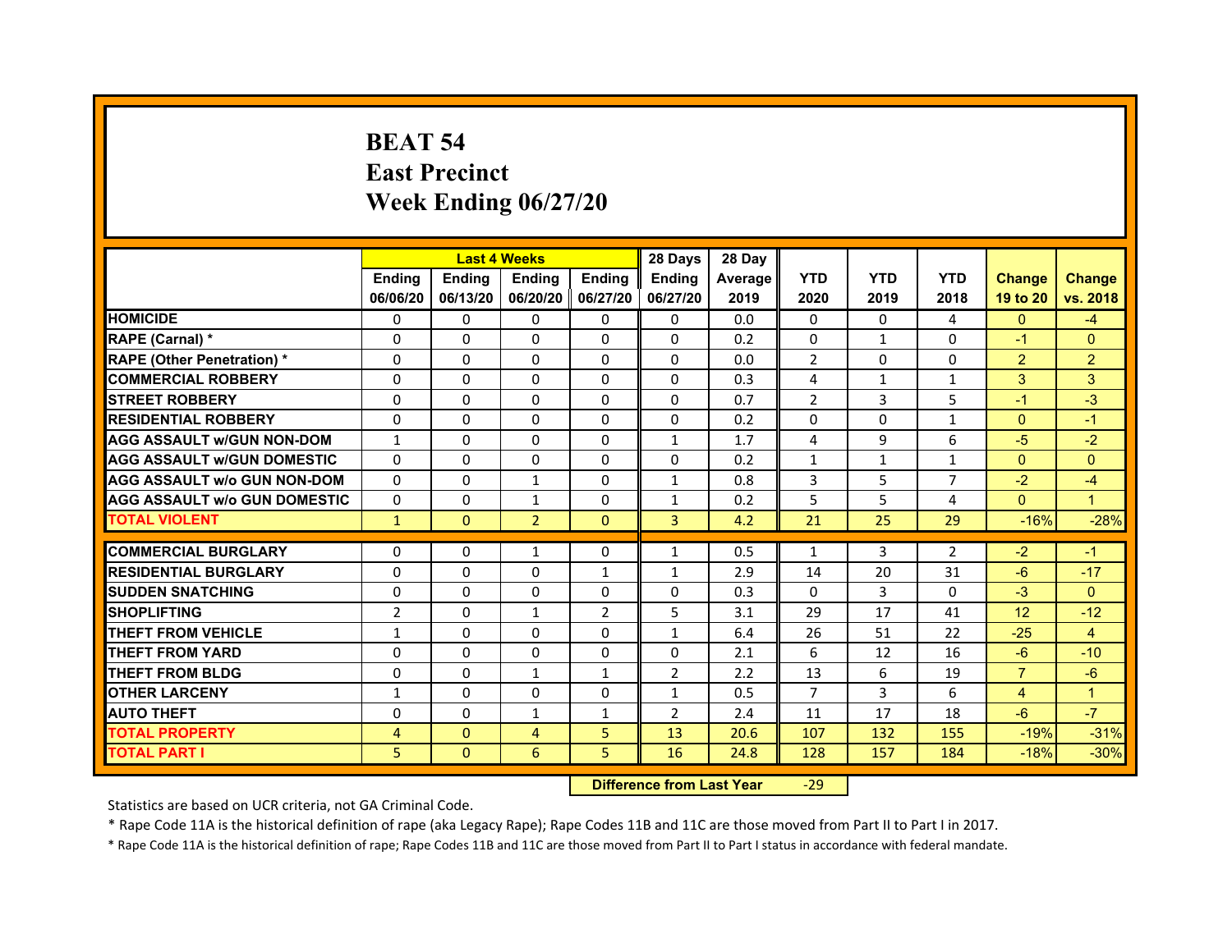# BEAT 54
# East Precinct
# Week Ending 06/27/20

| | Last 4 Weeks | | | | 28 Days | 28 Day | | | | | |
|---|---|---|---|---|---|---|---|---|---|---|---|
| | Ending 06/06/20 | Ending 06/13/20 | Ending 06/20/20 | Ending 06/27/20 | Ending 06/27/20 | Average 2019 | YTD 2020 | YTD 2019 | YTD 2018 | Change 19 to 20 | Change vs. 2018 |
| HOMICIDE | 0 | 0 | 0 | 0 | 0 | 0.0 | 0 | 0 | 4 | 0 | -4 |
| RAPE (Carnal) * | 0 | 0 | 0 | 0 | 0 | 0.2 | 0 | 1 | 0 | -1 | 0 |
| RAPE (Other Penetration) * | 0 | 0 | 0 | 0 | 0 | 0.0 | 2 | 0 | 0 | 2 | 2 |
| COMMERCIAL ROBBERY | 0 | 0 | 0 | 0 | 0 | 0.3 | 4 | 1 | 1 | 3 | 3 |
| STREET ROBBERY | 0 | 0 | 0 | 0 | 0 | 0.7 | 2 | 3 | 5 | -1 | -3 |
| RESIDENTIAL ROBBERY | 0 | 0 | 0 | 0 | 0 | 0.2 | 0 | 0 | 1 | 0 | -1 |
| AGG ASSAULT w/GUN NON-DOM | 1 | 0 | 0 | 0 | 1 | 1.7 | 4 | 9 | 6 | -5 | -2 |
| AGG ASSAULT w/GUN DOMESTIC | 0 | 0 | 0 | 0 | 0 | 0.2 | 1 | 1 | 1 | 0 | 0 |
| AGG ASSAULT w/o GUN NON-DOM | 0 | 0 | 1 | 0 | 1 | 0.8 | 3 | 5 | 7 | -2 | -4 |
| AGG ASSAULT w/o GUN DOMESTIC | 0 | 0 | 1 | 0 | 1 | 0.2 | 5 | 5 | 4 | 0 | 1 |
| TOTAL VIOLENT | 1 | 0 | 2 | 0 | 3 | 4.2 | 21 | 25 | 29 | -16% | -28% |
| COMMERCIAL BURGLARY | 0 | 0 | 1 | 0 | 1 | 0.5 | 1 | 3 | 2 | -2 | -1 |
| RESIDENTIAL BURGLARY | 0 | 0 | 0 | 1 | 1 | 2.9 | 14 | 20 | 31 | -6 | -17 |
| SUDDEN SNATCHING | 0 | 0 | 0 | 0 | 0 | 0.3 | 0 | 3 | 0 | -3 | 0 |
| SHOPLIFTING | 2 | 0 | 1 | 2 | 5 | 3.1 | 29 | 17 | 41 | 12 | -12 |
| THEFT FROM VEHICLE | 1 | 0 | 0 | 0 | 1 | 6.4 | 26 | 51 | 22 | -25 | 4 |
| THEFT FROM YARD | 0 | 0 | 0 | 0 | 0 | 2.1 | 6 | 12 | 16 | -6 | -10 |
| THEFT FROM BLDG | 0 | 0 | 1 | 1 | 2 | 2.2 | 13 | 6 | 19 | 7 | -6 |
| OTHER LARCENY | 1 | 0 | 0 | 0 | 1 | 0.5 | 7 | 3 | 6 | 4 | 1 |
| AUTO THEFT | 0 | 0 | 1 | 1 | 2 | 2.4 | 11 | 17 | 18 | -6 | -7 |
| TOTAL PROPERTY | 4 | 0 | 4 | 5 | 13 | 20.6 | 107 | 132 | 155 | -19% | -31% |
| TOTAL PART I | 5 | 0 | 6 | 5 | 16 | 24.8 | 128 | 157 | 184 | -18% | -30% |

**Difference from Last Year** -29

Statistics are based on UCR criteria, not GA Criminal Code.

* Rape Code 11A is the historical definition of rape (aka Legacy Rape); Rape Codes 11B and 11C are those moved from Part II to Part I in 2017.

* Rape Code 11A is the historical definition of rape; Rape Codes 11B and 11C are those moved from Part II to Part I status in accordance with federal mandate.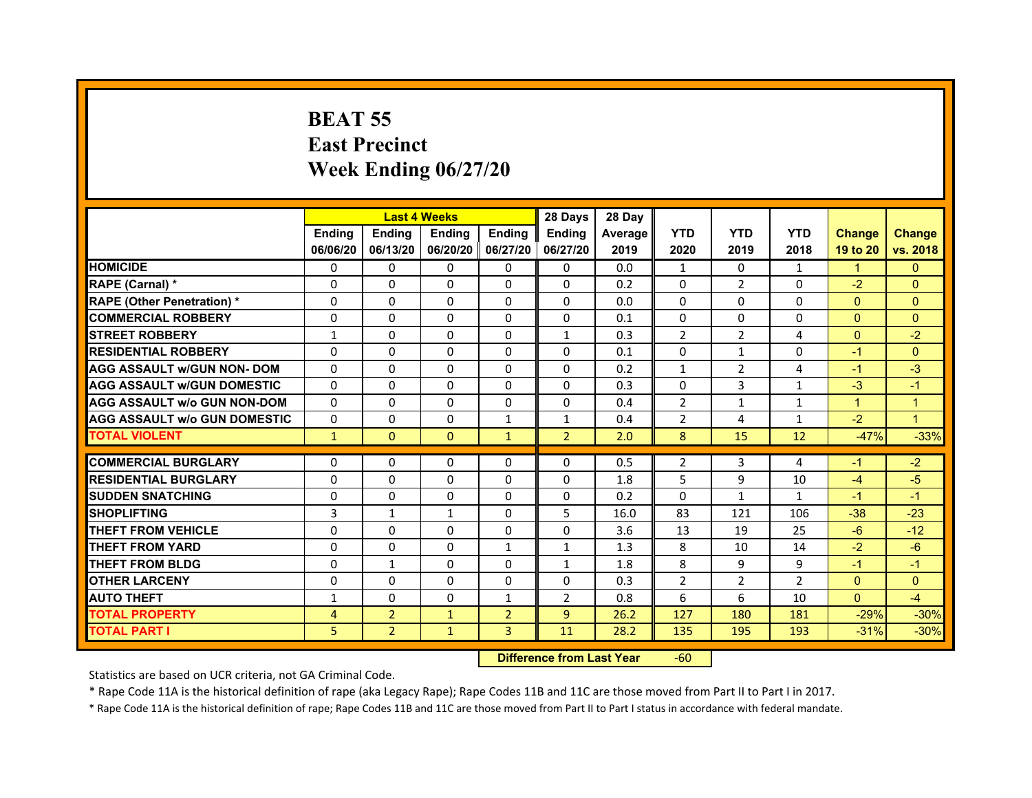# BEAT 55
# East Precinct
# Week Ending 06/27/20

| | Last 4 Weeks | | | | 28 Days | 28 Day | | | | | |
|---|---|---|---|---|---|---|---|---|---|---|---|
| | Ending 06/06/20 | Ending 06/13/20 | Ending 06/20/20 | Ending 06/27/20 | Ending 06/27/20 | Average 2019 | YTD 2020 | YTD 2019 | YTD 2018 | Change 19 to 20 | Change vs. 2018 |
| HOMICIDE | 0 | 0 | 0 | 0 | 0 | 0.0 | 1 | 0 | 1 | 1 | 0 |
| RAPE (Carnal) * | 0 | 0 | 0 | 0 | 0 | 0.2 | 0 | 2 | 0 | -2 | 0 |
| RAPE (Other Penetration) * | 0 | 0 | 0 | 0 | 0 | 0.0 | 0 | 0 | 0 | 0 | 0 |
| COMMERCIAL ROBBERY | 0 | 0 | 0 | 0 | 0 | 0.1 | 0 | 0 | 0 | 0 | 0 |
| STREET ROBBERY | 1 | 0 | 0 | 0 | 1 | 0.3 | 2 | 2 | 4 | 0 | -2 |
| RESIDENTIAL ROBBERY | 0 | 0 | 0 | 0 | 0 | 0.1 | 0 | 1 | 0 | -1 | 0 |
| AGG ASSAULT w/GUN NON- DOM | 0 | 0 | 0 | 0 | 0 | 0.2 | 1 | 2 | 4 | -1 | -3 |
| AGG ASSAULT w/GUN DOMESTIC | 0 | 0 | 0 | 0 | 0 | 0.3 | 0 | 3 | 1 | -3 | -1 |
| AGG ASSAULT w/o GUN NON-DOM | 0 | 0 | 0 | 0 | 0 | 0.4 | 2 | 1 | 1 | 1 | 1 |
| AGG ASSAULT w/o GUN DOMESTIC | 0 | 0 | 0 | 1 | 1 | 0.4 | 2 | 4 | 1 | -2 | 1 |
| TOTAL VIOLENT | 1 | 0 | 0 | 1 | 2 | 2.0 | 8 | 15 | 12 | -47% | -33% |
| COMMERCIAL BURGLARY | 0 | 0 | 0 | 0 | 0 | 0.5 | 2 | 3 | 4 | -1 | -2 |
| RESIDENTIAL BURGLARY | 0 | 0 | 0 | 0 | 0 | 1.8 | 5 | 9 | 10 | -4 | -5 |
| SUDDEN SNATCHING | 0 | 0 | 0 | 0 | 0 | 0.2 | 0 | 1 | 1 | -1 | -1 |
| SHOPLIFTING | 3 | 1 | 1 | 0 | 5 | 16.0 | 83 | 121 | 106 | -38 | -23 |
| THEFT FROM VEHICLE | 0 | 0 | 0 | 0 | 0 | 3.6 | 13 | 19 | 25 | -6 | -12 |
| THEFT FROM YARD | 0 | 0 | 0 | 1 | 1 | 1.3 | 8 | 10 | 14 | -2 | -6 |
| THEFT FROM BLDG | 0 | 1 | 0 | 0 | 1 | 1.8 | 8 | 9 | 9 | -1 | -1 |
| OTHER LARCENY | 0 | 0 | 0 | 0 | 0 | 0.3 | 2 | 2 | 2 | 0 | 0 |
| AUTO THEFT | 1 | 0 | 0 | 1 | 2 | 0.8 | 6 | 6 | 10 | 0 | -4 |
| TOTAL PROPERTY | 4 | 2 | 1 | 2 | 9 | 26.2 | 127 | 180 | 181 | -29% | -30% |
| TOTAL PART I | 5 | 2 | 1 | 3 | 11 | 28.2 | 135 | 195 | 193 | -31% | -30% |

**Difference from Last Year** -60

Statistics are based on UCR criteria, not GA Criminal Code.

* Rape Code 11A is the historical definition of rape (aka Legacy Rape); Rape Codes 11B and 11C are those moved from Part II to Part I in 2017.

* Rape Code 11A is the historical definition of rape; Rape Codes 11B and 11C are those moved from Part II to Part I status in accordance with federal mandate.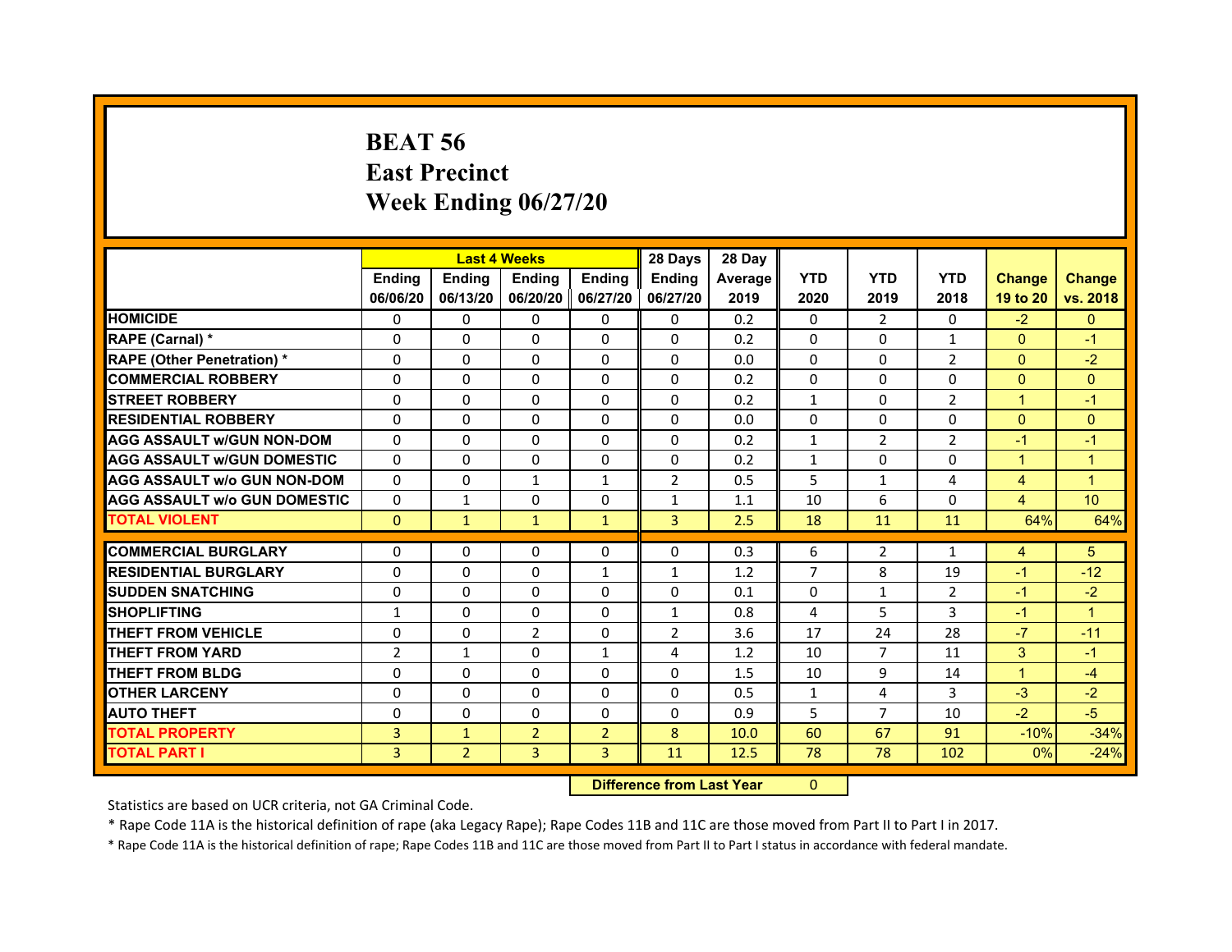# BEAT 56
# East Precinct
# Week Ending 06/27/20

| | Last 4 Weeks | | | | 28 Days | 28 Day | | | | | |
|---|---|---|---|---|---|---|---|---|---|---|---|
| | Ending 06/06/20 | Ending 06/13/20 | Ending 06/20/20 | Ending 06/27/20 | Ending 06/27/20 | Average 2019 | YTD 2020 | YTD 2019 | YTD 2018 | Change 19 to 20 | Change vs. 2018 |
| HOMICIDE | 0 | 0 | 0 | 0 | 0 | 0.2 | 0 | 2 | 0 | -2 | 0 |
| RAPE (Carnal) * | 0 | 0 | 0 | 0 | 0 | 0.2 | 0 | 0 | 1 | 0 | -1 |
| RAPE (Other Penetration) * | 0 | 0 | 0 | 0 | 0 | 0.0 | 0 | 0 | 2 | 0 | -2 |
| COMMERCIAL ROBBERY | 0 | 0 | 0 | 0 | 0 | 0.2 | 0 | 0 | 0 | 0 | 0 |
| STREET ROBBERY | 0 | 0 | 0 | 0 | 0 | 0.2 | 1 | 0 | 2 | 1 | -1 |
| RESIDENTIAL ROBBERY | 0 | 0 | 0 | 0 | 0 | 0.0 | 0 | 0 | 0 | 0 | 0 |
| AGG ASSAULT w/GUN NON-DOM | 0 | 0 | 0 | 0 | 0 | 0.2 | 1 | 2 | 2 | -1 | -1 |
| AGG ASSAULT w/GUN DOMESTIC | 0 | 0 | 0 | 0 | 0 | 0.2 | 1 | 0 | 0 | 1 | 1 |
| AGG ASSAULT w/o GUN NON-DOM | 0 | 0 | 1 | 1 | 2 | 0.5 | 5 | 1 | 4 | 4 | 1 |
| AGG ASSAULT w/o GUN DOMESTIC | 0 | 1 | 0 | 0 | 1 | 1.1 | 10 | 6 | 0 | 4 | 10 |
| TOTAL VIOLENT | 0 | 1 | 1 | 1 | 3 | 2.5 | 18 | 11 | 11 | 64% | 64% |
| COMMERCIAL BURGLARY | 0 | 0 | 0 | 0 | 0 | 0.3 | 6 | 2 | 1 | 4 | 5 |
| RESIDENTIAL BURGLARY | 0 | 0 | 0 | 1 | 1 | 1.2 | 7 | 8 | 19 | -1 | -12 |
| SUDDEN SNATCHING | 0 | 0 | 0 | 0 | 0 | 0.1 | 0 | 1 | 2 | -1 | -2 |
| SHOPLIFTING | 1 | 0 | 0 | 0 | 1 | 0.8 | 4 | 5 | 3 | -1 | 1 |
| THEFT FROM VEHICLE | 0 | 0 | 2 | 0 | 2 | 3.6 | 17 | 24 | 28 | -7 | -11 |
| THEFT FROM YARD | 2 | 1 | 0 | 1 | 4 | 1.2 | 10 | 7 | 11 | 3 | -1 |
| THEFT FROM BLDG | 0 | 0 | 0 | 0 | 0 | 1.5 | 10 | 9 | 14 | 1 | -4 |
| OTHER LARCENY | 0 | 0 | 0 | 0 | 0 | 0.5 | 1 | 4 | 3 | -3 | -2 |
| AUTO THEFT | 0 | 0 | 0 | 0 | 0 | 0.9 | 5 | 7 | 10 | -2 | -5 |
| TOTAL PROPERTY | 3 | 1 | 2 | 2 | 8 | 10.0 | 60 | 67 | 91 | -10% | -34% |
| TOTAL PART I | 3 | 2 | 3 | 3 | 11 | 12.5 | 78 | 78 | 102 | 0% | -24% |

**Difference from Last Year** 0

Statistics are based on UCR criteria, not GA Criminal Code.

* Rape Code 11A is the historical definition of rape (aka Legacy Rape); Rape Codes 11B and 11C are those moved from Part II to Part I in 2017.

* Rape Code 11A is the historical definition of rape; Rape Codes 11B and 11C are those moved from Part II to Part I status in accordance with federal mandate.